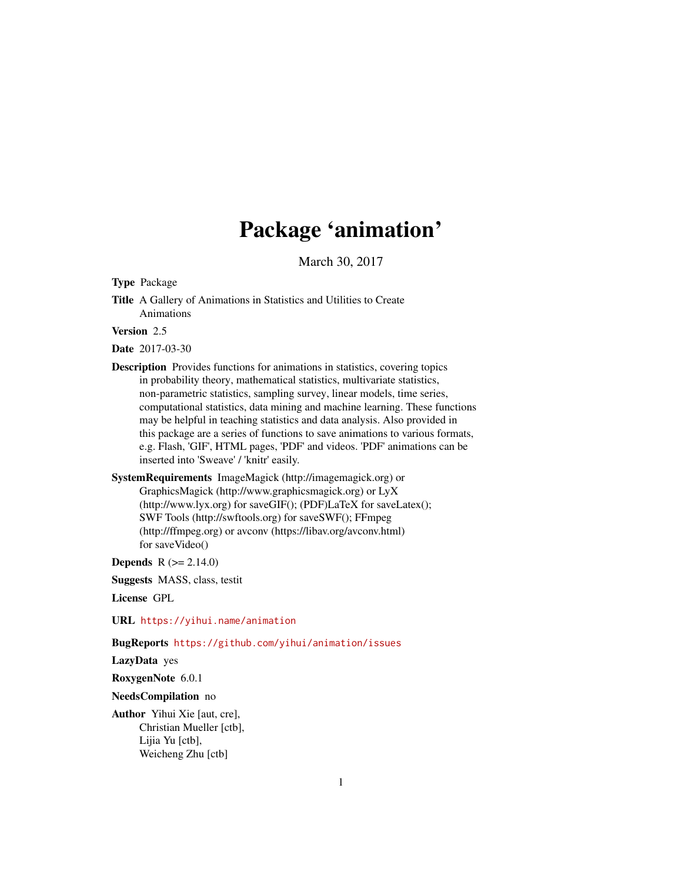# Package 'animation'

March 30, 2017

**Type** Package

**Title** A Gallery of Animations in Statistics and Utilities to Create Animations

**Version** 2.5

**Date** 2017-03-30

**Description** Provides functions for animations in statistics, covering topics in probability theory, mathematical statistics, multivariate statistics, non-parametric statistics, sampling survey, linear models, time series, computational statistics, data mining and machine learning. These functions may be helpful in teaching statistics and data analysis. Also provided in this package are a series of functions to save animations to various formats, e.g. Flash, 'GIF', HTML pages, 'PDF' and videos. 'PDF' animations can be inserted into 'Sweave' / 'knitr' easily.

**SystemRequirements** ImageMagick (http://imagemagick.org) or GraphicsMagick (http://www.graphicsmagick.org) or LyX (http://www.lyx.org) for saveGIF(); (PDF)LaTeX for saveLatex(); SWF Tools (http://swftools.org) for saveSWF(); FFmpeg (http://ffmpeg.org) or avconv (https://libav.org/avconv.html) for saveVideo()

**Depends** R (>= 2.14.0)

**Suggests** MASS, class, testit

**License** GPL

**URL** https://yihui.name/animation

**BugReports** https://github.com/yihui/animation/issues

**LazyData** yes

**RoxygenNote** 6.0.1

**NeedsCompilation** no

**Author** Yihui Xie [aut, cre],
Christian Mueller [ctb],
Lijia Yu [ctb],
Weicheng Zhu [ctb]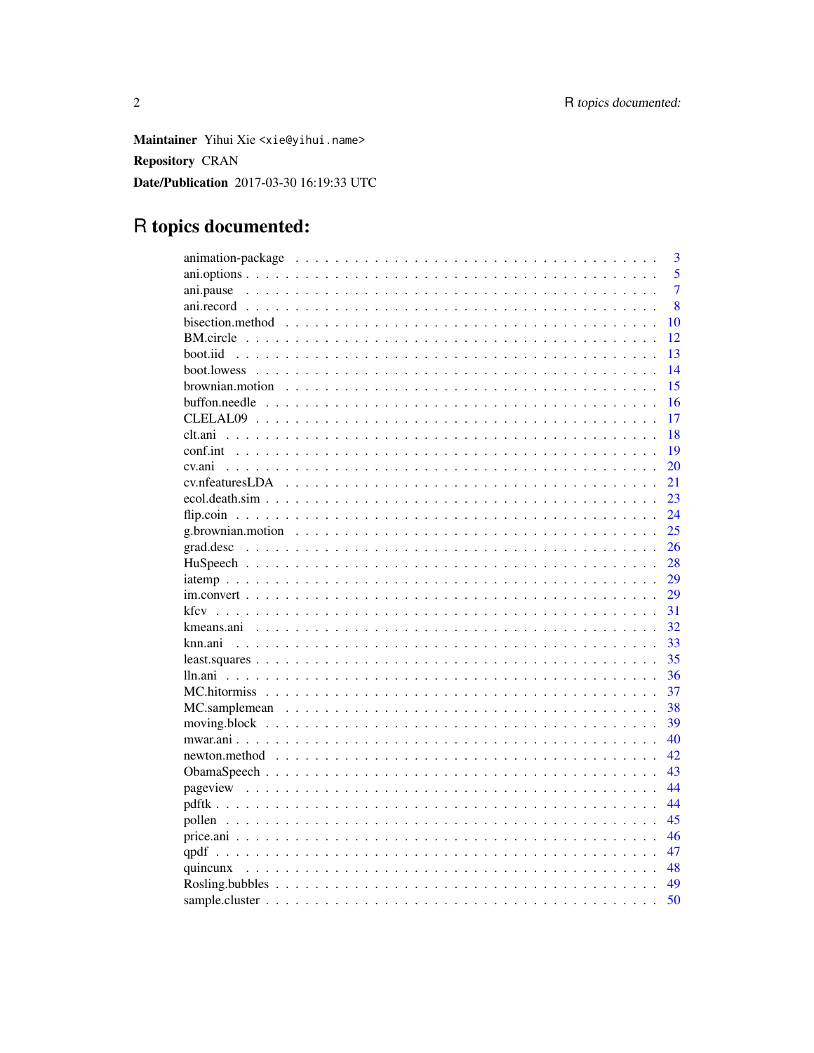**Maintainer** Yihui Xie <xie@yihui.name>

**Repository** CRAN

**Date/Publication** 2017-03-30 16:19:33 UTC

# R topics documented:

| | |
|---|---|
| animation-package | 3 |
| ani.options | 5 |
| ani.pause | 7 |
| ani.record | 8 |
| bisection.method | 10 |
| BM.circle | 12 |
| boot.iid | 13 |
| boot.lowess | 14 |
| brownian.motion | 15 |
| buffon.needle | 16 |
| CLELAL09 | 17 |
| clt.ani | 18 |
| conf.int | 19 |
| cv.ani | 20 |
| cv.nfeaturesLDA | 21 |
| ecol.death.sim | 23 |
| flip.coin | 24 |
| g.brownian.motion | 25 |
| grad.desc | 26 |
| HuSpeech | 28 |
| iatemp | 29 |
| im.convert | 29 |
| kfcv | 31 |
| kmeans.ani | 32 |
| knn.ani | 33 |
| least.squares | 35 |
| lln.ani | 36 |
| MC.hitormiss | 37 |
| MC.samplemean | 38 |
| moving.block | 39 |
| mwar.ani | 40 |
| newton.method | 42 |
| ObamaSpeech | 43 |
| pageview | 44 |
| pdftk | 44 |
| pollen | 45 |
| price.ani | 46 |
| qpdf | 47 |
| quincunx | 48 |
| Rosling.bubbles | 49 |
| sample.cluster | 50 |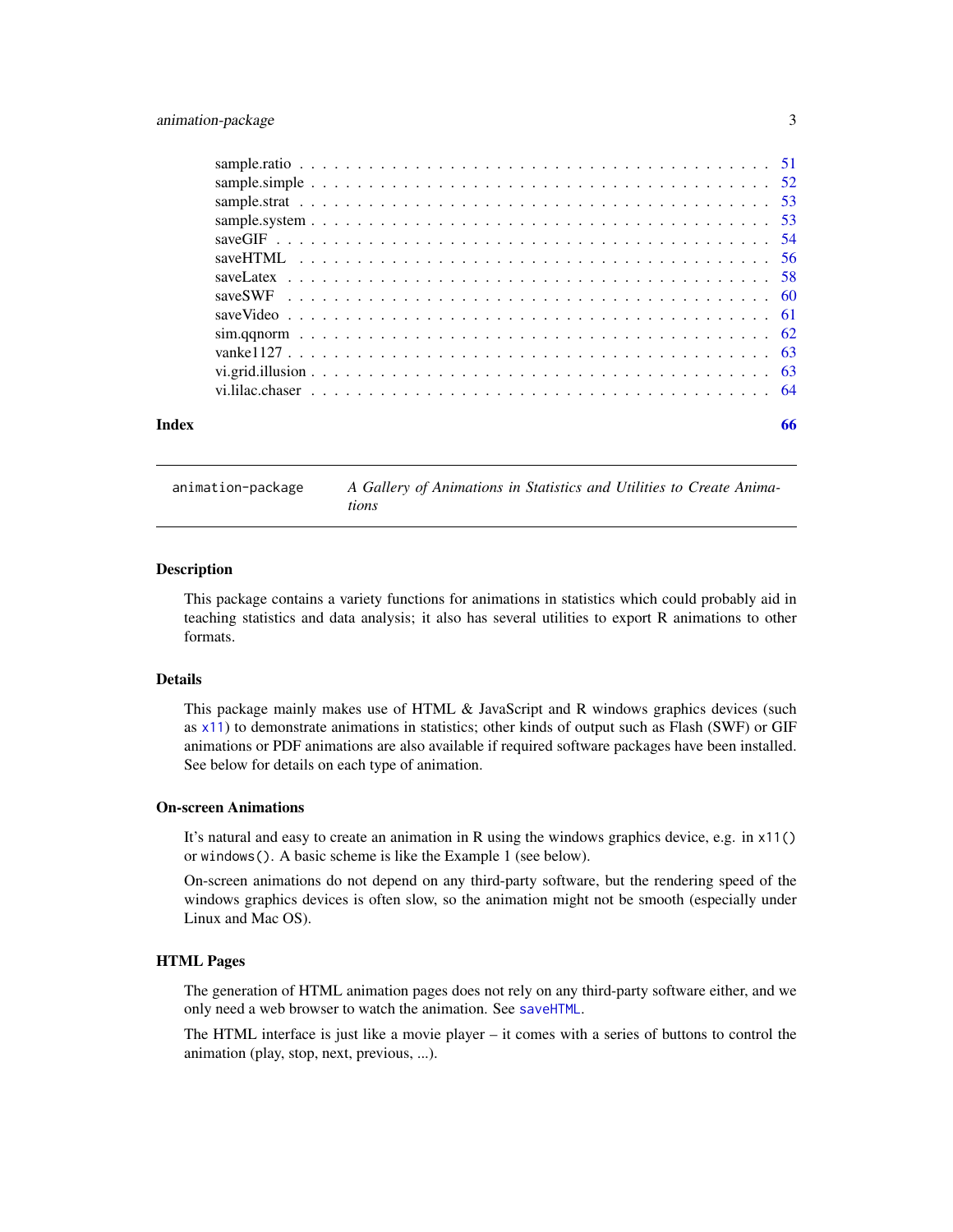sample.ratio . . . . . . . . . . . . . . . . . . . . . . . . . . . . . . . . . . . . . . . . 51
sample.simple . . . . . . . . . . . . . . . . . . . . . . . . . . . . . . . . . . . . . . . 52
sample.strat . . . . . . . . . . . . . . . . . . . . . . . . . . . . . . . . . . . . . . . . 53
sample.system . . . . . . . . . . . . . . . . . . . . . . . . . . . . . . . . . . . . . . . 53
saveGIF . . . . . . . . . . . . . . . . . . . . . . . . . . . . . . . . . . . . . . . . . . 54
saveHTML . . . . . . . . . . . . . . . . . . . . . . . . . . . . . . . . . . . . . . . . . 56
saveLatex . . . . . . . . . . . . . . . . . . . . . . . . . . . . . . . . . . . . . . . . . 58
saveSWF . . . . . . . . . . . . . . . . . . . . . . . . . . . . . . . . . . . . . . . . . . 60
saveVideo . . . . . . . . . . . . . . . . . . . . . . . . . . . . . . . . . . . . . . . . . 61
sim.qqnorm . . . . . . . . . . . . . . . . . . . . . . . . . . . . . . . . . . . . . . . . 62
vanke1127 . . . . . . . . . . . . . . . . . . . . . . . . . . . . . . . . . . . . . . . . . 63
vi.grid.illusion . . . . . . . . . . . . . . . . . . . . . . . . . . . . . . . . . . . . . . 63
vi.lilac.chaser . . . . . . . . . . . . . . . . . . . . . . . . . . . . . . . . . . . . . . 64

**Index** **66**

---

`animation-package` *A Gallery of Animations in Statistics and Utilities to Create Animations*

---

### Description

This package contains a variety functions for animations in statistics which could probably aid in teaching statistics and data analysis; it also has several utilities to export R animations to other formats.

### Details

This package mainly makes use of HTML & JavaScript and R windows graphics devices (such as `x11`) to demonstrate animations in statistics; other kinds of output such as Flash (SWF) or GIF animations or PDF animations are also available if required software packages have been installed. See below for details on each type of animation.

### On-screen Animations

It's natural and easy to create an animation in R using the windows graphics device, e.g. in `x11()` or `windows()`. A basic scheme is like the Example 1 (see below).

On-screen animations do not depend on any third-party software, but the rendering speed of the windows graphics devices is often slow, so the animation might not be smooth (especially under Linux and Mac OS).

### HTML Pages

The generation of HTML animation pages does not rely on any third-party software either, and we only need a web browser to watch the animation. See `saveHTML`.

The HTML interface is just like a movie player – it comes with a series of buttons to control the animation (play, stop, next, previous, ...).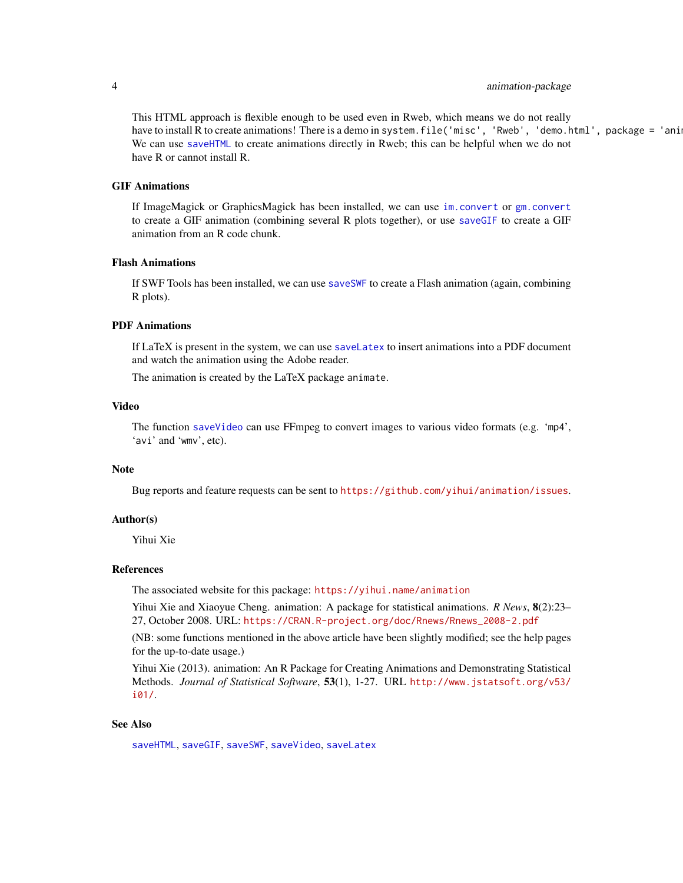This HTML approach is flexible enough to be used even in Rweb, which means we do not really have to install R to create animations! There is a demo in `system.file('misc', 'Rweb', 'demo.html', package = 'ani` We can use `saveHTML` to create animations directly in Rweb; this can be helpful when we do not have R or cannot install R.

### GIF Animations

If ImageMagick or GraphicsMagick has been installed, we can use `im.convert` or `gm.convert` to create a GIF animation (combining several R plots together), or use `saveGIF` to create a GIF animation from an R code chunk.

### Flash Animations

If SWF Tools has been installed, we can use `saveSWF` to create a Flash animation (again, combining R plots).

### PDF Animations

If LaTeX is present in the system, we can use `saveLatex` to insert animations into a PDF document and watch the animation using the Adobe reader.

The animation is created by the LaTeX package `animate`.

### Video

The function `saveVideo` can use FFmpeg to convert images to various video formats (e.g. '`mp4`', '`avi`' and '`wmv`', etc).

### Note

Bug reports and feature requests can be sent to `https://github.com/yihui/animation/issues`.

### Author(s)

Yihui Xie

### References

The associated website for this package: `https://yihui.name/animation`

Yihui Xie and Xiaoyue Cheng. animation: A package for statistical animations. *R News*, **8**(2):23–27, October 2008. URL: `https://CRAN.R-project.org/doc/Rnews/Rnews_2008-2.pdf`

(NB: some functions mentioned in the above article have been slightly modified; see the help pages for the up-to-date usage.)

Yihui Xie (2013). animation: An R Package for Creating Animations and Demonstrating Statistical Methods. *Journal of Statistical Software*, **53**(1), 1-27. URL `http://www.jstatsoft.org/v53/i01/`.

### See Also

`saveHTML`, `saveGIF`, `saveSWF`, `saveVideo`, `saveLatex`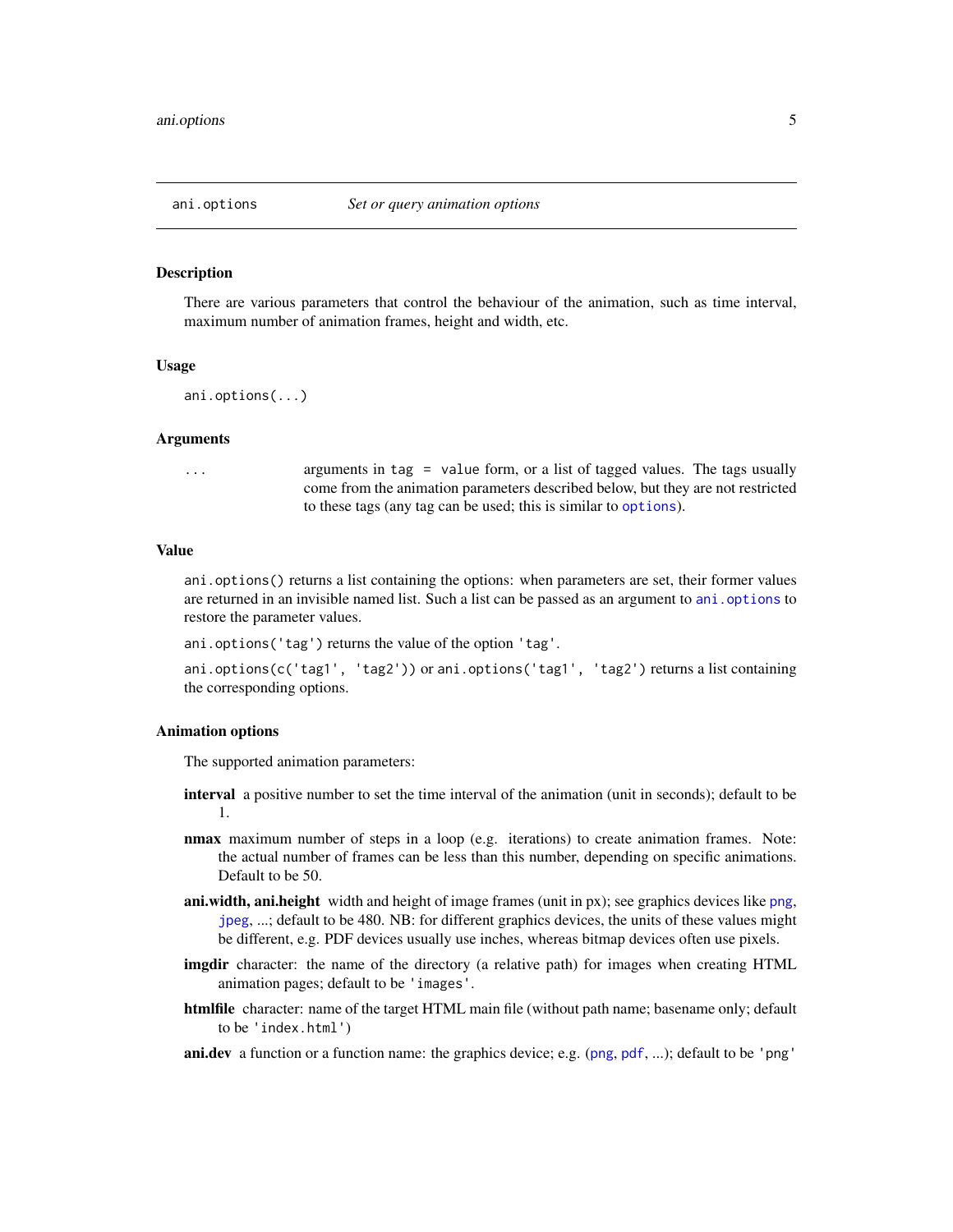## ani.options — *Set or query animation options*

### Description

There are various parameters that control the behaviour of the animation, such as time interval, maximum number of animation frames, height and width, etc.

### Usage

```
ani.options(...)
```

### Arguments

`...` arguments in `tag = value` form, or a list of tagged values. The tags usually come from the animation parameters described below, but they are not restricted to these tags (any tag can be used; this is similar to `options`).

### Value

`ani.options()` returns a list containing the options: when parameters are set, their former values are returned in an invisible named list. Such a list can be passed as an argument to `ani.options` to restore the parameter values.

`ani.options('tag')` returns the value of the option `'tag'`.

`ani.options(c('tag1', 'tag2'))` or `ani.options('tag1', 'tag2')` returns a list containing the corresponding options.

### Animation options

The supported animation parameters:

**interval** a positive number to set the time interval of the animation (unit in seconds); default to be 1.

**nmax** maximum number of steps in a loop (e.g. iterations) to create animation frames. Note: the actual number of frames can be less than this number, depending on specific animations. Default to be 50.

**ani.width, ani.height** width and height of image frames (unit in px); see graphics devices like `png`, `jpeg`, ...; default to be 480. NB: for different graphics devices, the units of these values might be different, e.g. PDF devices usually use inches, whereas bitmap devices often use pixels.

**imgdir** character: the name of the directory (a relative path) for images when creating HTML animation pages; default to be `'images'`.

**htmlfile** character: name of the target HTML main file (without path name; basename only; default to be `'index.html'`)

**ani.dev** a function or a function name: the graphics device; e.g. (`png`, `pdf`, ...); default to be `'png'`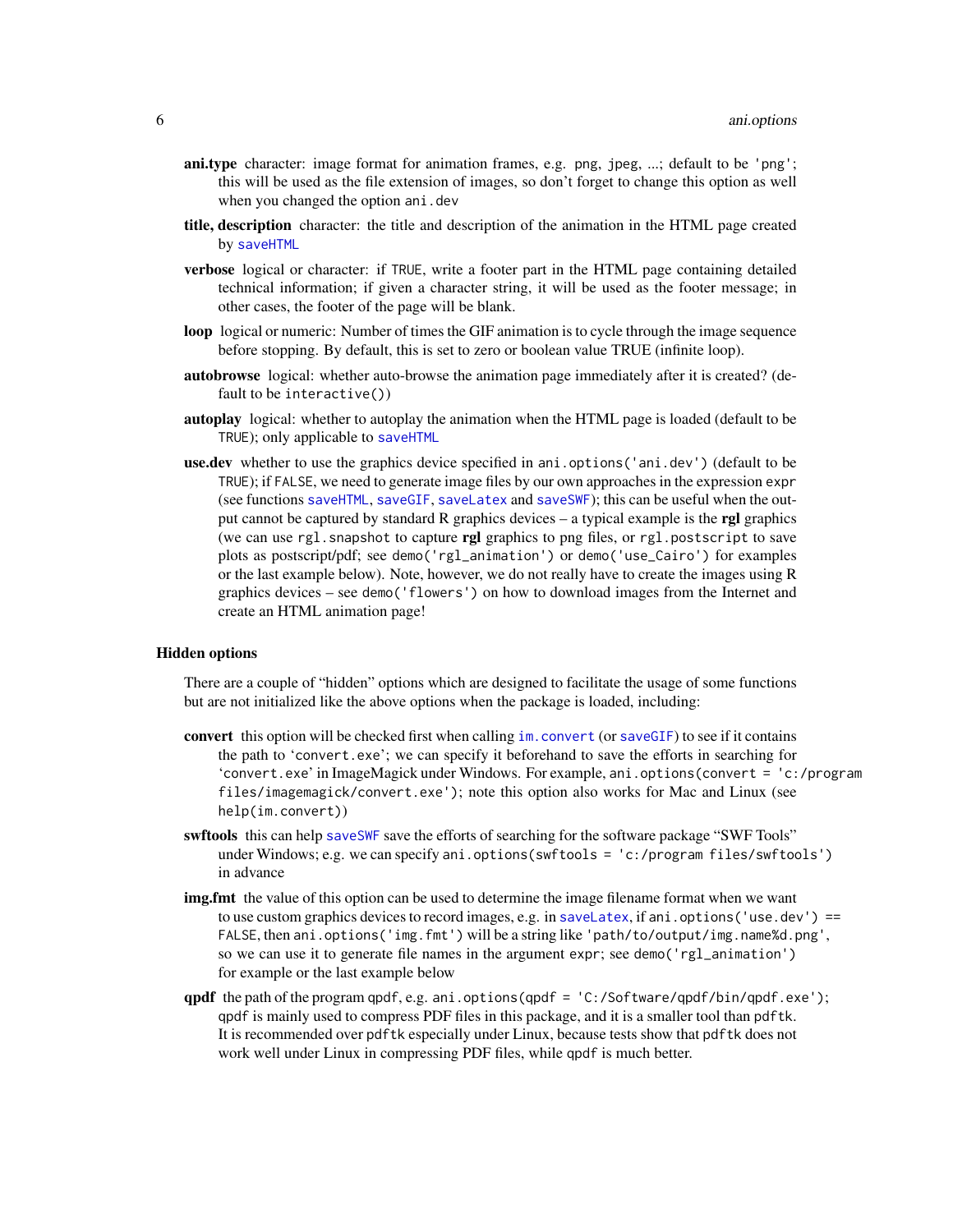**ani.type** character: image format for animation frames, e.g. png, jpeg, ...; default to be 'png'; this will be used as the file extension of images, so don't forget to change this option as well when you changed the option `ani.dev`

**title, description** character: the title and description of the animation in the HTML page created by `saveHTML`

**verbose** logical or character: if `TRUE`, write a footer part in the HTML page containing detailed technical information; if given a character string, it will be used as the footer message; in other cases, the footer of the page will be blank.

**loop** logical or numeric: Number of times the GIF animation is to cycle through the image sequence before stopping. By default, this is set to zero or boolean value TRUE (infinite loop).

**autobrowse** logical: whether auto-browse the animation page immediately after it is created? (default to be `interactive()`)

**autoplay** logical: whether to autoplay the animation when the HTML page is loaded (default to be `TRUE`); only applicable to `saveHTML`

**use.dev** whether to use the graphics device specified in `ani.options('ani.dev')` (default to be `TRUE`); if `FALSE`, we need to generate image files by our own approaches in the expression `expr` (see functions `saveHTML`, `saveGIF`, `saveLatex` and `saveSWF`); this can be useful when the output cannot be captured by standard R graphics devices – a typical example is the **rgl** graphics (we can use `rgl.snapshot` to capture **rgl** graphics to png files, or `rgl.postscript` to save plots as postscript/pdf; see `demo('rgl_animation')` or `demo('use_Cairo')` for examples or the last example below). Note, however, we do not really have to create the images using R graphics devices – see `demo('flowers')` on how to download images from the Internet and create an HTML animation page!

## Hidden options

There are a couple of "hidden" options which are designed to facilitate the usage of some functions but are not initialized like the above options when the package is loaded, including:

**convert** this option will be checked first when calling `im.convert` (or `saveGIF`) to see if it contains the path to 'convert.exe'; we can specify it beforehand to save the efforts in searching for 'convert.exe' in ImageMagick under Windows. For example, `ani.options(convert = 'c:/program files/imagemagick/convert.exe')`; note this option also works for Mac and Linux (see `help(im.convert)`)

**swftools** this can help `saveSWF` save the efforts of searching for the software package "SWF Tools" under Windows; e.g. we can specify `ani.options(swftools = 'c:/program files/swftools')` in advance

**img.fmt** the value of this option can be used to determine the image filename format when we want to use custom graphics devices to record images, e.g. in `saveLatex`, if `ani.options('use.dev') == FALSE`, then `ani.options('img.fmt')` will be a string like `'path/to/output/img.name%d.png'`, so we can use it to generate file names in the argument `expr`; see `demo('rgl_animation')` for example or the last example below

**qpdf** the path of the program `qpdf`, e.g. `ani.options(qpdf = 'C:/Software/qpdf/bin/qpdf.exe')`; `qpdf` is mainly used to compress PDF files in this package, and it is a smaller tool than `pdftk`. It is recommended over `pdftk` especially under Linux, because tests show that `pdftk` does not work well under Linux in compressing PDF files, while `qpdf` is much better.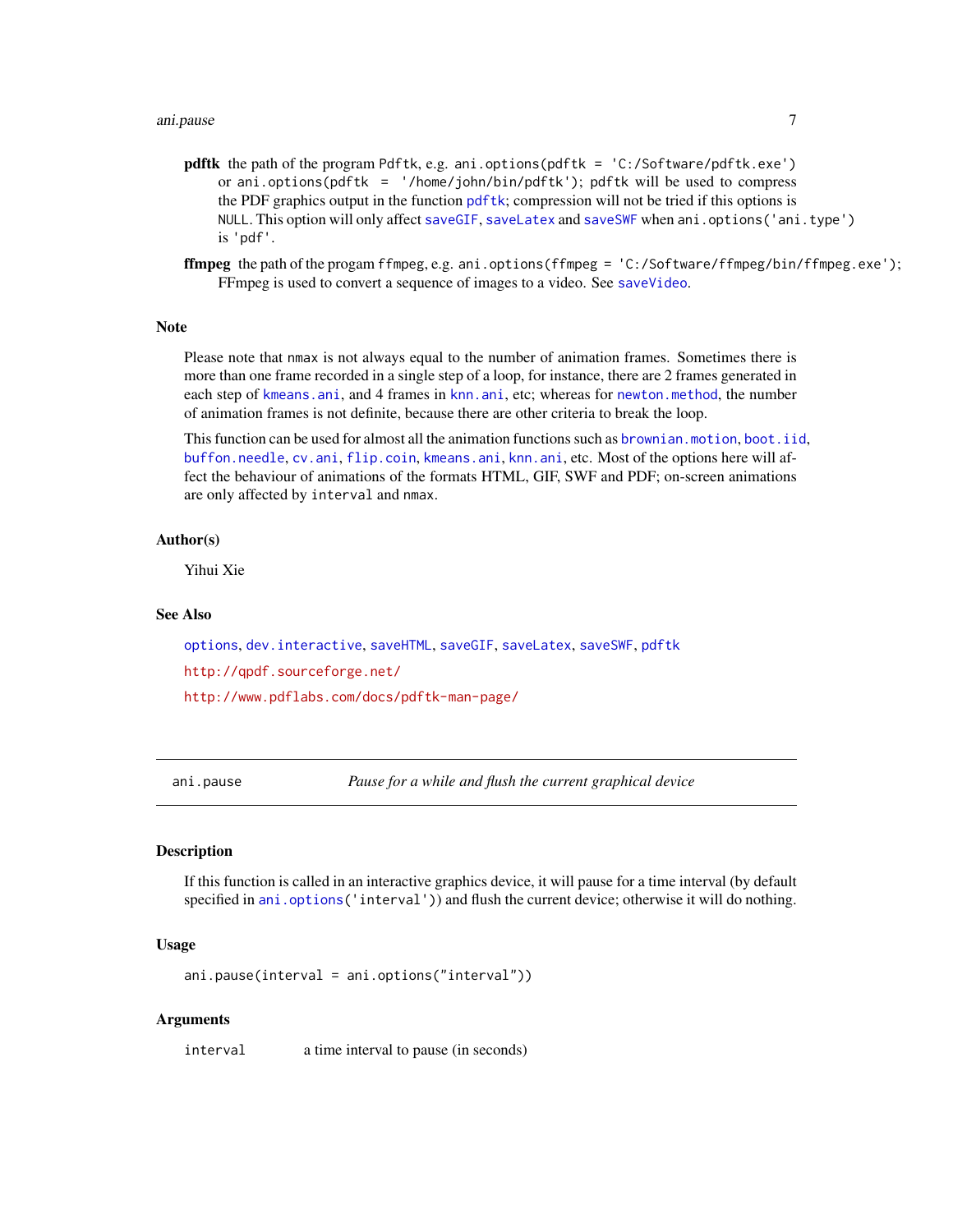**pdftk** the path of the program Pdftk, e.g. `ani.options(pdftk = 'C:/Software/pdftk.exe')` or `ani.options(pdftk = '/home/john/bin/pdftk')`; pdftk will be used to compress the PDF graphics output in the function `pdftk`; compression will not be tried if this options is `NULL`. This option will only affect `saveGIF`, `saveLatex` and `saveSWF` when `ani.options('ani.type')` is `'pdf'`.

**ffmpeg** the path of the progam `ffmpeg`, e.g. `ani.options(ffmpeg = 'C:/Software/ffmpeg/bin/ffmpeg.exe')`; FFmpeg is used to convert a sequence of images to a video. See `saveVideo`.

## Note

Please note that `nmax` is not always equal to the number of animation frames. Sometimes there is more than one frame recorded in a single step of a loop, for instance, there are 2 frames generated in each step of `kmeans.ani`, and 4 frames in `knn.ani`, etc; whereas for `newton.method`, the number of animation frames is not definite, because there are other criteria to break the loop.

This function can be used for almost all the animation functions such as `brownian.motion`, `boot.iid`, `buffon.needle`, `cv.ani`, `flip.coin`, `kmeans.ani`, `knn.ani`, etc. Most of the options here will affect the behaviour of animations of the formats HTML, GIF, SWF and PDF; on-screen animations are only affected by `interval` and `nmax`.

## Author(s)

Yihui Xie

## See Also

`options`, `dev.interactive`, `saveHTML`, `saveGIF`, `saveLatex`, `saveSWF`, `pdftk`

http://qpdf.sourceforge.net/

http://www.pdflabs.com/docs/pdftk-man-page/

---

# ani.pause — *Pause for a while and flush the current graphical device*

## Description

If this function is called in an interactive graphics device, it will pause for a time interval (by default specified in `ani.options('interval')`) and flush the current device; otherwise it will do nothing.

## Usage

```
ani.pause(interval = ani.options("interval"))
```

## Arguments

| | |
|---|---|
| `interval` | a time interval to pause (in seconds) |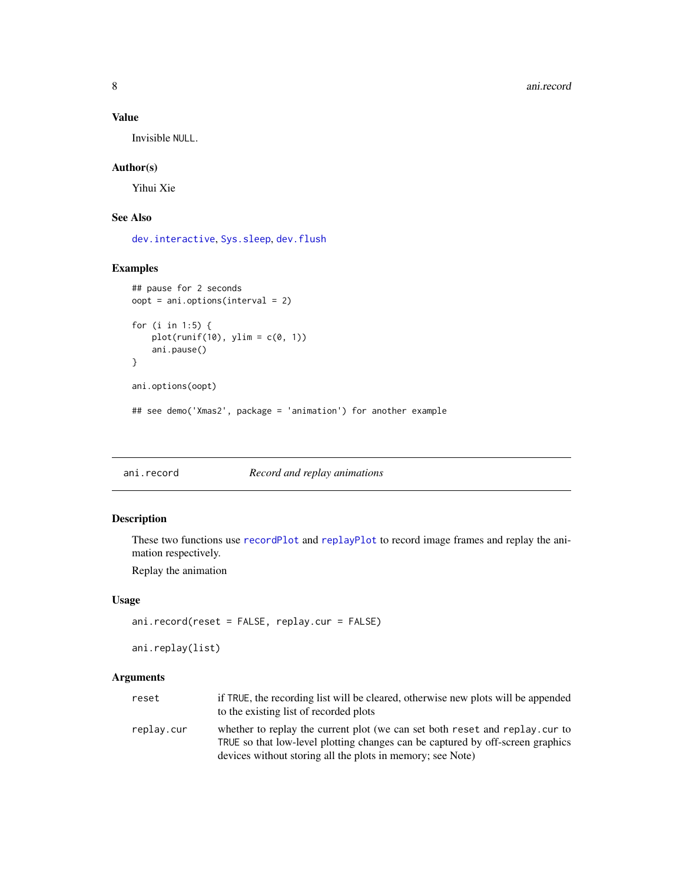## Value

Invisible `NULL`.

## Author(s)

Yihui Xie

## See Also

`dev.interactive`, `Sys.sleep`, `dev.flush`

## Examples

```
## pause for 2 seconds
oopt = ani.options(interval = 2)

for (i in 1:5) {
    plot(runif(10), ylim = c(0, 1))
    ani.pause()
}

ani.options(oopt)

## see demo('Xmas2', package = 'animation') for another example
```

---

`ani.record` *Record and replay animations*

---

## Description

These two functions use `recordPlot` and `replayPlot` to record image frames and replay the animation respectively.

Replay the animation

## Usage

```
ani.record(reset = FALSE, replay.cur = FALSE)

ani.replay(list)
```

## Arguments

| | |
|---|---|
| `reset` | if `TRUE`, the recording list will be cleared, otherwise new plots will be appended to the existing list of recorded plots |
| `replay.cur` | whether to replay the current plot (we can set both `reset` and `replay.cur` to `TRUE` so that low-level plotting changes can be captured by off-screen graphics devices without storing all the plots in memory; see Note) |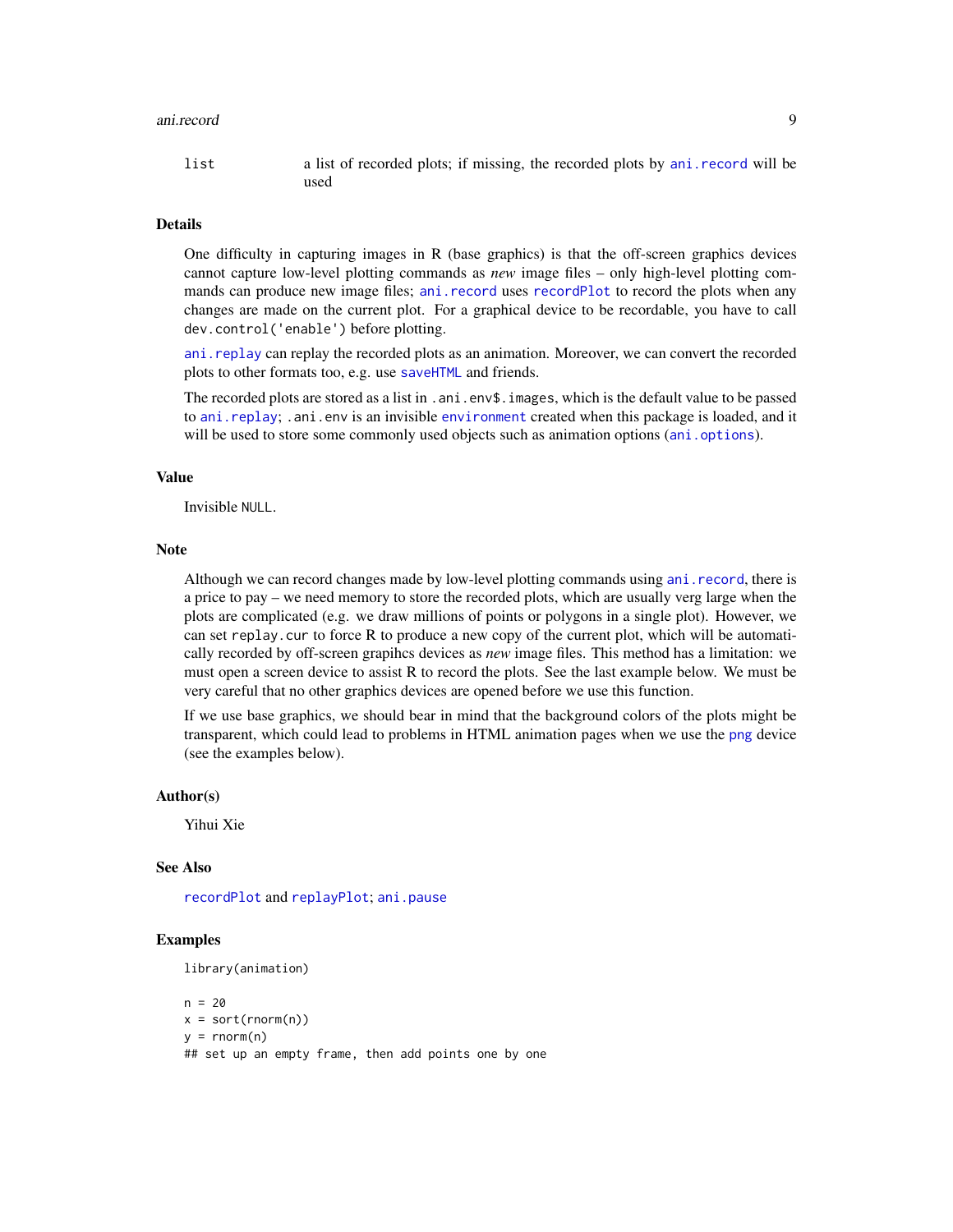list a list of recorded plots; if missing, the recorded plots by ani.record will be used

## Details

One difficulty in capturing images in R (base graphics) is that the off-screen graphics devices cannot capture low-level plotting commands as *new* image files – only high-level plotting commands can produce new image files; ani.record uses recordPlot to record the plots when any changes are made on the current plot. For a graphical device to be recordable, you have to call dev.control('enable') before plotting.

ani.replay can replay the recorded plots as an animation. Moreover, we can convert the recorded plots to other formats too, e.g. use saveHTML and friends.

The recorded plots are stored as a list in .ani.env$.images, which is the default value to be passed to ani.replay; .ani.env is an invisible environment created when this package is loaded, and it will be used to store some commonly used objects such as animation options (ani.options).

## Value

Invisible NULL.

## Note

Although we can record changes made by low-level plotting commands using ani.record, there is a price to pay – we need memory to store the recorded plots, which are usually verg large when the plots are complicated (e.g. we draw millions of points or polygons in a single plot). However, we can set replay.cur to force R to produce a new copy of the current plot, which will be automatically recorded by off-screen grapihcs devices as *new* image files. This method has a limitation: we must open a screen device to assist R to record the plots. See the last example below. We must be very careful that no other graphics devices are opened before we use this function.

If we use base graphics, we should bear in mind that the background colors of the plots might be transparent, which could lead to problems in HTML animation pages when we use the png device (see the examples below).

## Author(s)

Yihui Xie

## See Also

recordPlot and replayPlot; ani.pause

## Examples

```
library(animation)

n = 20
x = sort(rnorm(n))
y = rnorm(n)
## set up an empty frame, then add points one by one
```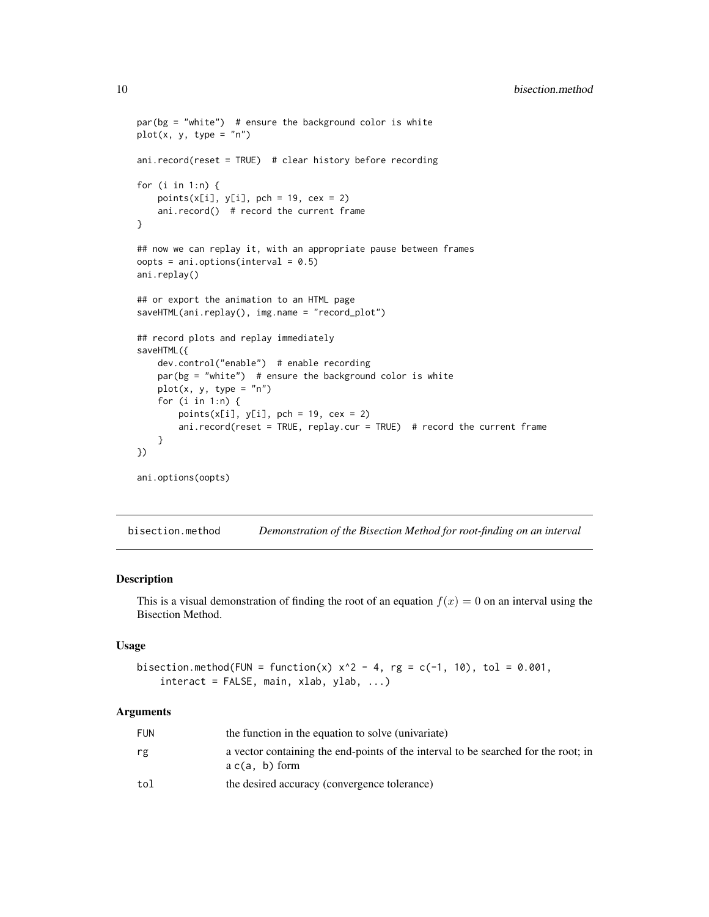```
par(bg = "white")  # ensure the background color is white
plot(x, y, type = "n")

ani.record(reset = TRUE)  # clear history before recording

for (i in 1:n) {
    points(x[i], y[i], pch = 19, cex = 2)
    ani.record()  # record the current frame
}

## now we can replay it, with an appropriate pause between frames
oopts = ani.options(interval = 0.5)
ani.replay()

## or export the animation to an HTML page
saveHTML(ani.replay(), img.name = "record_plot")

## record plots and replay immediately
saveHTML({
    dev.control("enable")  # enable recording
    par(bg = "white")  # ensure the background color is white
    plot(x, y, type = "n")
    for (i in 1:n) {
        points(x[i], y[i], pch = 19, cex = 2)
        ani.record(reset = TRUE, replay.cur = TRUE)  # record the current frame
    }
})

ani.options(oopts)
```

---

## bisection.method — *Demonstration of the Bisection Method for root-finding on an interval*

---

### Description

This is a visual demonstration of finding the root of an equation $f(x) = 0$ on an interval using the Bisection Method.

### Usage

```
bisection.method(FUN = function(x) x^2 - 4, rg = c(-1, 10), tol = 0.001,
    interact = FALSE, main, xlab, ylab, ...)
```

### Arguments

| | |
|---|---|
| FUN | the function in the equation to solve (univariate) |
| rg | a vector containing the end-points of the interval to be searched for the root; in a c(a, b) form |
| tol | the desired accuracy (convergence tolerance) |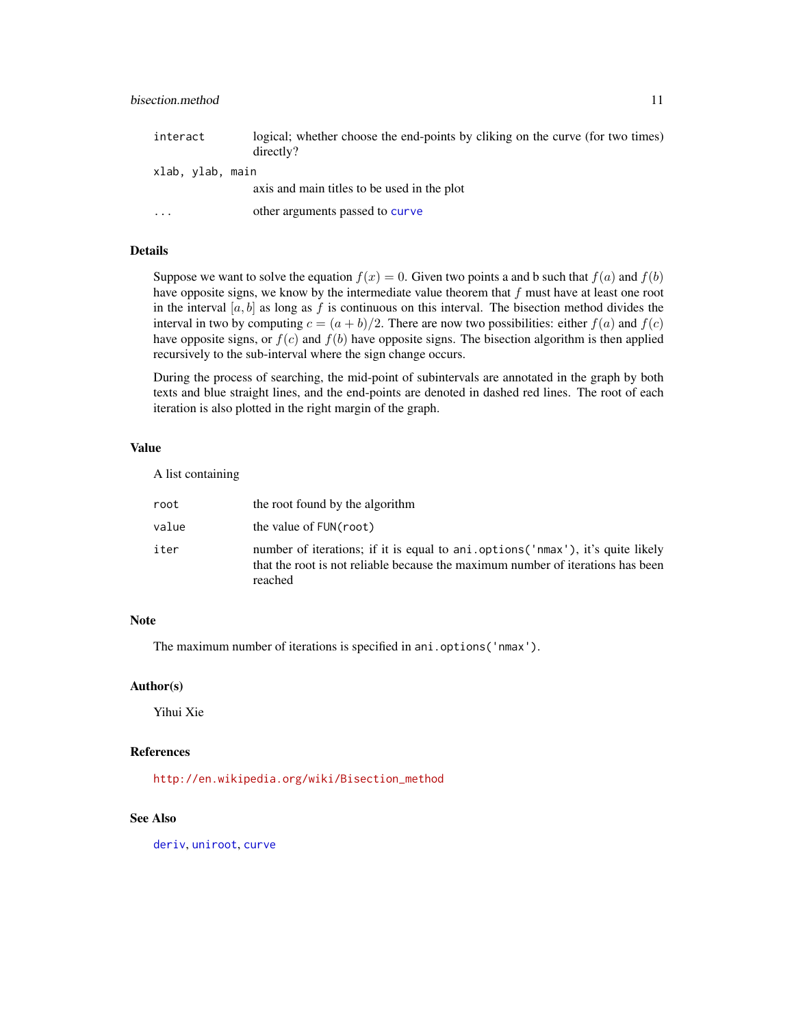| | |
|---|---|
| `interact` | logical; whether choose the end-points by cliking on the curve (for two times) directly? |
| `xlab, ylab, main` | axis and main titles to be used in the plot |
| `...` | other arguments passed to `curve` |

## Details

Suppose we want to solve the equation $f(x) = 0$. Given two points a and b such that $f(a)$ and $f(b)$ have opposite signs, we know by the intermediate value theorem that $f$ must have at least one root in the interval $[a, b]$ as long as $f$ is continuous on this interval. The bisection method divides the interval in two by computing $c = (a + b)/2$. There are now two possibilities: either $f(a)$ and $f(c)$ have opposite signs, or $f(c)$ and $f(b)$ have opposite signs. The bisection algorithm is then applied recursively to the sub-interval where the sign change occurs.

During the process of searching, the mid-point of subintervals are annotated in the graph by both texts and blue straight lines, and the end-points are denoted in dashed red lines. The root of each iteration is also plotted in the right margin of the graph.

## Value

A list containing

| | |
|---|---|
| `root` | the root found by the algorithm |
| `value` | the value of `FUN(root)` |
| `iter` | number of iterations; if it is equal to `ani.options('nmax')`, it's quite likely that the root is not reliable because the maximum number of iterations has been reached |

## Note

The maximum number of iterations is specified in `ani.options('nmax')`.

## Author(s)

Yihui Xie

## References

http://en.wikipedia.org/wiki/Bisection_method

## See Also

`deriv`, `uniroot`, `curve`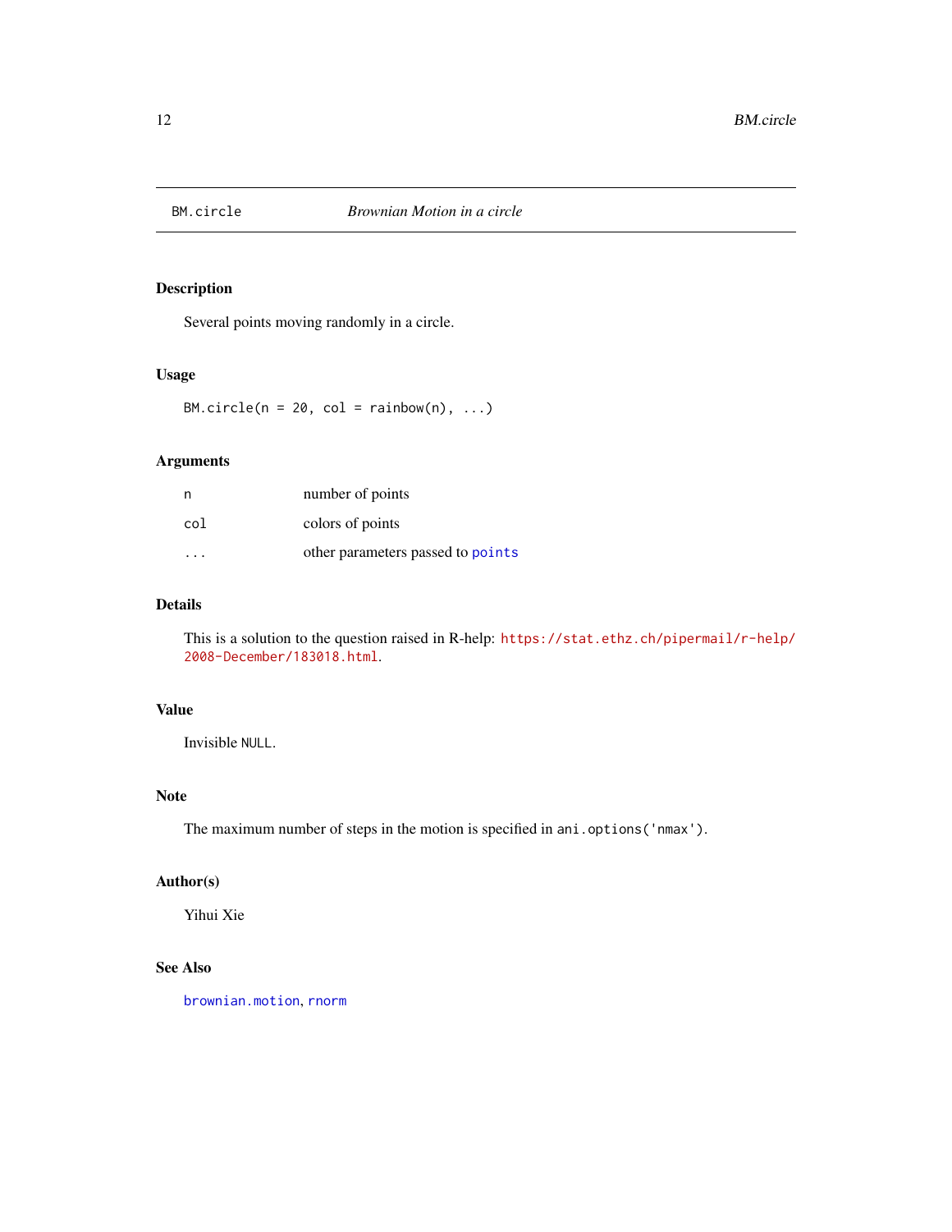BM.circle    *Brownian Motion in a circle*

### Description

Several points moving randomly in a circle.

### Usage

```
BM.circle(n = 20, col = rainbow(n), ...)
```

### Arguments

| | |
|---|---|
| n | number of points |
| col | colors of points |
| ... | other parameters passed to points |

### Details

This is a solution to the question raised in R-help: https://stat.ethz.ch/pipermail/r-help/2008-December/183018.html.

### Value

Invisible NULL.

### Note

The maximum number of steps in the motion is specified in `ani.options('nmax')`.

### Author(s)

Yihui Xie

### See Also

brownian.motion, rnorm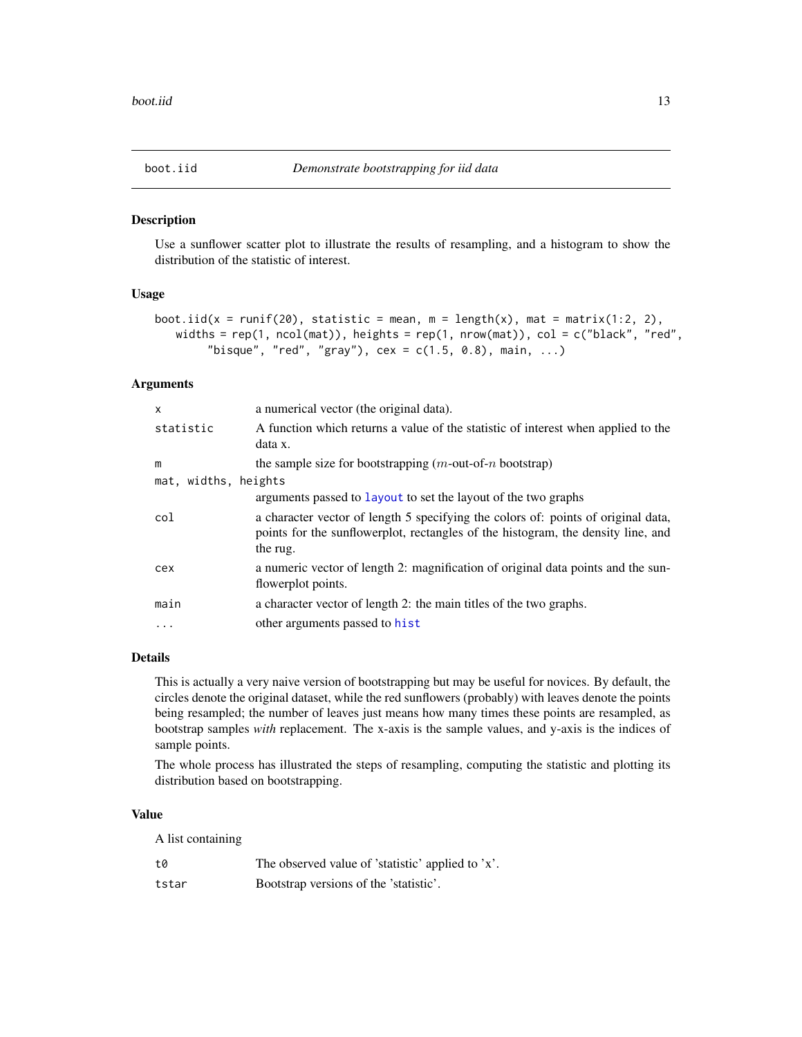# boot.iid — *Demonstrate bootstrapping for iid data*

## Description

Use a sunflower scatter plot to illustrate the results of resampling, and a histogram to show the distribution of the statistic of interest.

## Usage

```
boot.iid(x = runif(20), statistic = mean, m = length(x), mat = matrix(1:2, 2),
    widths = rep(1, ncol(mat)), heights = rep(1, nrow(mat)), col = c("black", "red",
        "bisque", "red", "gray"), cex = c(1.5, 0.8), main, ...)
```

## Arguments

| | |
|---|---|
| `x` | a numerical vector (the original data). |
| `statistic` | A function which returns a value of the statistic of interest when applied to the data x. |
| `m` | the sample size for bootstrapping ($m$-out-of-$n$ bootstrap) |
| `mat, widths, heights` | arguments passed to `layout` to set the layout of the two graphs |
| `col` | a character vector of length 5 specifying the colors of: points of original data, points for the sunflowerplot, rectangles of the histogram, the density line, and the rug. |
| `cex` | a numeric vector of length 2: magnification of original data points and the sunflowerplot points. |
| `main` | a character vector of length 2: the main titles of the two graphs. |
| `...` | other arguments passed to `hist` |

## Details

This is actually a very naive version of bootstrapping but may be useful for novices. By default, the circles denote the original dataset, while the red sunflowers (probably) with leaves denote the points being resampled; the number of leaves just means how many times these points are resampled, as bootstrap samples *with* replacement. The x-axis is the sample values, and y-axis is the indices of sample points.

The whole process has illustrated the steps of resampling, computing the statistic and plotting its distribution based on bootstrapping.

## Value

A list containing

| | |
|---|---|
| `t0` | The observed value of 'statistic' applied to 'x'. |
| `tstar` | Bootstrap versions of the 'statistic'. |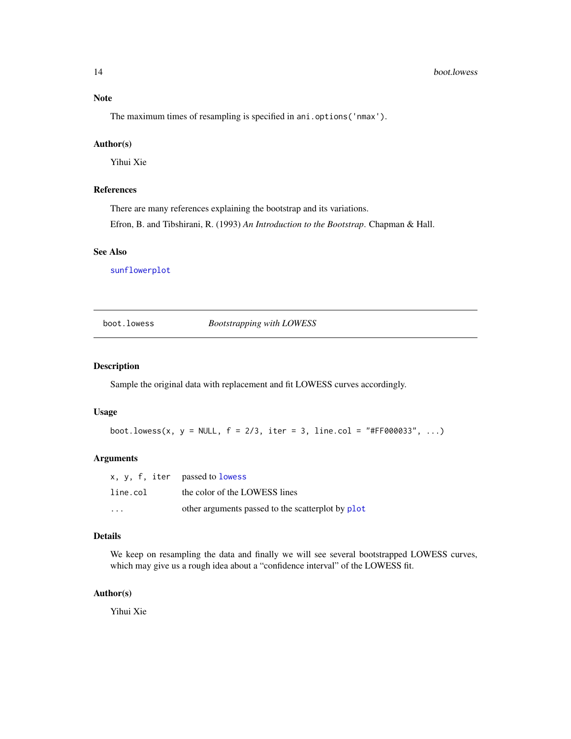### Note

The maximum times of resampling is specified in `ani.options('nmax')`.

### Author(s)

Yihui Xie

### References

There are many references explaining the bootstrap and its variations.

Efron, B. and Tibshirani, R. (1993) *An Introduction to the Bootstrap*. Chapman & Hall.

### See Also

`sunflowerplot`

---

## boot.lowess — *Bootstrapping with LOWESS*

---

### Description

Sample the original data with replacement and fit LOWESS curves accordingly.

### Usage

```
boot.lowess(x, y = NULL, f = 2/3, iter = 3, line.col = "#FF000033", ...)
```

### Arguments

| | |
|---|---|
| `x, y, f, iter` | passed to `lowess` |
| `line.col` | the color of the LOWESS lines |
| `...` | other arguments passed to the scatterplot by `plot` |

### Details

We keep on resampling the data and finally we will see several bootstrapped LOWESS curves, which may give us a rough idea about a "confidence interval" of the LOWESS fit.

### Author(s)

Yihui Xie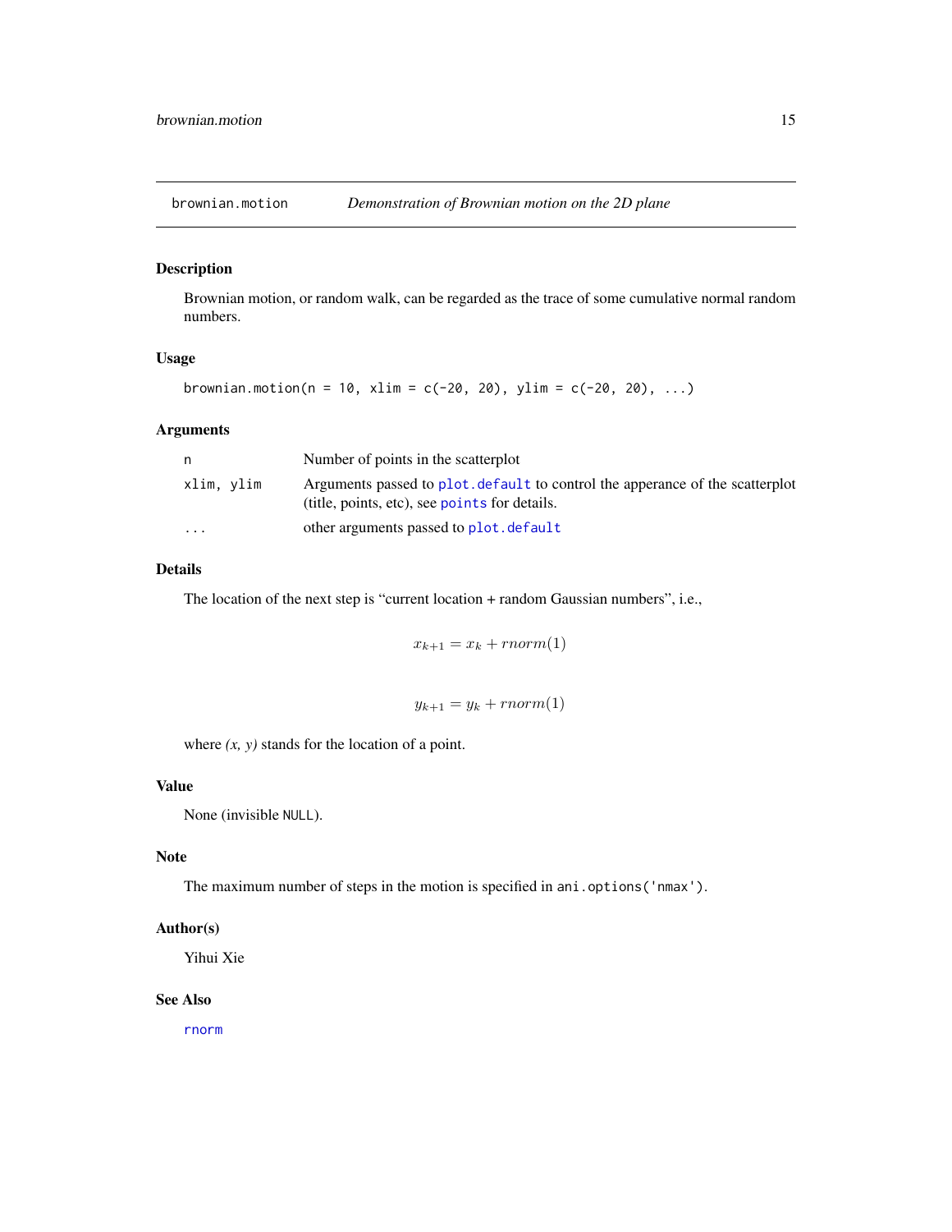## brownian.motion *Demonstration of Brownian motion on the 2D plane*

### Description

Brownian motion, or random walk, can be regarded as the trace of some cumulative normal random numbers.

### Usage

```
brownian.motion(n = 10, xlim = c(-20, 20), ylim = c(-20, 20), ...)
```

### Arguments

| | |
|---|---|
| n | Number of points in the scatterplot |
| xlim, ylim | Arguments passed to plot.default to control the apperance of the scatterplot (title, points, etc), see points for details. |
| ... | other arguments passed to plot.default |

### Details

The location of the next step is "current location + random Gaussian numbers", i.e.,

$$x_{k+1} = x_k + rnorm(1)$$

$$y_{k+1} = y_k + rnorm(1)$$

where *(x, y)* stands for the location of a point.

### Value

None (invisible NULL).

### Note

The maximum number of steps in the motion is specified in ani.options('nmax').

### Author(s)

Yihui Xie

### See Also

rnorm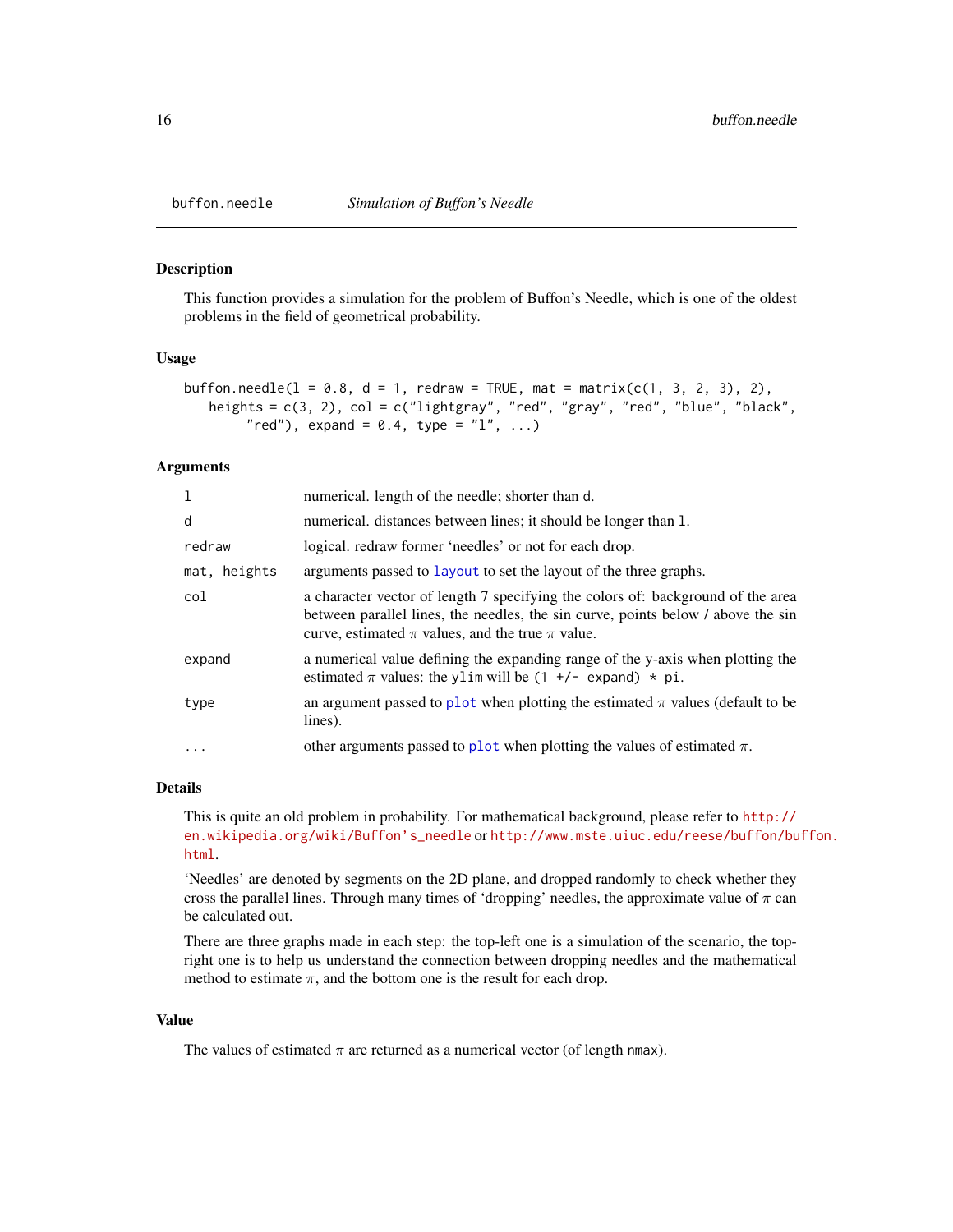buffon.needle *Simulation of Buffon's Needle*

## Description

This function provides a simulation for the problem of Buffon's Needle, which is one of the oldest problems in the field of geometrical probability.

## Usage

```
buffon.needle(l = 0.8, d = 1, redraw = TRUE, mat = matrix(c(1, 3, 2, 3), 2),
    heights = c(3, 2), col = c("lightgray", "red", "gray", "red", "blue", "black",
        "red"), expand = 0.4, type = "l", ...)
```

## Arguments

| | |
|---|---|
| `l` | numerical. length of the needle; shorter than `d`. |
| `d` | numerical. distances between lines; it should be longer than `l`. |
| `redraw` | logical. redraw former 'needles' or not for each drop. |
| `mat, heights` | arguments passed to `layout` to set the layout of the three graphs. |
| `col` | a character vector of length 7 specifying the colors of: background of the area between parallel lines, the needles, the sin curve, points below / above the sin curve, estimated $\pi$ values, and the true $\pi$ value. |
| `expand` | a numerical value defining the expanding range of the y-axis when plotting the estimated $\pi$ values: the `ylim` will be `(1 +/- expand) * pi`. |
| `type` | an argument passed to `plot` when plotting the estimated $\pi$ values (default to be lines). |
| `...` | other arguments passed to `plot` when plotting the values of estimated $\pi$. |

## Details

This is quite an old problem in probability. For mathematical background, please refer to http://en.wikipedia.org/wiki/Buffon's_needle or http://www.mste.uiuc.edu/reese/buffon/buffon.html.

'Needles' are denoted by segments on the 2D plane, and dropped randomly to check whether they cross the parallel lines. Through many times of 'dropping' needles, the approximate value of $\pi$ can be calculated out.

There are three graphs made in each step: the top-left one is a simulation of the scenario, the top-right one is to help us understand the connection between dropping needles and the mathematical method to estimate $\pi$, and the bottom one is the result for each drop.

## Value

The values of estimated $\pi$ are returned as a numerical vector (of length `nmax`).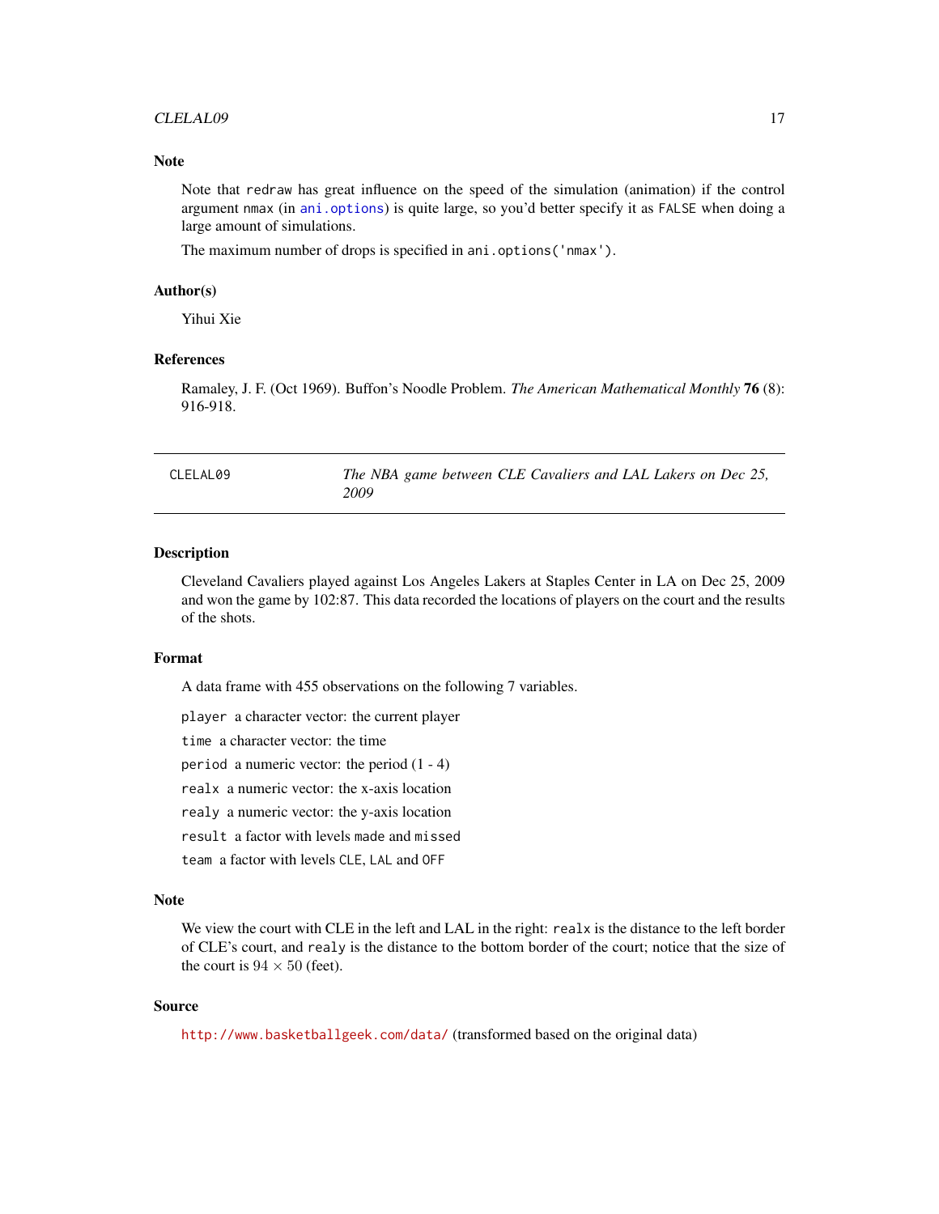### Note

Note that `redraw` has great influence on the speed of the simulation (animation) if the control argument `nmax` (in `ani.options`) is quite large, so you'd better specify it as `FALSE` when doing a large amount of simulations.

The maximum number of drops is specified in `ani.options('nmax')`.

### Author(s)

Yihui Xie

### References

Ramaley, J. F. (Oct 1969). Buffon's Noodle Problem. *The American Mathematical Monthly* **76** (8): 916-918.

---

## CLELAL09 — *The NBA game between CLE Cavaliers and LAL Lakers on Dec 25, 2009*

---

### Description

Cleveland Cavaliers played against Los Angeles Lakers at Staples Center in LA on Dec 25, 2009 and won the game by 102:87. This data recorded the locations of players on the court and the results of the shots.

### Format

A data frame with 455 observations on the following 7 variables.

- `player` a character vector: the current player
- `time` a character vector: the time
- `period` a numeric vector: the period (1 - 4)
- `realx` a numeric vector: the x-axis location
- `realy` a numeric vector: the y-axis location
- `result` a factor with levels `made` and `missed`
- `team` a factor with levels `CLE`, `LAL` and `OFF`

### Note

We view the court with CLE in the left and LAL in the right: `realx` is the distance to the left border of CLE's court, and `realy` is the distance to the bottom border of the court; notice that the size of the court is $94 \times 50$ (feet).

### Source

http://www.basketballgeek.com/data/ (transformed based on the original data)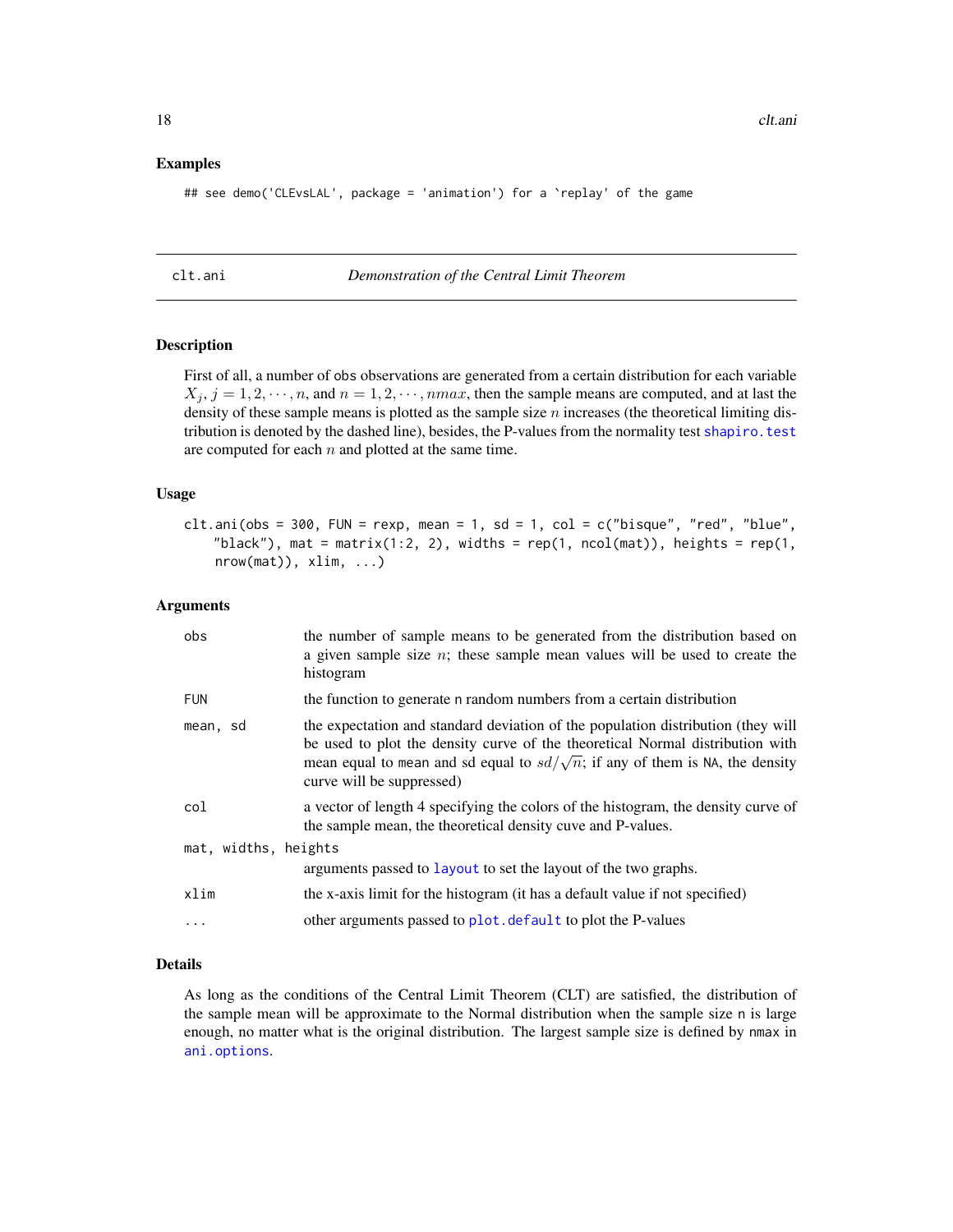## Examples

```
## see demo('CLEvsLAL', package = 'animation') for a `replay' of the game
```

---

clt.ani *Demonstration of the Central Limit Theorem*

---

### Description

First of all, a number of obs observations are generated from a certain distribution for each variable $X_j, j = 1, 2, \cdots, n$, and $n = 1, 2, \cdots, nmax$, then the sample means are computed, and at last the density of these sample means is plotted as the sample size $n$ increases (the theoretical limiting distribution is denoted by the dashed line), besides, the P-values from the normality test shapiro.test are computed for each $n$ and plotted at the same time.

### Usage

```
clt.ani(obs = 300, FUN = rexp, mean = 1, sd = 1, col = c("bisque", "red", "blue",
    "black"), mat = matrix(1:2, 2), widths = rep(1, ncol(mat)), heights = rep(1,
    nrow(mat)), xlim, ...)
```

### Arguments

| | |
|---|---|
| obs | the number of sample means to be generated from the distribution based on a given sample size $n$; these sample mean values will be used to create the histogram |
| FUN | the function to generate n random numbers from a certain distribution |
| mean, sd | the expectation and standard deviation of the population distribution (they will be used to plot the density curve of the theoretical Normal distribution with mean equal to mean and sd equal to $sd/\sqrt{n}$; if any of them is NA, the density curve will be suppressed) |
| col | a vector of length 4 specifying the colors of the histogram, the density curve of the sample mean, the theoretical density cuve and P-values. |
| mat, widths, heights | arguments passed to layout to set the layout of the two graphs. |
| xlim | the x-axis limit for the histogram (it has a default value if not specified) |
| ... | other arguments passed to plot.default to plot the P-values |

### Details

As long as the conditions of the Central Limit Theorem (CLT) are satisfied, the distribution of the sample mean will be approximate to the Normal distribution when the sample size n is large enough, no matter what is the original distribution. The largest sample size is defined by nmax in ani.options.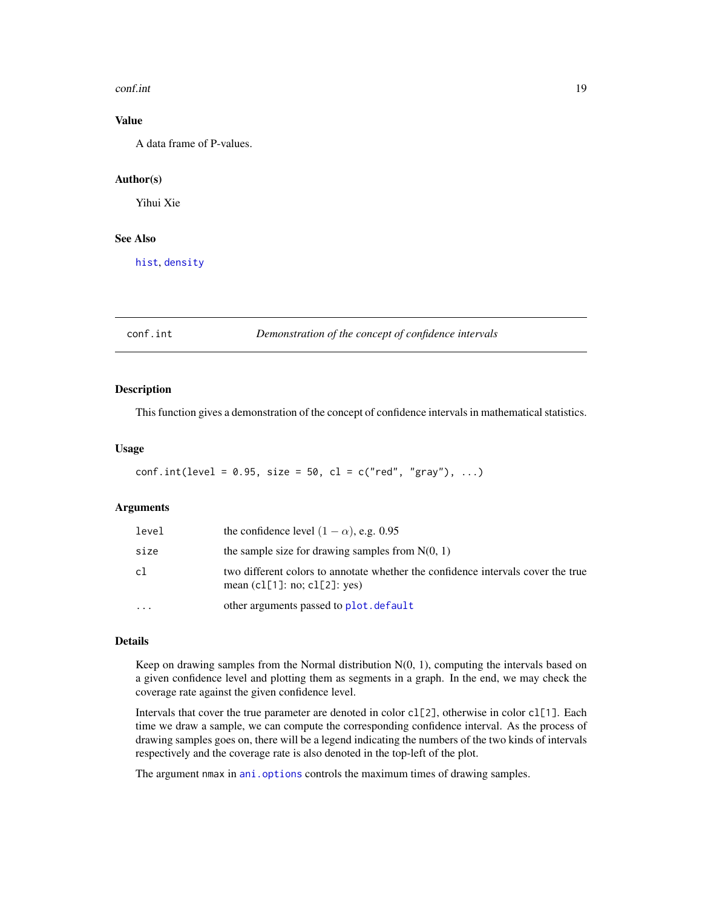### Value

A data frame of P-values.

### Author(s)

Yihui Xie

### See Also

hist, density

---

## conf.int — *Demonstration of the concept of confidence intervals*

### Description

This function gives a demonstration of the concept of confidence intervals in mathematical statistics.

### Usage

```
conf.int(level = 0.95, size = 50, cl = c("red", "gray"), ...)
```

### Arguments

| | |
|---|---|
| `level` | the confidence level $(1 - \alpha)$, e.g. 0.95 |
| `size` | the sample size for drawing samples from N(0, 1) |
| `cl` | two different colors to annotate whether the confidence intervals cover the true mean (`cl[1]`: no; `cl[2]`: yes) |
| `...` | other arguments passed to `plot.default` |

### Details

Keep on drawing samples from the Normal distribution N(0, 1), computing the intervals based on a given confidence level and plotting them as segments in a graph. In the end, we may check the coverage rate against the given confidence level.

Intervals that cover the true parameter are denoted in color `cl[2]`, otherwise in color `cl[1]`. Each time we draw a sample, we can compute the corresponding confidence interval. As the process of drawing samples goes on, there will be a legend indicating the numbers of the two kinds of intervals respectively and the coverage rate is also denoted in the top-left of the plot.

The argument `nmax` in `ani.options` controls the maximum times of drawing samples.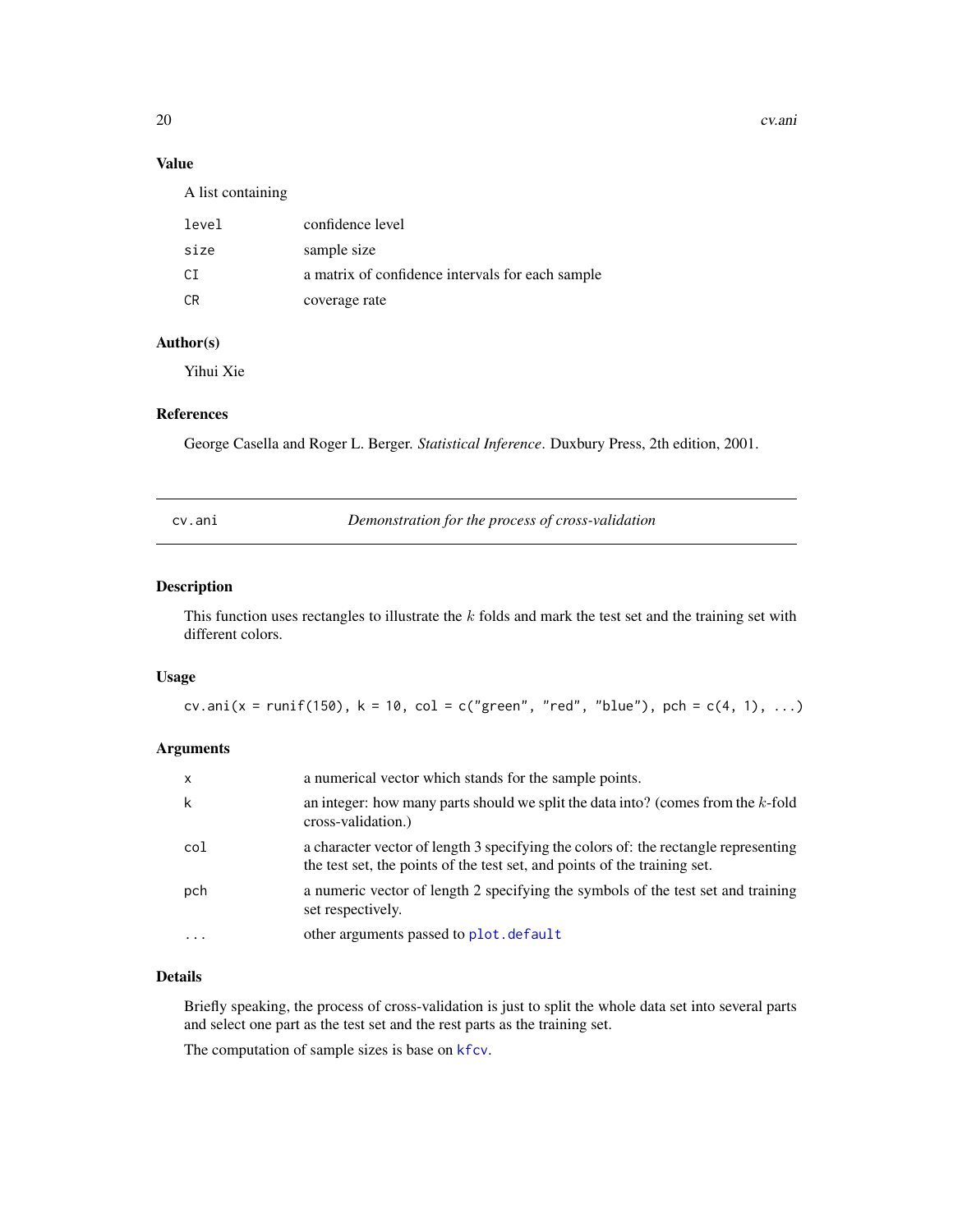## Value

A list containing

| | |
|---|---|
| level | confidence level |
| size | sample size |
| CI | a matrix of confidence intervals for each sample |
| CR | coverage rate |

## Author(s)

Yihui Xie

## References

George Casella and Roger L. Berger. *Statistical Inference*. Duxbury Press, 2th edition, 2001.

---

# cv.ani — *Demonstration for the process of cross-validation*

## Description

This function uses rectangles to illustrate the $k$ folds and mark the test set and the training set with different colors.

## Usage

```
cv.ani(x = runif(150), k = 10, col = c("green", "red", "blue"), pch = c(4, 1), ...)
```

## Arguments

| | |
|---|---|
| x | a numerical vector which stands for the sample points. |
| k | an integer: how many parts should we split the data into? (comes from the $k$-fold cross-validation.) |
| col | a character vector of length 3 specifying the colors of: the rectangle representing the test set, the points of the test set, and points of the training set. |
| pch | a numeric vector of length 2 specifying the symbols of the test set and training set respectively. |
| ... | other arguments passed to plot.default |

## Details

Briefly speaking, the process of cross-validation is just to split the whole data set into several parts and select one part as the test set and the rest parts as the training set.

The computation of sample sizes is base on kfcv.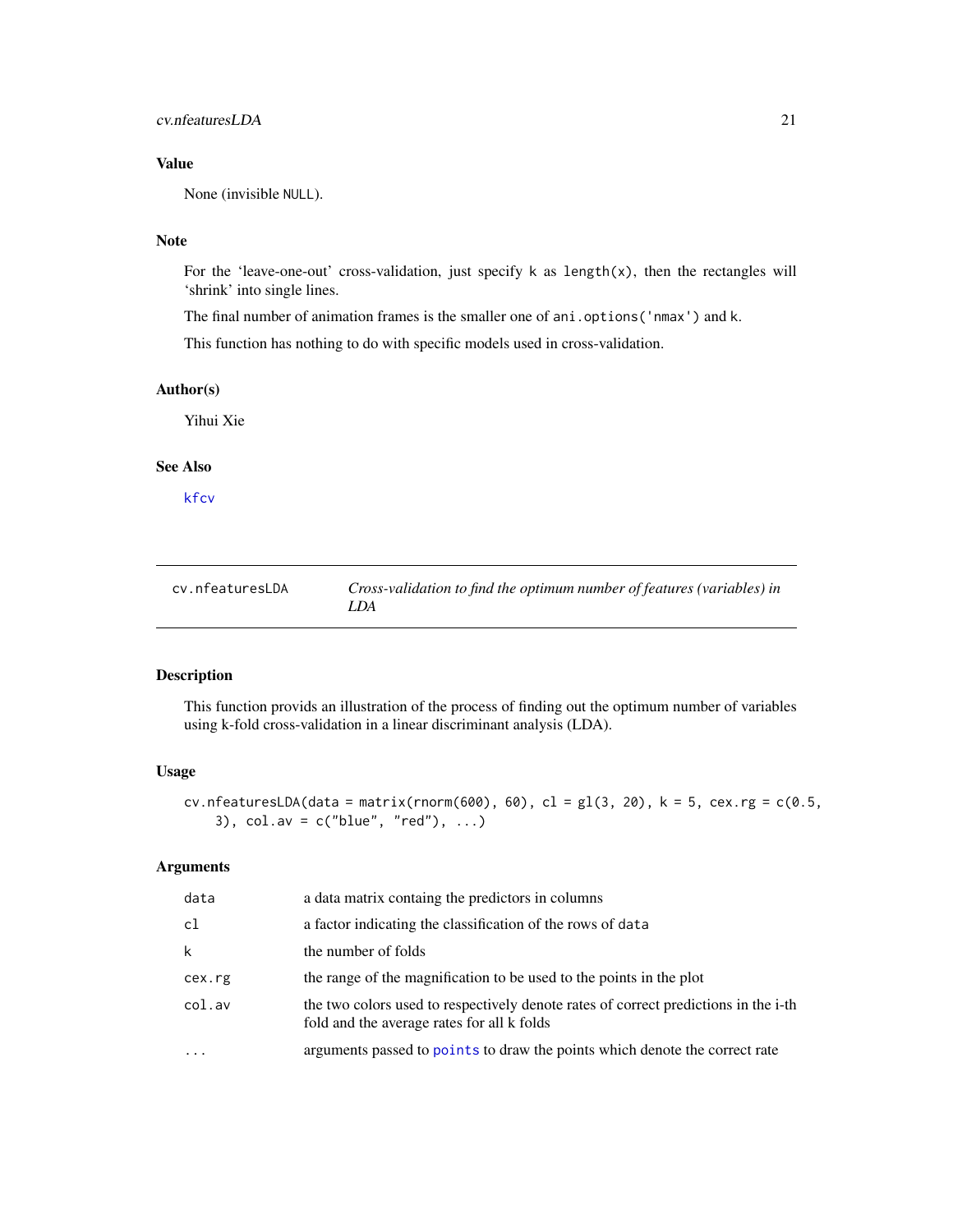## Value

None (invisible NULL).

## Note

For the 'leave-one-out' cross-validation, just specify k as length(x), then the rectangles will 'shrink' into single lines.

The final number of animation frames is the smaller one of ani.options('nmax') and k.

This function has nothing to do with specific models used in cross-validation.

## Author(s)

Yihui Xie

## See Also

kfcv

---

# cv.nfeaturesLDA — *Cross-validation to find the optimum number of features (variables) in LDA*

---

## Description

This function provids an illustration of the process of finding out the optimum number of variables using k-fold cross-validation in a linear discriminant analysis (LDA).

## Usage

```
cv.nfeaturesLDA(data = matrix(rnorm(600), 60), cl = gl(3, 20), k = 5, cex.rg = c(0.5,
    3), col.av = c("blue", "red"), ...)
```

## Arguments

| | |
|---|---|
| data | a data matrix containg the predictors in columns |
| cl | a factor indicating the classification of the rows of data |
| k | the number of folds |
| cex.rg | the range of the magnification to be used to the points in the plot |
| col.av | the two colors used to respectively denote rates of correct predictions in the i-th fold and the average rates for all k folds |
| ... | arguments passed to points to draw the points which denote the correct rate |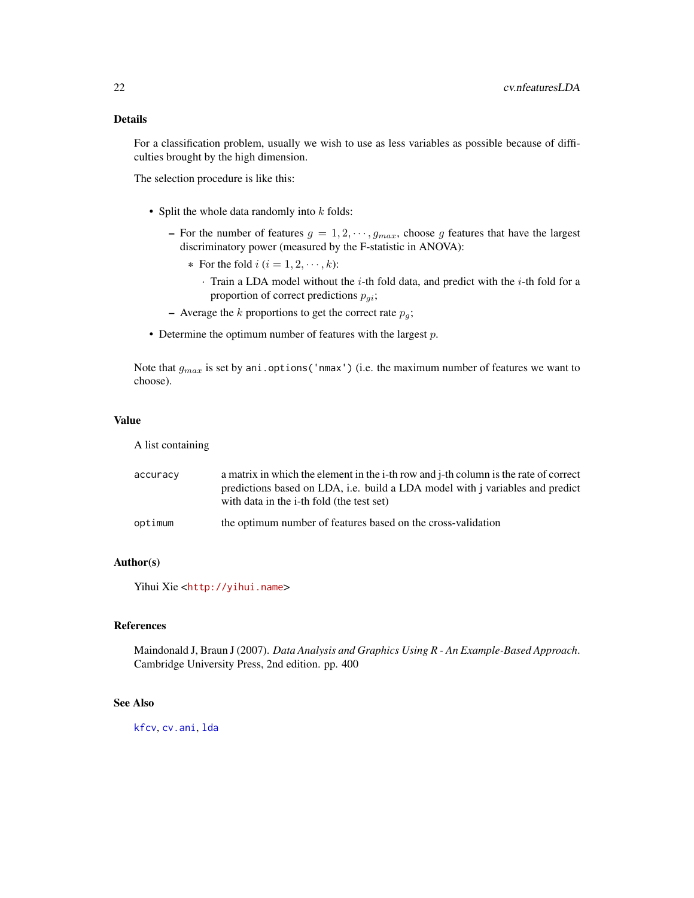## Details

For a classification problem, usually we wish to use as less variables as possible because of difficulties brought by the high dimension.

The selection procedure is like this:

- Split the whole data randomly into $k$ folds:
  - For the number of features $g = 1, 2, \cdots, g_{max}$, choose $g$ features that have the largest discriminatory power (measured by the F-statistic in ANOVA):
    - For the fold $i$ ($i = 1, 2, \cdots, k$):
      - Train a LDA model without the $i$-th fold data, and predict with the $i$-th fold for a proportion of correct predictions $p_{gi}$;
  - Average the $k$ proportions to get the correct rate $p_g$;
- Determine the optimum number of features with the largest $p$.

Note that $g_{max}$ is set by `ani.options('nmax')` (i.e. the maximum number of features we want to choose).

## Value

A list containing

- `accuracy` — a matrix in which the element in the i-th row and j-th column is the rate of correct predictions based on LDA, i.e. build a LDA model with j variables and predict with data in the i-th fold (the test set)
- `optimum` — the optimum number of features based on the cross-validation

## Author(s)

Yihui Xie <http://yihui.name>

## References

Maindonald J, Braun J (2007). *Data Analysis and Graphics Using R - An Example-Based Approach*. Cambridge University Press, 2nd edition. pp. 400

## See Also

`kfcv`, `cv.ani`, `lda`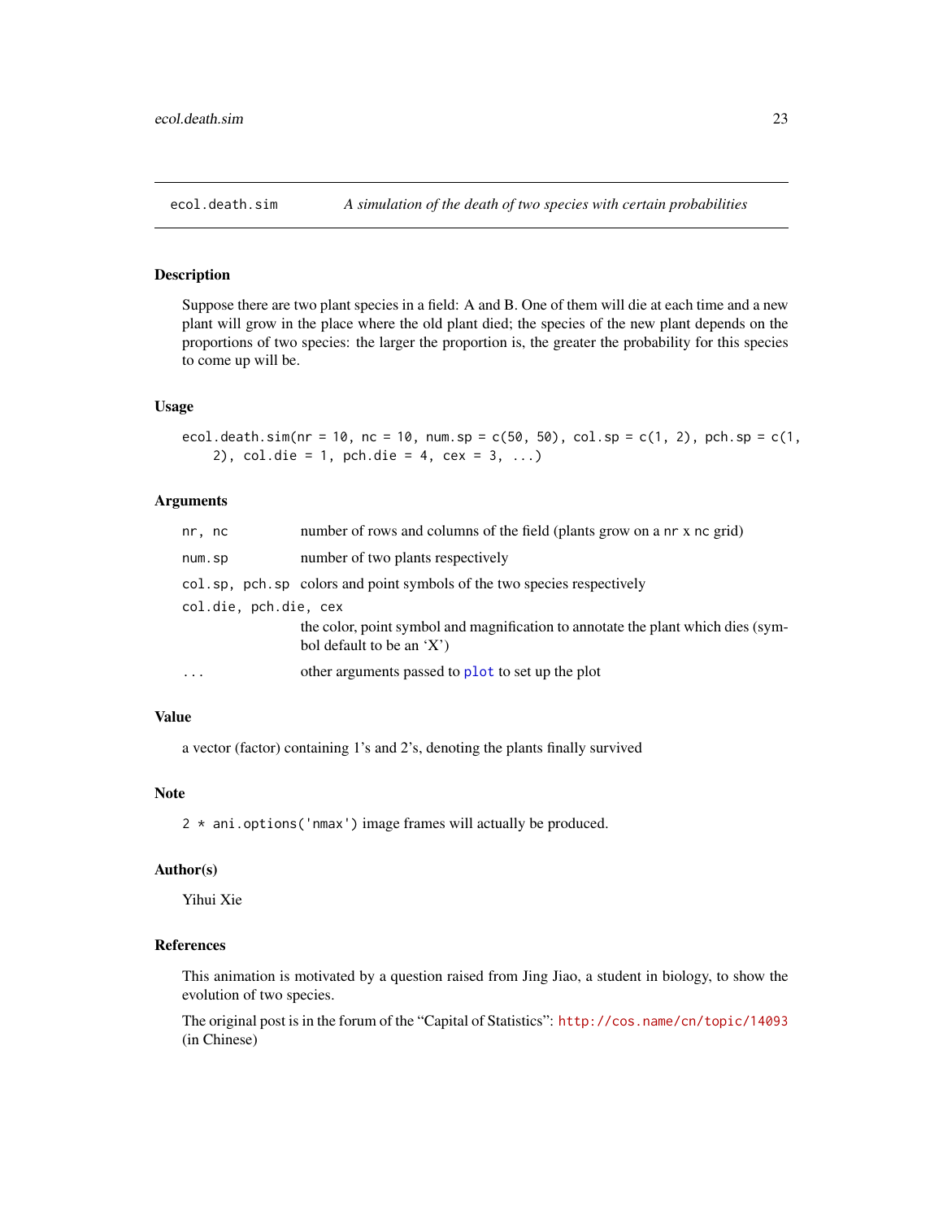ecol.death.sim    *A simulation of the death of two species with certain probabilities*

## Description

Suppose there are two plant species in a field: A and B. One of them will die at each time and a new plant will grow in the place where the old plant died; the species of the new plant depends on the proportions of two species: the larger the proportion is, the greater the probability for this species to come up will be.

## Usage

```
ecol.death.sim(nr = 10, nc = 10, num.sp = c(50, 50), col.sp = c(1, 2), pch.sp = c(1,
    2), col.die = 1, pch.die = 4, cex = 3, ...)
```

## Arguments

| | |
|---|---|
| `nr, nc` | number of rows and columns of the field (plants grow on a `nr` x `nc` grid) |
| `num.sp` | number of two plants respectively |
| `col.sp, pch.sp` | colors and point symbols of the two species respectively |
| `col.die, pch.die, cex` | the color, point symbol and magnification to annotate the plant which dies (symbol default to be an 'X') |
| `...` | other arguments passed to `plot` to set up the plot |

## Value

a vector (factor) containing 1's and 2's, denoting the plants finally survived

## Note

`2 * ani.options('nmax')` image frames will actually be produced.

## Author(s)

Yihui Xie

## References

This animation is motivated by a question raised from Jing Jiao, a student in biology, to show the evolution of two species.

The original post is in the forum of the "Capital of Statistics": http://cos.name/cn/topic/14093 (in Chinese)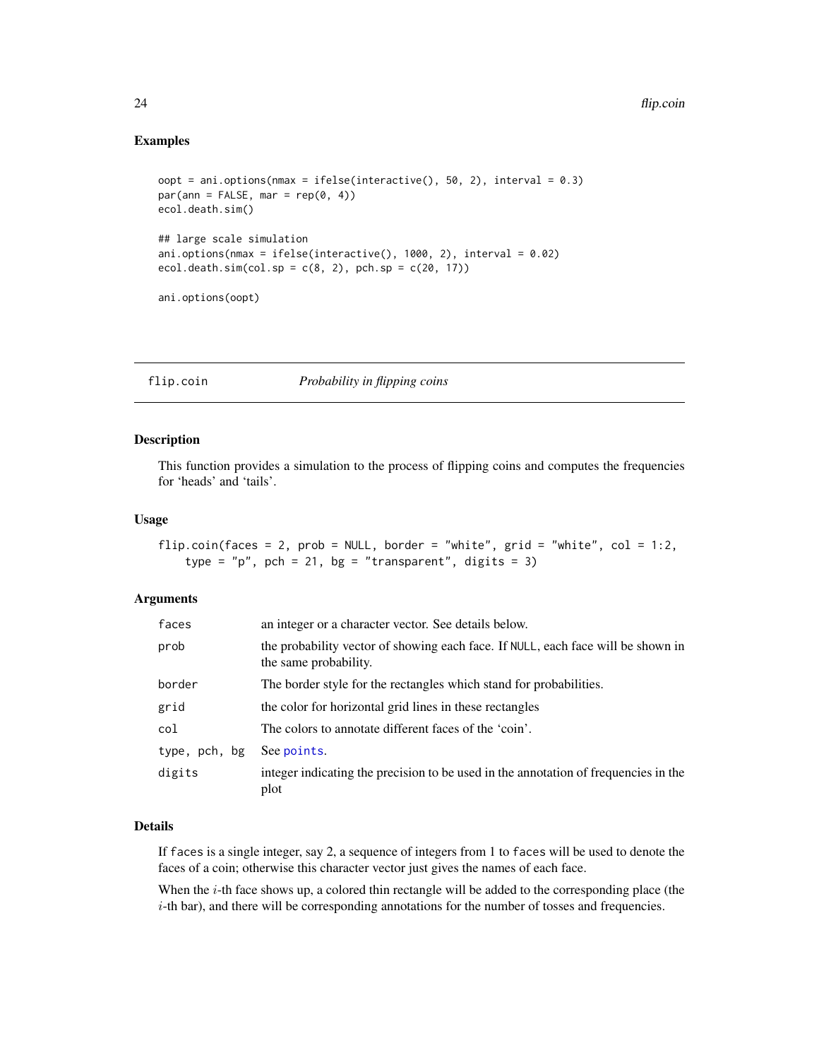## Examples

```
oopt = ani.options(nmax = ifelse(interactive(), 50, 2), interval = 0.3)
par(ann = FALSE, mar = rep(0, 4))
ecol.death.sim()

## large scale simulation
ani.options(nmax = ifelse(interactive(), 1000, 2), interval = 0.02)
ecol.death.sim(col.sp = c(8, 2), pch.sp = c(20, 17))

ani.options(oopt)
```

---

# flip.coin — *Probability in flipping coins*

## Description

This function provides a simulation to the process of flipping coins and computes the frequencies for 'heads' and 'tails'.

## Usage

```
flip.coin(faces = 2, prob = NULL, border = "white", grid = "white", col = 1:2,
    type = "p", pch = 21, bg = "transparent", digits = 3)
```

## Arguments

| | |
|---|---|
| faces | an integer or a character vector. See details below. |
| prob | the probability vector of showing each face. If NULL, each face will be shown in the same probability. |
| border | The border style for the rectangles which stand for probabilities. |
| grid | the color for horizontal grid lines in these rectangles |
| col | The colors to annotate different faces of the 'coin'. |
| type, pch, bg | See points. |
| digits | integer indicating the precision to be used in the annotation of frequencies in the plot |

## Details

If faces is a single integer, say 2, a sequence of integers from 1 to faces will be used to denote the faces of a coin; otherwise this character vector just gives the names of each face.

When the $i$-th face shows up, a colored thin rectangle will be added to the corresponding place (the $i$-th bar), and there will be corresponding annotations for the number of tosses and frequencies.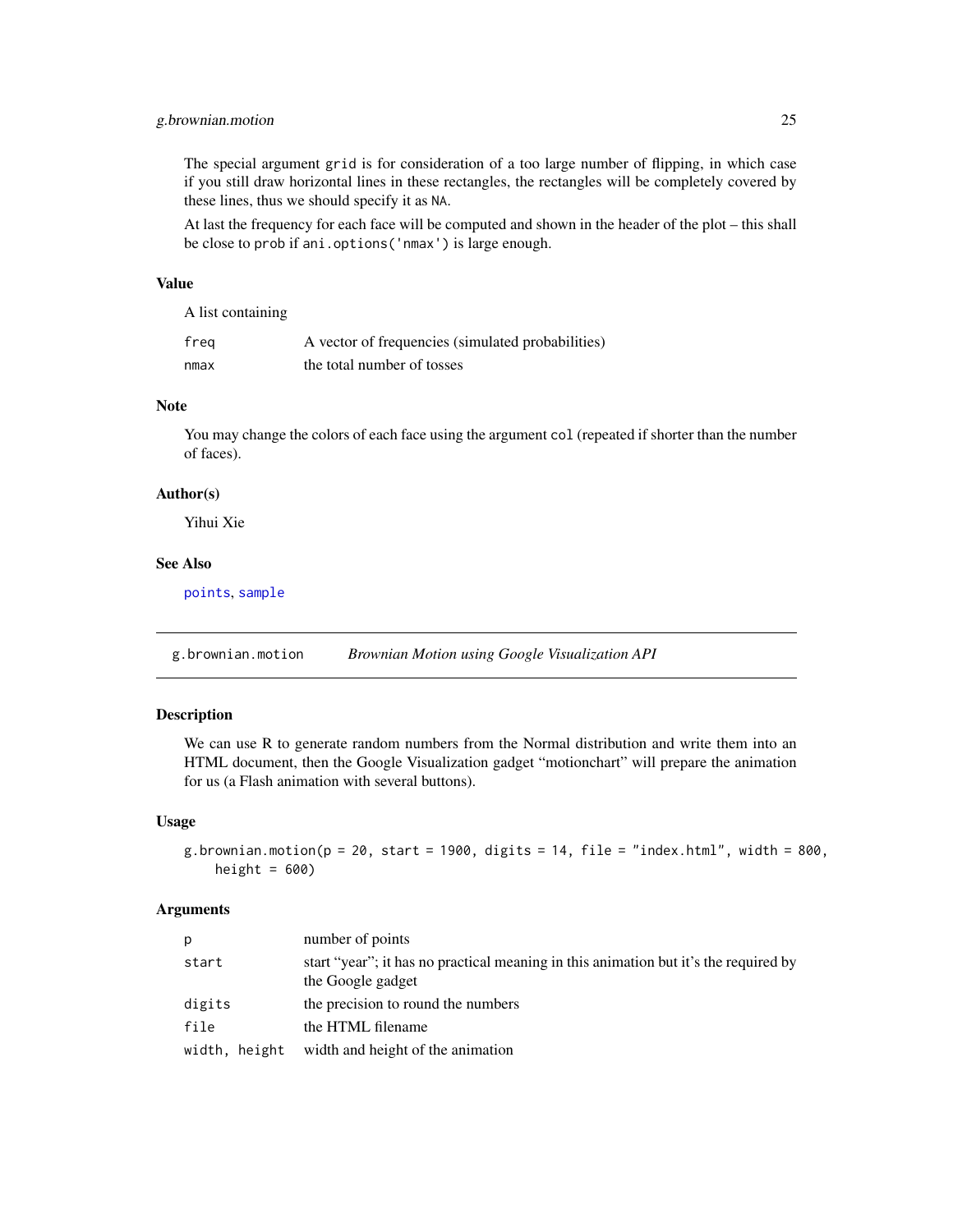The special argument `grid` is for consideration of a too large number of flipping, in which case if you still draw horizontal lines in these rectangles, the rectangles will be completely covered by these lines, thus we should specify it as `NA`.

At last the frequency for each face will be computed and shown in the header of the plot – this shall be close to `prob` if `ani.options('nmax')` is large enough.

### Value

A list containing

| | |
|---|---|
| `freq` | A vector of frequencies (simulated probabilities) |
| `nmax` | the total number of tosses |

### Note

You may change the colors of each face using the argument `col` (repeated if shorter than the number of faces).

### Author(s)

Yihui Xie

### See Also

`points`, `sample`

---

## `g.brownian.motion` *Brownian Motion using Google Visualization API*

### Description

We can use R to generate random numbers from the Normal distribution and write them into an HTML document, then the Google Visualization gadget "motionchart" will prepare the animation for us (a Flash animation with several buttons).

### Usage

```
g.brownian.motion(p = 20, start = 1900, digits = 14, file = "index.html", width = 800,
    height = 600)
```

### Arguments

| | |
|---|---|
| `p` | number of points |
| `start` | start "year"; it has no practical meaning in this animation but it's the required by the Google gadget |
| `digits` | the precision to round the numbers |
| `file` | the HTML filename |
| `width, height` | width and height of the animation |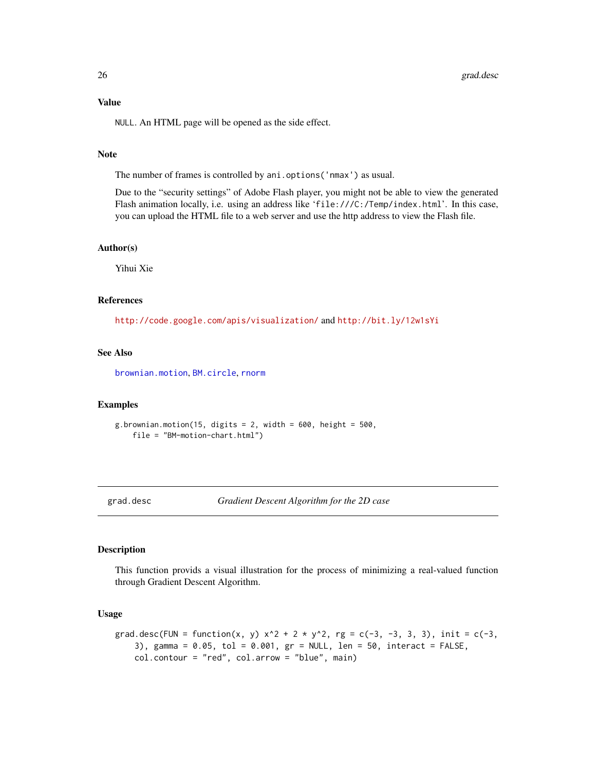### Value

NULL. An HTML page will be opened as the side effect.

### Note

The number of frames is controlled by ani.options('nmax') as usual.

Due to the "security settings" of Adobe Flash player, you might not be able to view the generated Flash animation locally, i.e. using an address like 'file:///C:/Temp/index.html'. In this case, you can upload the HTML file to a web server and use the http address to view the Flash file.

### Author(s)

Yihui Xie

### References

http://code.google.com/apis/visualization/ and http://bit.ly/12w1sYi

### See Also

brownian.motion, BM.circle, rnorm

### Examples

```
g.brownian.motion(15, digits = 2, width = 600, height = 500,
    file = "BM-motion-chart.html")
```

---

## grad.desc *Gradient Descent Algorithm for the 2D case*

### Description

This function provids a visual illustration for the process of minimizing a real-valued function through Gradient Descent Algorithm.

### Usage

```
grad.desc(FUN = function(x, y) x^2 + 2 * y^2, rg = c(-3, -3, 3, 3), init = c(-3,
    3), gamma = 0.05, tol = 0.001, gr = NULL, len = 50, interact = FALSE,
    col.contour = "red", col.arrow = "blue", main)
```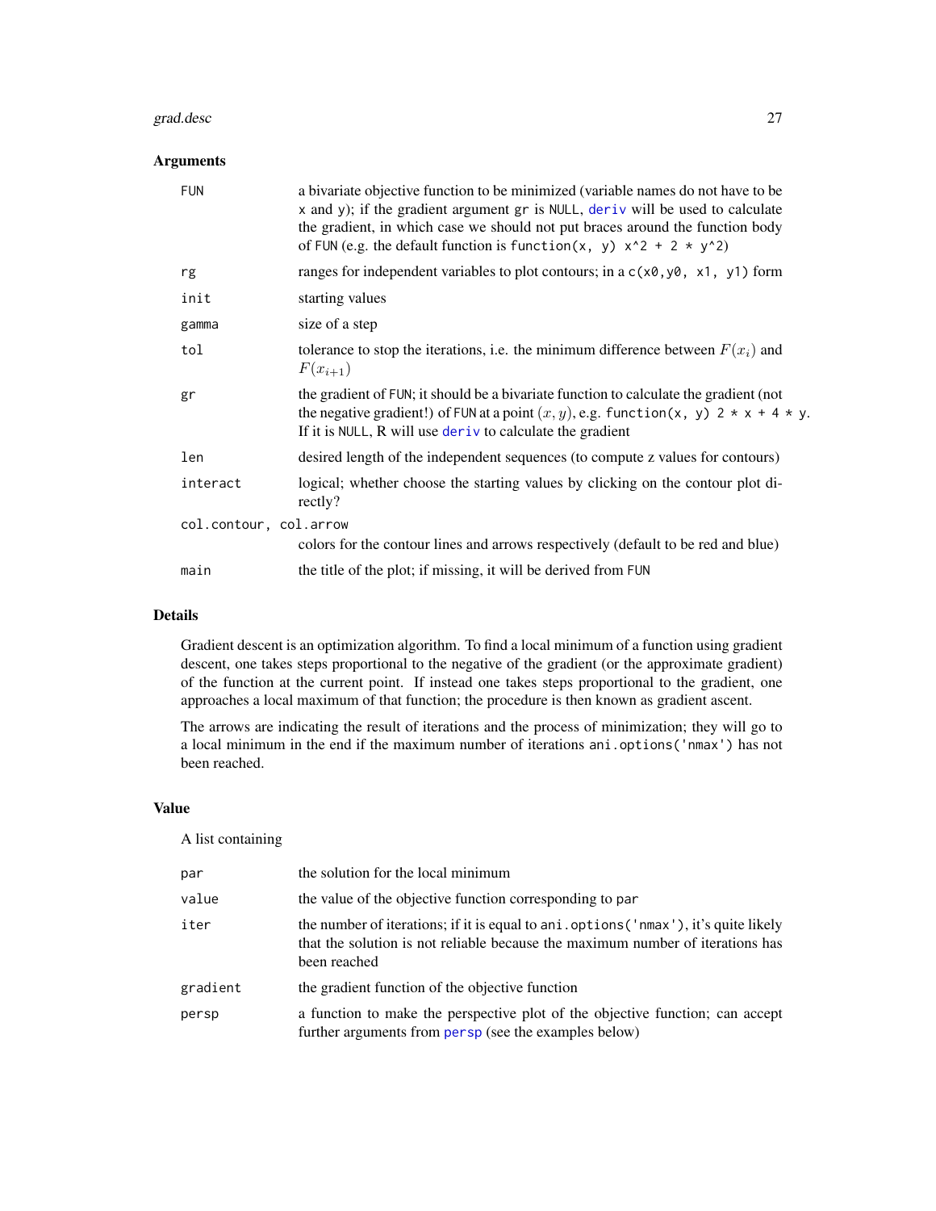### Arguments

| | |
|---|---|
| FUN | a bivariate objective function to be minimized (variable names do not have to be x and y); if the gradient argument gr is NULL, deriv will be used to calculate the gradient, in which case we should not put braces around the function body of FUN (e.g. the default function is `function(x, y) x^2 + 2 * y^2`) |
| rg | ranges for independent variables to plot contours; in a `c(x0,y0, x1, y1)` form |
| init | starting values |
| gamma | size of a step |
| tol | tolerance to stop the iterations, i.e. the minimum difference between $F(x_i)$ and $F(x_{i+1})$ |
| gr | the gradient of FUN; it should be a bivariate function to calculate the gradient (not the negative gradient!) of FUN at a point $(x, y)$, e.g. `function(x, y) 2 * x + 4 * y`. If it is NULL, R will use deriv to calculate the gradient |
| len | desired length of the independent sequences (to compute z values for contours) |
| interact | logical; whether choose the starting values by clicking on the contour plot directly? |
| col.contour, col.arrow | colors for the contour lines and arrows respectively (default to be red and blue) |
| main | the title of the plot; if missing, it will be derived from FUN |

### Details

Gradient descent is an optimization algorithm. To find a local minimum of a function using gradient descent, one takes steps proportional to the negative of the gradient (or the approximate gradient) of the function at the current point. If instead one takes steps proportional to the gradient, one approaches a local maximum of that function; the procedure is then known as gradient ascent.

The arrows are indicating the result of iterations and the process of minimization; they will go to a local minimum in the end if the maximum number of iterations `ani.options('nmax')` has not been reached.

### Value

A list containing

| | |
|---|---|
| par | the solution for the local minimum |
| value | the value of the objective function corresponding to par |
| iter | the number of iterations; if it is equal to `ani.options('nmax')`, it's quite likely that the solution is not reliable because the maximum number of iterations has been reached |
| gradient | the gradient function of the objective function |
| persp | a function to make the perspective plot of the objective function; can accept further arguments from persp (see the examples below) |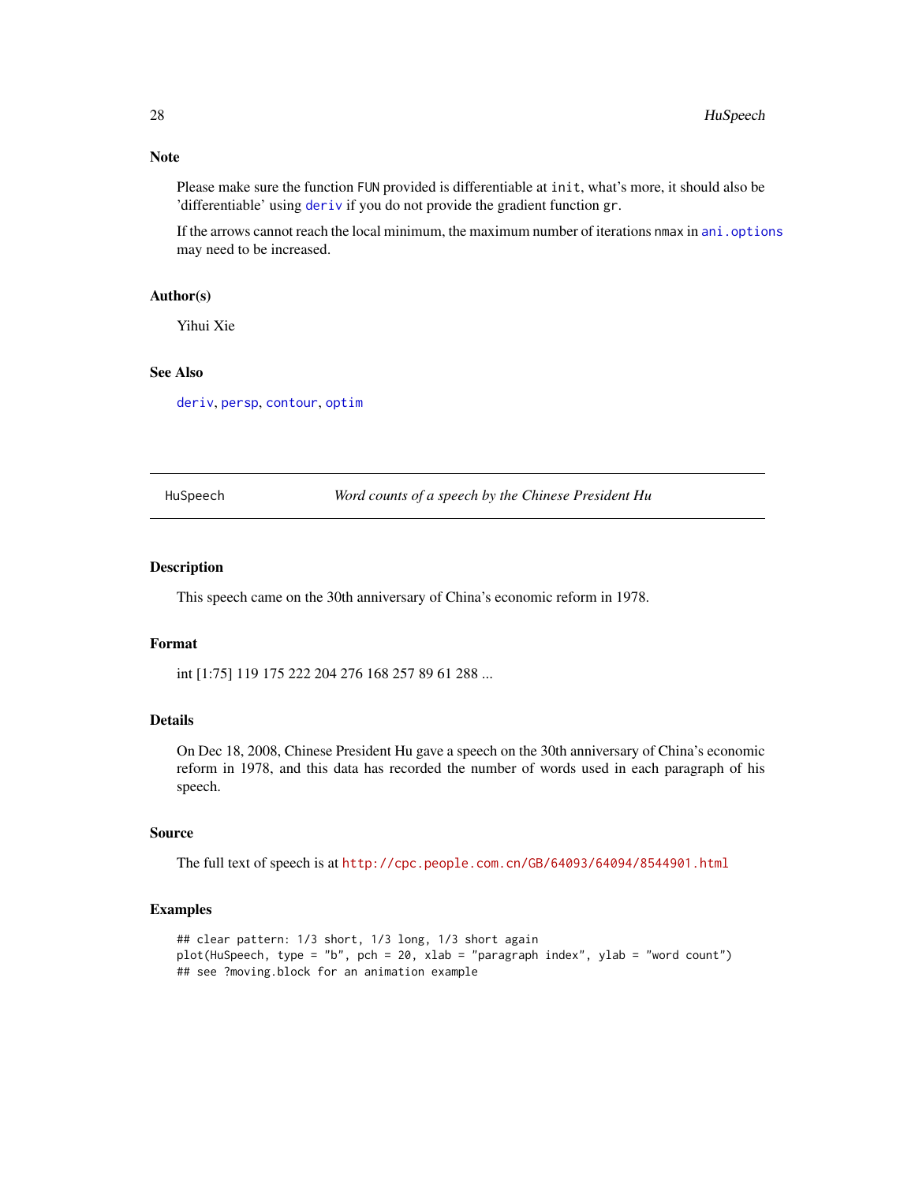## Note

Please make sure the function FUN provided is differentiable at init, what's more, it should also be 'differentiable' using deriv if you do not provide the gradient function gr.

If the arrows cannot reach the local minimum, the maximum number of iterations nmax in ani.options may need to be increased.

## Author(s)

Yihui Xie

## See Also

deriv, persp, contour, optim

---

# HuSpeech — *Word counts of a speech by the Chinese President Hu*

## Description

This speech came on the 30th anniversary of China's economic reform in 1978.

## Format

int [1:75] 119 175 222 204 276 168 257 89 61 288 ...

## Details

On Dec 18, 2008, Chinese President Hu gave a speech on the 30th anniversary of China's economic reform in 1978, and this data has recorded the number of words used in each paragraph of his speech.

## Source

The full text of speech is at http://cpc.people.com.cn/GB/64093/64094/8544901.html

## Examples

```
## clear pattern: 1/3 short, 1/3 long, 1/3 short again
plot(HuSpeech, type = "b", pch = 20, xlab = "paragraph index", ylab = "word count")
## see ?moving.block for an animation example
```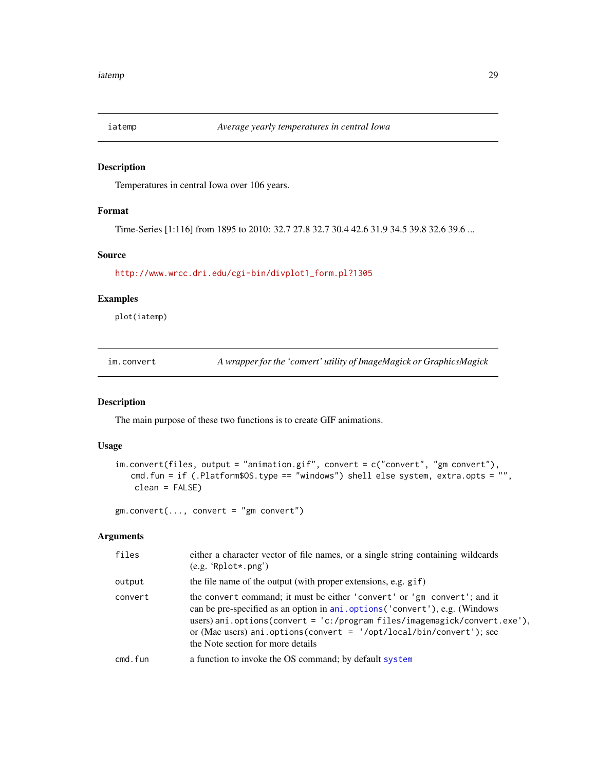## iatemp — *Average yearly temperatures in central Iowa*

### Description

Temperatures in central Iowa over 106 years.

### Format

Time-Series [1:116] from 1895 to 2010: 32.7 27.8 32.7 30.4 42.6 31.9 34.5 39.8 32.6 39.6 ...

### Source

http://www.wrcc.dri.edu/cgi-bin/divplot1_form.pl?1305

### Examples

```
plot(iatemp)
```

## im.convert — *A wrapper for the 'convert' utility of ImageMagick or GraphicsMagick*

### Description

The main purpose of these two functions is to create GIF animations.

### Usage

```
im.convert(files, output = "animation.gif", convert = c("convert", "gm convert"),
    cmd.fun = if (.Platform$OS.type == "windows") shell else system, extra.opts = "",
     clean = FALSE)

gm.convert(..., convert = "gm convert")
```

### Arguments

| | |
|---|---|
| files | either a character vector of file names, or a single string containing wildcards (e.g. 'Rplot*.png') |
| output | the file name of the output (with proper extensions, e.g. gif) |
| convert | the convert command; it must be either 'convert' or 'gm convert'; and it can be pre-specified as an option in ani.options('convert'), e.g. (Windows users) ani.options(convert = 'c:/program files/imagemagick/convert.exe'), or (Mac users) ani.options(convert = '/opt/local/bin/convert'); see the Note section for more details |
| cmd.fun | a function to invoke the OS command; by default system |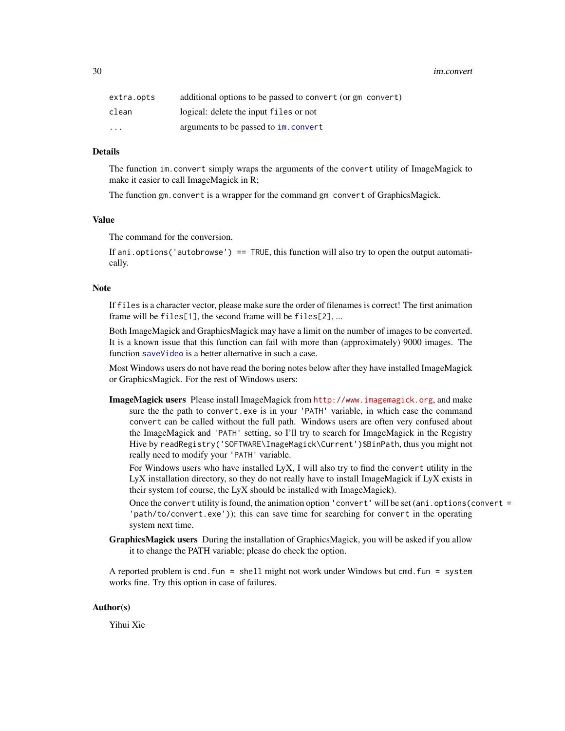| | |
|---|---|
| `extra.opts` | additional options to be passed to `convert` (or `gm convert`) |
| `clean` | logical: delete the input `files` or not |
| `...` | arguments to be passed to `im.convert` |

## Details

The function `im.convert` simply wraps the arguments of the `convert` utility of ImageMagick to make it easier to call ImageMagick in R;

The function `gm.convert` is a wrapper for the command `gm convert` of GraphicsMagick.

## Value

The command for the conversion.

If `ani.options('autobrowse') == TRUE`, this function will also try to open the output automatically.

## Note

If `files` is a character vector, please make sure the order of filenames is correct! The first animation frame will be `files[1]`, the second frame will be `files[2]`, ...

Both ImageMagick and GraphicsMagick may have a limit on the number of images to be converted. It is a known issue that this function can fail with more than (approximately) 9000 images. The function `saveVideo` is a better alternative in such a case.

Most Windows users do not have read the boring notes below after they have installed ImageMagick or GraphicsMagick. For the rest of Windows users:

**ImageMagick users** Please install ImageMagick from http://www.imagemagick.org, and make sure the the path to `convert.exe` is in your `'PATH'` variable, in which case the command `convert` can be called without the full path. Windows users are often very confused about the ImageMagick and `'PATH'` setting, so I'll try to search for ImageMagick in the Registry Hive by `readRegistry('SOFTWARE\ImageMagick\Current')$BinPath`, thus you might not really need to modify your `'PATH'` variable.

For Windows users who have installed LyX, I will also try to find the `convert` utility in the LyX installation directory, so they do not really have to install ImageMagick if LyX exists in their system (of course, the LyX should be installed with ImageMagick).

Once the `convert` utility is found, the animation option `'convert'` will be set (`ani.options(convert = 'path/to/convert.exe')`); this can save time for searching for `convert` in the operating system next time.

**GraphicsMagick users** During the installation of GraphicsMagick, you will be asked if you allow it to change the PATH variable; please do check the option.

A reported problem is `cmd.fun = shell` might not work under Windows but `cmd.fun = system` works fine. Try this option in case of failures.

## Author(s)

Yihui Xie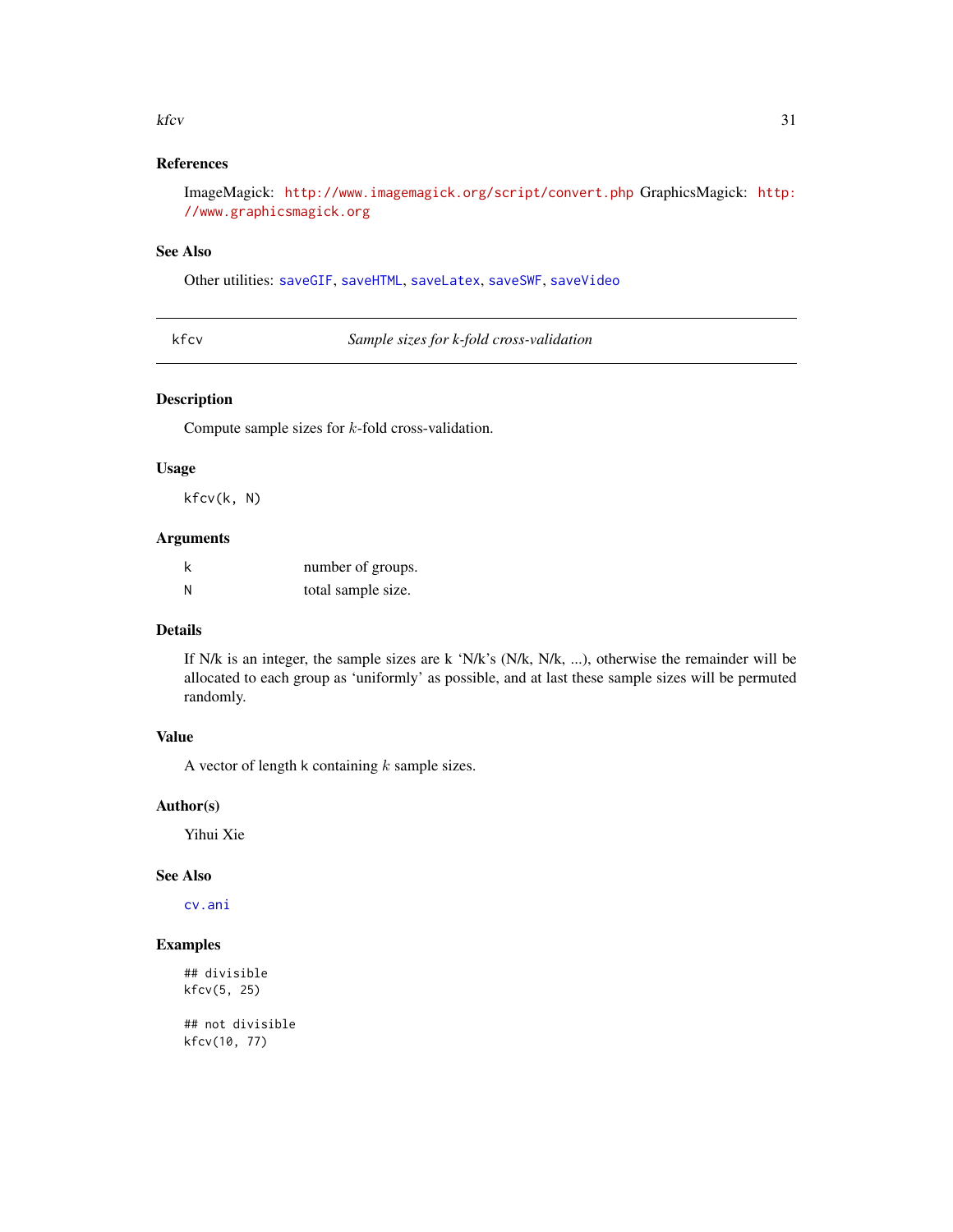### References

ImageMagick: http://www.imagemagick.org/script/convert.php GraphicsMagick: http://www.graphicsmagick.org

### See Also

Other utilities: saveGIF, saveHTML, saveLatex, saveSWF, saveVideo

---

## kfcv — *Sample sizes for k-fold cross-validation*

### Description

Compute sample sizes for $k$-fold cross-validation.

### Usage

```
kfcv(k, N)
```

### Arguments

| | |
|---|---|
| k | number of groups. |
| N | total sample size. |

### Details

If N/k is an integer, the sample sizes are k 'N/k's (N/k, N/k, ...), otherwise the remainder will be allocated to each group as 'uniformly' as possible, and at last these sample sizes will be permuted randomly.

### Value

A vector of length k containing $k$ sample sizes.

### Author(s)

Yihui Xie

### See Also

cv.ani

### Examples

```
## divisible
kfcv(5, 25)

## not divisible
kfcv(10, 77)
```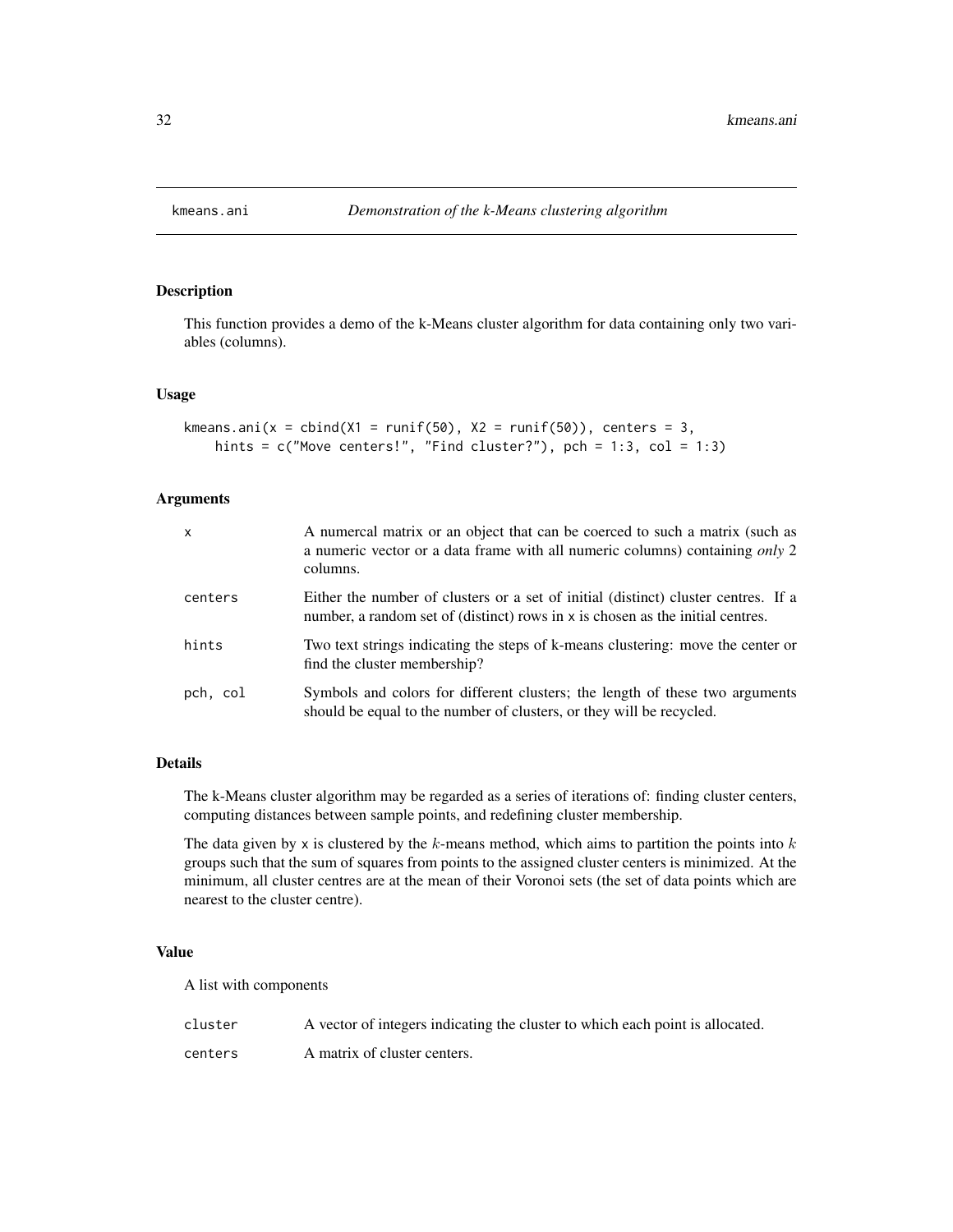# kmeans.ani — *Demonstration of the k-Means clustering algorithm*

## Description

This function provides a demo of the k-Means cluster algorithm for data containing only two variables (columns).

## Usage

```
kmeans.ani(x = cbind(X1 = runif(50), X2 = runif(50)), centers = 3,
    hints = c("Move centers!", "Find cluster?"), pch = 1:3, col = 1:3)
```

## Arguments

| | |
|---|---|
| `x` | A numercal matrix or an object that can be coerced to such a matrix (such as a numeric vector or a data frame with all numeric columns) containing *only* 2 columns. |
| `centers` | Either the number of clusters or a set of initial (distinct) cluster centres. If a number, a random set of (distinct) rows in `x` is chosen as the initial centres. |
| `hints` | Two text strings indicating the steps of k-means clustering: move the center or find the cluster membership? |
| `pch, col` | Symbols and colors for different clusters; the length of these two arguments should be equal to the number of clusters, or they will be recycled. |

## Details

The k-Means cluster algorithm may be regarded as a series of iterations of: finding cluster centers, computing distances between sample points, and redefining cluster membership.

The data given by `x` is clustered by the $k$-means method, which aims to partition the points into $k$ groups such that the sum of squares from points to the assigned cluster centers is minimized. At the minimum, all cluster centres are at the mean of their Voronoi sets (the set of data points which are nearest to the cluster centre).

## Value

A list with components

| | |
|---|---|
| `cluster` | A vector of integers indicating the cluster to which each point is allocated. |
| `centers` | A matrix of cluster centers. |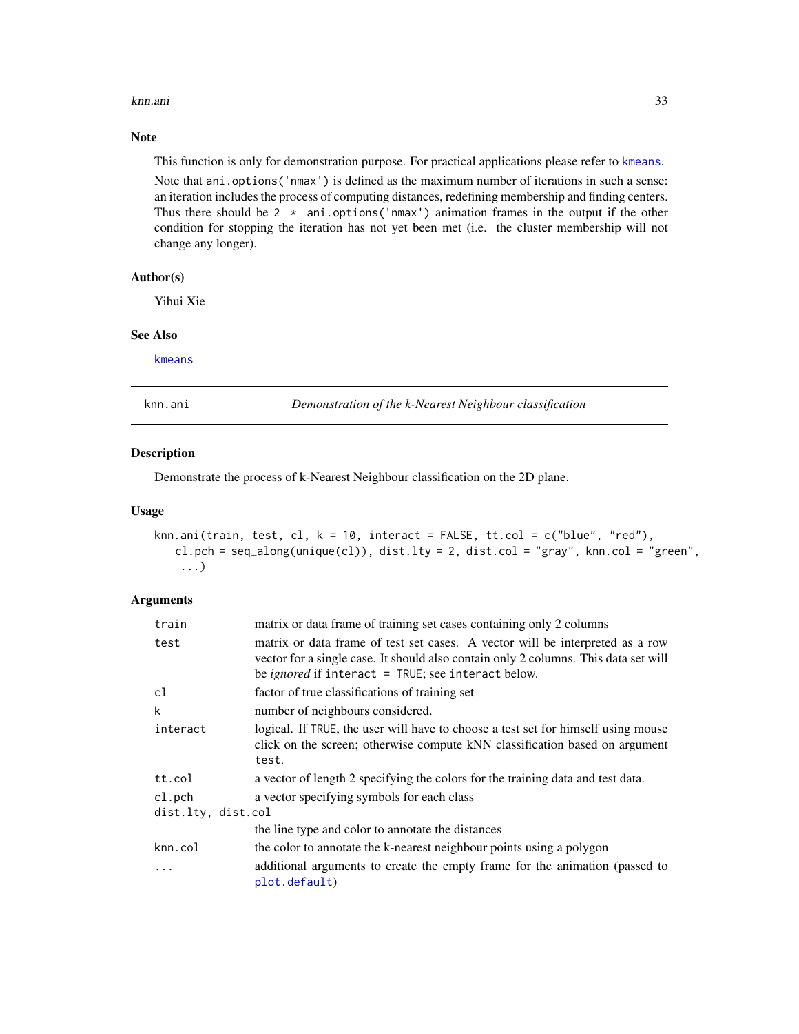## Note

This function is only for demonstration purpose. For practical applications please refer to `kmeans`.

Note that `ani.options('nmax')` is defined as the maximum number of iterations in such a sense: an iteration includes the process of computing distances, redefining membership and finding centers. Thus there should be `2 * ani.options('nmax')` animation frames in the output if the other condition for stopping the iteration has not yet been met (i.e. the cluster membership will not change any longer).

## Author(s)

Yihui Xie

## See Also

`kmeans`

---

`knn.ani` *Demonstration of the k-Nearest Neighbour classification*

---

## Description

Demonstrate the process of k-Nearest Neighbour classification on the 2D plane.

## Usage

```
knn.ani(train, test, cl, k = 10, interact = FALSE, tt.col = c("blue", "red"),
   cl.pch = seq_along(unique(cl)), dist.lty = 2, dist.col = "gray", knn.col = "green",
    ...)
```

## Arguments

| | |
|---|---|
| `train` | matrix or data frame of training set cases containing only 2 columns |
| `test` | matrix or data frame of test set cases. A vector will be interpreted as a row vector for a single case. It should also contain only 2 columns. This data set will be *ignored* if `interact = TRUE`; see `interact` below. |
| `cl` | factor of true classifications of training set |
| `k` | number of neighbours considered. |
| `interact` | logical. If `TRUE`, the user will have to choose a test set for himself using mouse click on the screen; otherwise compute kNN classification based on argument `test`. |
| `tt.col` | a vector of length 2 specifying the colors for the training data and test data. |
| `cl.pch` | a vector specifying symbols for each class |
| `dist.lty, dist.col` | the line type and color to annotate the distances |
| `knn.col` | the color to annotate the k-nearest neighbour points using a polygon |
| `...` | additional arguments to create the empty frame for the animation (passed to `plot.default`) |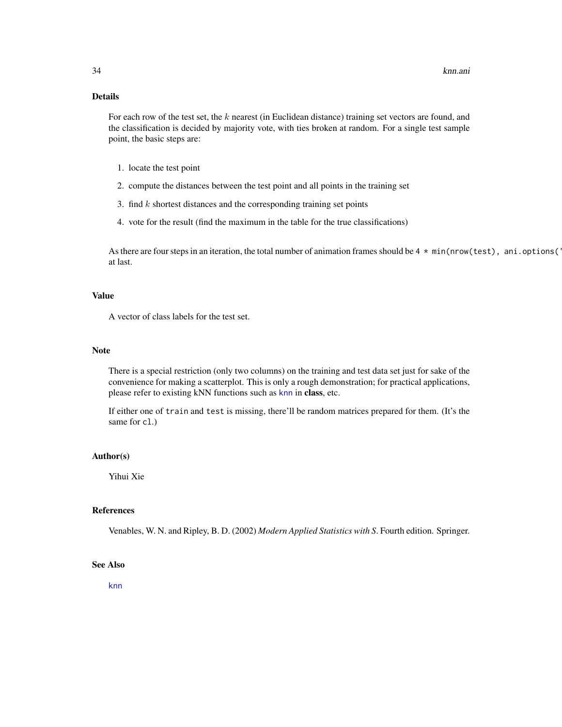## Details

For each row of the test set, the $k$ nearest (in Euclidean distance) training set vectors are found, and the classification is decided by majority vote, with ties broken at random. For a single test sample point, the basic steps are:

1. locate the test point
2. compute the distances between the test point and all points in the training set
3. find $k$ shortest distances and the corresponding training set points
4. vote for the result (find the maximum in the table for the true classifications)

As there are four steps in an iteration, the total number of animation frames should be `4 * min(nrow(test), ani.options('` at last.

## Value

A vector of class labels for the test set.

## Note

There is a special restriction (only two columns) on the training and test data set just for sake of the convenience for making a scatterplot. This is only a rough demonstration; for practical applications, please refer to existing kNN functions such as `knn` in **class**, etc.

If either one of `train` and `test` is missing, there'll be random matrices prepared for them. (It's the same for `cl`.)

## Author(s)

Yihui Xie

## References

Venables, W. N. and Ripley, B. D. (2002) *Modern Applied Statistics with S*. Fourth edition. Springer.

## See Also

`knn`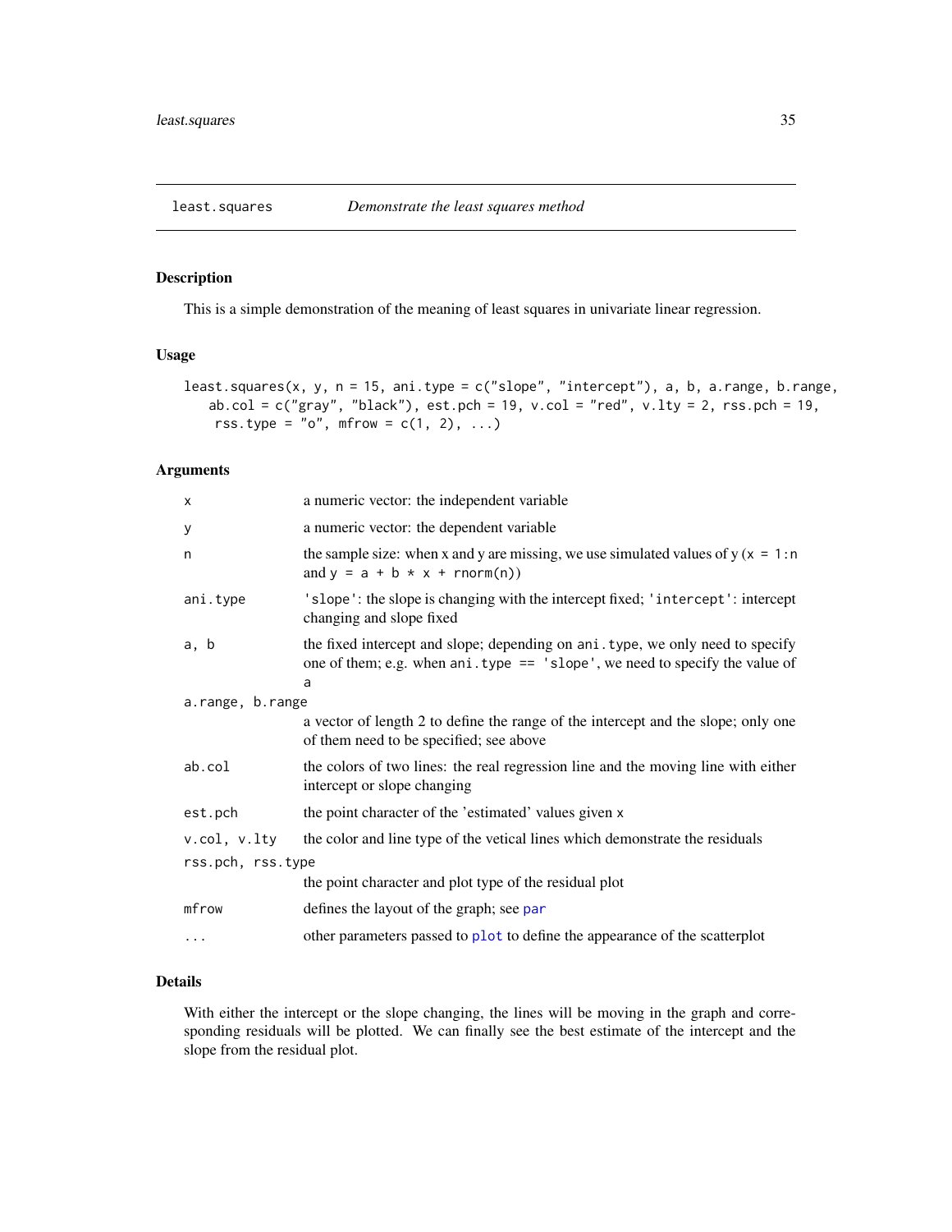## least.squares — *Demonstrate the least squares method*

### Description

This is a simple demonstration of the meaning of least squares in univariate linear regression.

### Usage

```
least.squares(x, y, n = 15, ani.type = c("slope", "intercept"), a, b, a.range, b.range,
    ab.col = c("gray", "black"), est.pch = 19, v.col = "red", v.lty = 2, rss.pch = 19,
    rss.type = "o", mfrow = c(1, 2), ...)
```

### Arguments

| | |
|---|---|
| `x` | a numeric vector: the independent variable |
| `y` | a numeric vector: the dependent variable |
| `n` | the sample size: when x and y are missing, we use simulated values of y (`x = 1:n` and `y = a + b * x + rnorm(n)`) |
| `ani.type` | `'slope'`: the slope is changing with the intercept fixed; `'intercept'`: intercept changing and slope fixed |
| `a, b` | the fixed intercept and slope; depending on `ani.type`, we only need to specify one of them; e.g. when `ani.type == 'slope'`, we need to specify the value of `a` |
| `a.range, b.range` | a vector of length 2 to define the range of the intercept and the slope; only one of them need to be specified; see above |
| `ab.col` | the colors of two lines: the real regression line and the moving line with either intercept or slope changing |
| `est.pch` | the point character of the 'estimated' values given `x` |
| `v.col, v.lty` | the color and line type of the vetical lines which demonstrate the residuals |
| `rss.pch, rss.type` | the point character and plot type of the residual plot |
| `mfrow` | defines the layout of the graph; see `par` |
| `...` | other parameters passed to `plot` to define the appearance of the scatterplot |

### Details

With either the intercept or the slope changing, the lines will be moving in the graph and corresponding residuals will be plotted. We can finally see the best estimate of the intercept and the slope from the residual plot.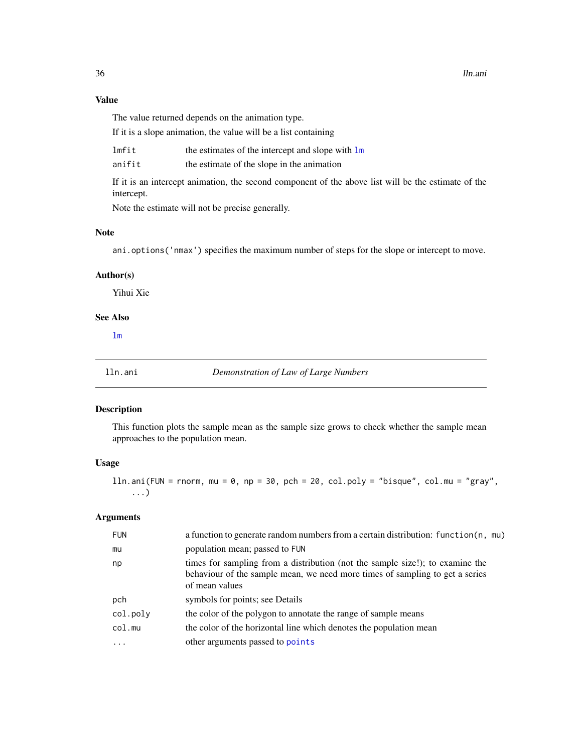## Value

The value returned depends on the animation type.

If it is a slope animation, the value will be a list containing

| | |
|---|---|
| lmfit | the estimates of the intercept and slope with lm |
| anifit | the estimate of the slope in the animation |

If it is an intercept animation, the second component of the above list will be the estimate of the intercept.

Note the estimate will not be precise generally.

## Note

`ani.options('nmax')` specifies the maximum number of steps for the slope or intercept to move.

## Author(s)

Yihui Xie

## See Also

lm

---

# lln.ani — *Demonstration of Law of Large Numbers*

## Description

This function plots the sample mean as the sample size grows to check whether the sample mean approaches to the population mean.

## Usage

```
lln.ani(FUN = rnorm, mu = 0, np = 30, pch = 20, col.poly = "bisque", col.mu = "gray",
    ...)
```

## Arguments

| | |
|---|---|
| FUN | a function to generate random numbers from a certain distribution: `function(n, mu)` |
| mu | population mean; passed to FUN |
| np | times for sampling from a distribution (not the sample size!); to examine the behaviour of the sample mean, we need more times of sampling to get a series of mean values |
| pch | symbols for points; see Details |
| col.poly | the color of the polygon to annotate the range of sample means |
| col.mu | the color of the horizontal line which denotes the population mean |
| ... | other arguments passed to points |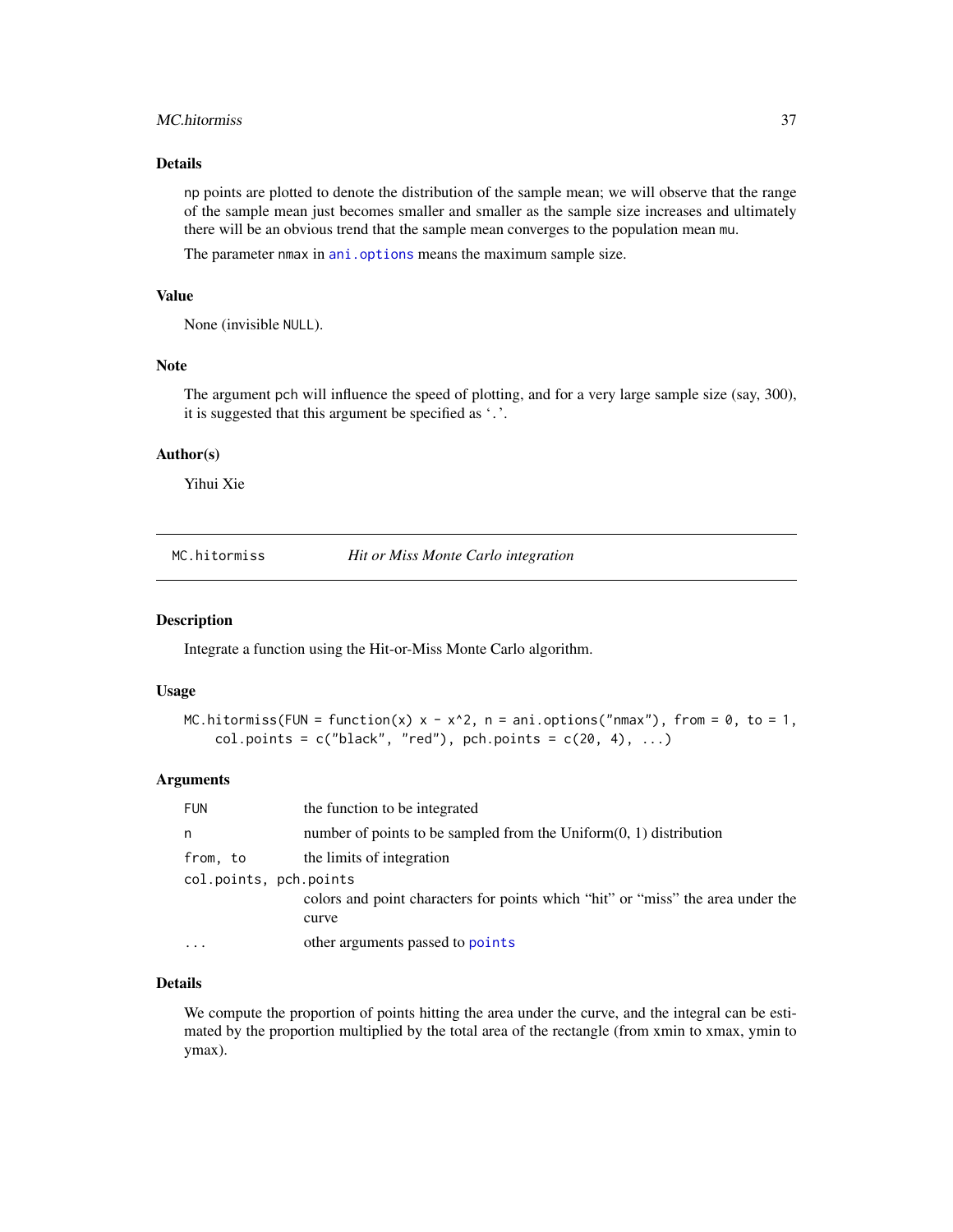### Details

np points are plotted to denote the distribution of the sample mean; we will observe that the range of the sample mean just becomes smaller and smaller as the sample size increases and ultimately there will be an obvious trend that the sample mean converges to the population mean mu.

The parameter nmax in ani.options means the maximum sample size.

### Value

None (invisible NULL).

### Note

The argument pch will influence the speed of plotting, and for a very large sample size (say, 300), it is suggested that this argument be specified as '.'.

### Author(s)

Yihui Xie

---

## MC.hitormiss — *Hit or Miss Monte Carlo integration*

### Description

Integrate a function using the Hit-or-Miss Monte Carlo algorithm.

### Usage

```
MC.hitormiss(FUN = function(x) x - x^2, n = ani.options("nmax"), from = 0, to = 1,
    col.points = c("black", "red"), pch.points = c(20, 4), ...)
```

### Arguments

| | |
|---|---|
| FUN | the function to be integrated |
| n | number of points to be sampled from the Uniform(0, 1) distribution |
| from, to | the limits of integration |
| col.points, pch.points | colors and point characters for points which "hit" or "miss" the area under the curve |
| ... | other arguments passed to points |

### Details

We compute the proportion of points hitting the area under the curve, and the integral can be estimated by the proportion multiplied by the total area of the rectangle (from xmin to xmax, ymin to ymax).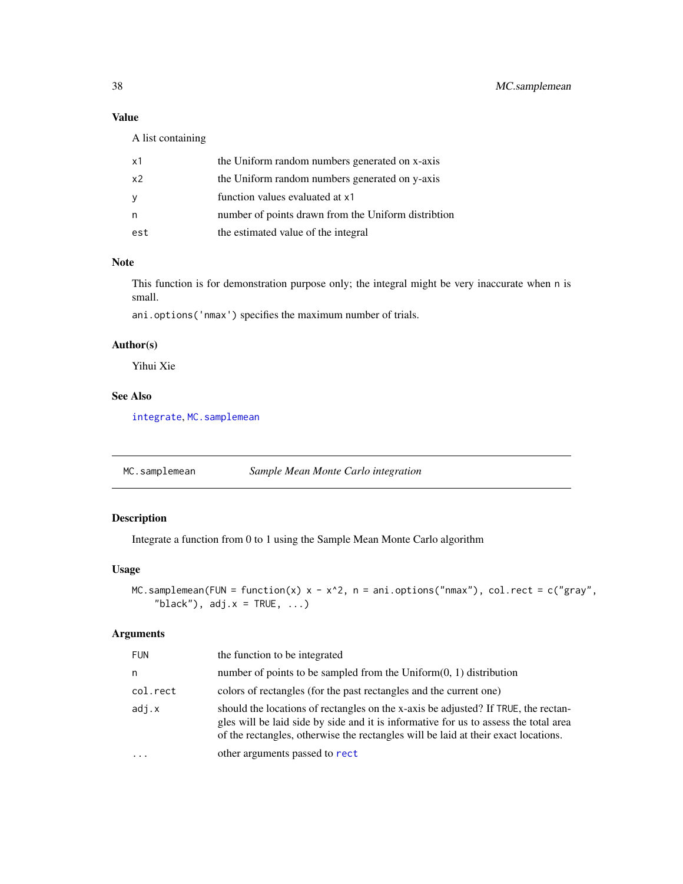### Value

A list containing

| | |
|---|---|
| x1 | the Uniform random numbers generated on x-axis |
| x2 | the Uniform random numbers generated on y-axis |
| y | function values evaluated at x1 |
| n | number of points drawn from the Uniform distribtion |
| est | the estimated value of the integral |

### Note

This function is for demonstration purpose only; the integral might be very inaccurate when n is small.

ani.options('nmax') specifies the maximum number of trials.

### Author(s)

Yihui Xie

### See Also

integrate, MC.samplemean

---

## MC.samplemean — *Sample Mean Monte Carlo integration*

---

### Description

Integrate a function from 0 to 1 using the Sample Mean Monte Carlo algorithm

### Usage

```
MC.samplemean(FUN = function(x) x - x^2, n = ani.options("nmax"), col.rect = c("gray",
    "black"), adj.x = TRUE, ...)
```

### Arguments

| | |
|---|---|
| FUN | the function to be integrated |
| n | number of points to be sampled from the Uniform(0, 1) distribution |
| col.rect | colors of rectangles (for the past rectangles and the current one) |
| adj.x | should the locations of rectangles on the x-axis be adjusted? If TRUE, the rectangles will be laid side by side and it is informative for us to assess the total area of the rectangles, otherwise the rectangles will be laid at their exact locations. |
| ... | other arguments passed to rect |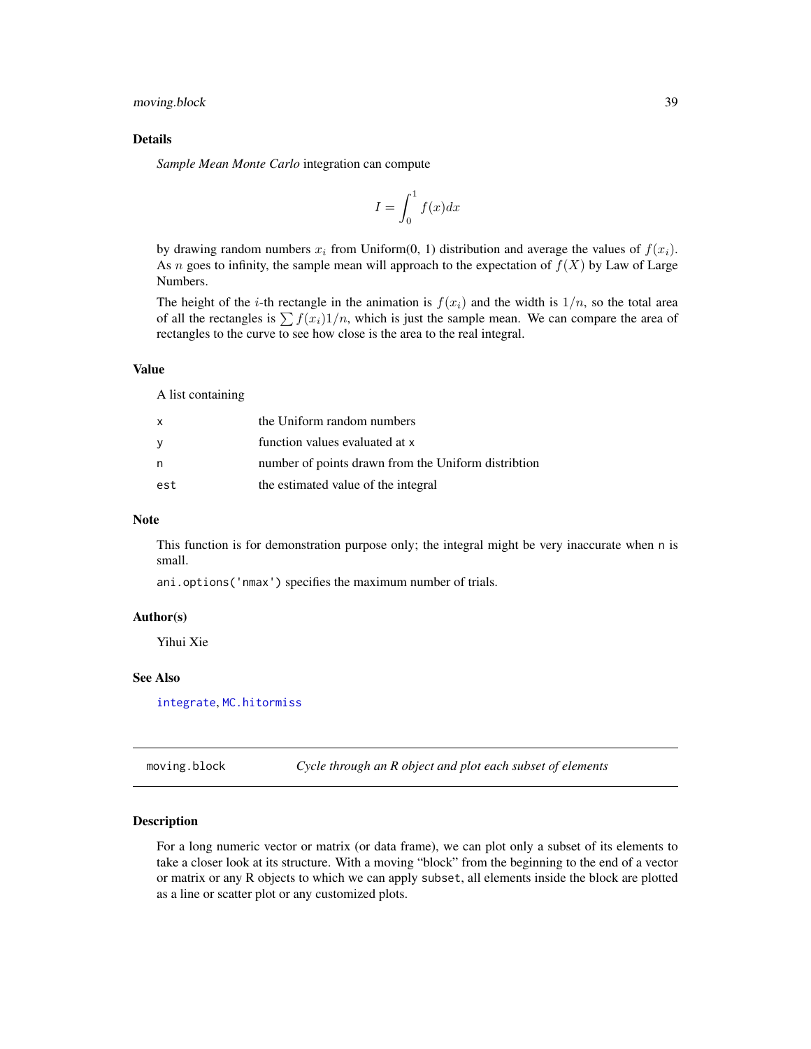### Details

*Sample Mean Monte Carlo* integration can compute

$$I = \int_0^1 f(x)dx$$

by drawing random numbers $x_i$ from Uniform(0, 1) distribution and average the values of $f(x_i)$. As $n$ goes to infinity, the sample mean will approach to the expectation of $f(X)$ by Law of Large Numbers.

The height of the $i$-th rectangle in the animation is $f(x_i)$ and the width is $1/n$, so the total area of all the rectangles is $\sum f(x_i)1/n$, which is just the sample mean. We can compare the area of rectangles to the curve to see how close is the area to the real integral.

### Value

A list containing

| | |
|---|---|
| `x` | the Uniform random numbers |
| `y` | function values evaluated at `x` |
| `n` | number of points drawn from the Uniform distribtion |
| `est` | the estimated value of the integral |

### Note

This function is for demonstration purpose only; the integral might be very inaccurate when `n` is small.

`ani.options('nmax')` specifies the maximum number of trials.

### Author(s)

Yihui Xie

### See Also

`integrate`, `MC.hitormiss`

---

## `moving.block` *Cycle through an R object and plot each subset of elements*

### Description

For a long numeric vector or matrix (or data frame), we can plot only a subset of its elements to take a closer look at its structure. With a moving "block" from the beginning to the end of a vector or matrix or any R objects to which we can apply `subset`, all elements inside the block are plotted as a line or scatter plot or any customized plots.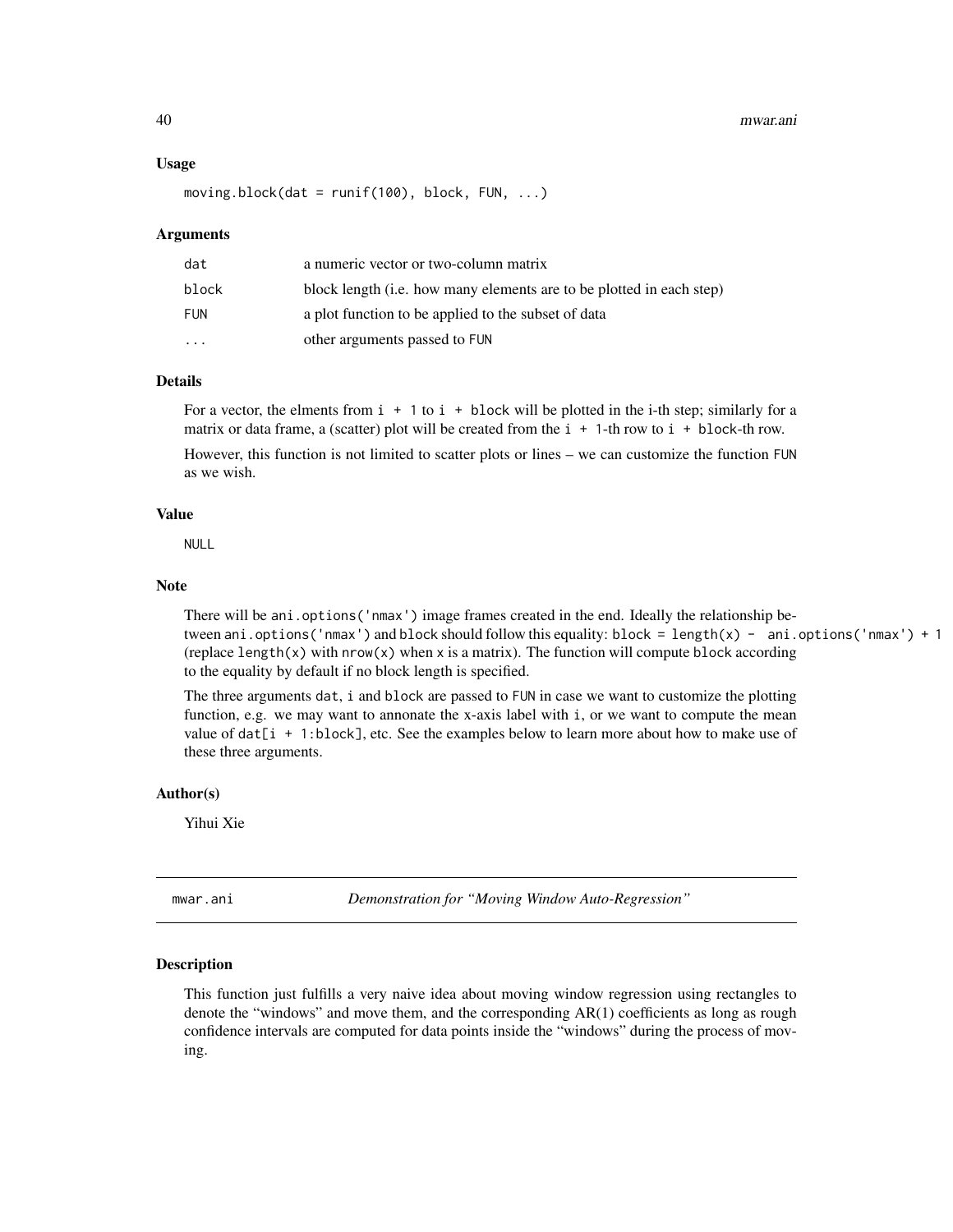### Usage

```
moving.block(dat = runif(100), block, FUN, ...)
```

### Arguments

| | |
|---|---|
| dat | a numeric vector or two-column matrix |
| block | block length (i.e. how many elements are to be plotted in each step) |
| FUN | a plot function to be applied to the subset of data |
| ... | other arguments passed to FUN |

### Details

For a vector, the elments from `i + 1` to `i + block` will be plotted in the i-th step; similarly for a matrix or data frame, a (scatter) plot will be created from the `i + 1`-th row to `i + block`-th row.

However, this function is not limited to scatter plots or lines – we can customize the function FUN as we wish.

### Value

NULL

### Note

There will be `ani.options('nmax')` image frames created in the end. Ideally the relationship between `ani.options('nmax')` and block should follow this equality: `block = length(x) - ani.options('nmax') + 1` (replace `length(x)` with `nrow(x)` when x is a matrix). The function will compute block according to the equality by default if no block length is specified.

The three arguments dat, i and block are passed to FUN in case we want to customize the plotting function, e.g. we may want to annonate the x-axis label with i, or we want to compute the mean value of `dat[i + 1:block]`, etc. See the examples below to learn more about how to make use of these three arguments.

### Author(s)

Yihui Xie

---

## mwar.ani — *Demonstration for "Moving Window Auto-Regression"*

### Description

This function just fulfills a very naive idea about moving window regression using rectangles to denote the "windows" and move them, and the corresponding AR(1) coefficients as long as rough confidence intervals are computed for data points inside the "windows" during the process of moving.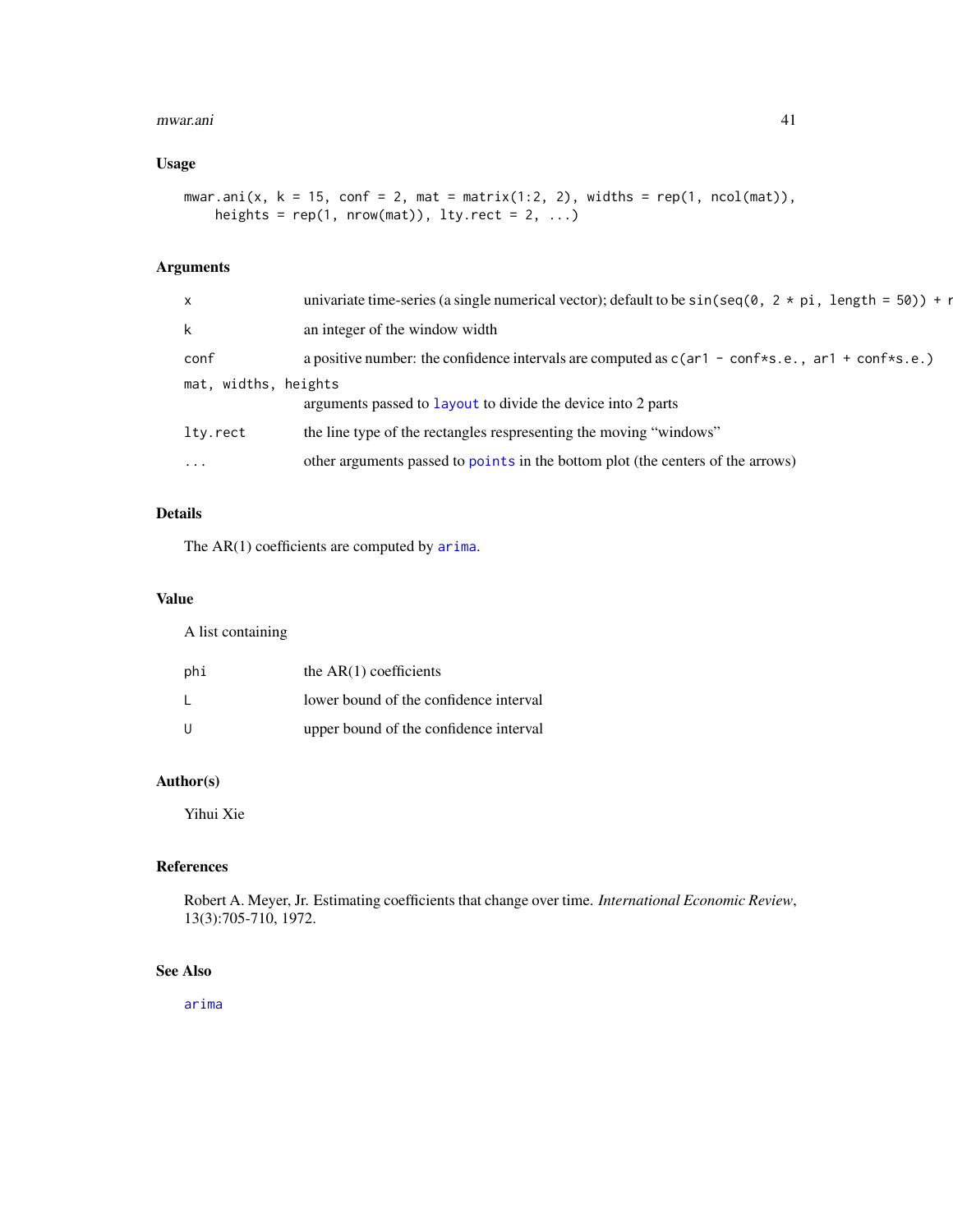## Usage

```
mwar.ani(x, k = 15, conf = 2, mat = matrix(1:2, 2), widths = rep(1, ncol(mat)),
    heights = rep(1, nrow(mat)), lty.rect = 2, ...)
```

## Arguments

| | |
|---|---|
| `x` | univariate time-series (a single numerical vector); default to be `sin(seq(0, 2 * pi, length = 50)) + r` |
| `k` | an integer of the window width |
| `conf` | a positive number: the confidence intervals are computed as `c(ar1 - conf*s.e., ar1 + conf*s.e.)` |
| `mat, widths, heights` | arguments passed to `layout` to divide the device into 2 parts |
| `lty.rect` | the line type of the rectangles respresenting the moving "windows" |
| `...` | other arguments passed to `points` in the bottom plot (the centers of the arrows) |

## Details

The AR(1) coefficients are computed by `arima`.

## Value

A list containing

| | |
|---|---|
| `phi` | the AR(1) coefficients |
| `L` | lower bound of the confidence interval |
| `U` | upper bound of the confidence interval |

## Author(s)

Yihui Xie

## References

Robert A. Meyer, Jr. Estimating coefficients that change over time. *International Economic Review*, 13(3):705-710, 1972.

## See Also

`arima`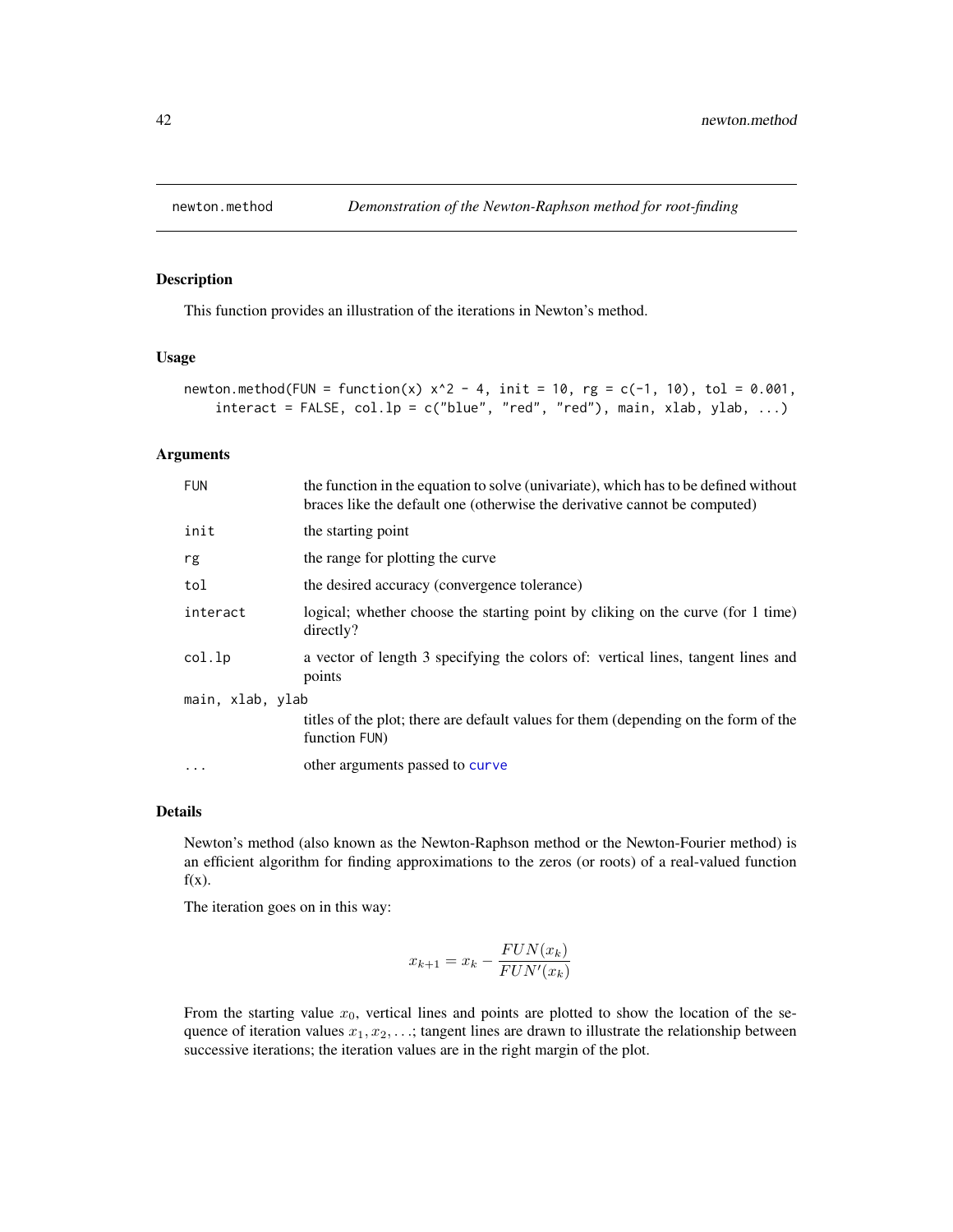# newton.method — *Demonstration of the Newton-Raphson method for root-finding*

## Description

This function provides an illustration of the iterations in Newton's method.

## Usage

```
newton.method(FUN = function(x) x^2 - 4, init = 10, rg = c(-1, 10), tol = 0.001,
    interact = FALSE, col.lp = c("blue", "red", "red"), main, xlab, ylab, ...)
```

## Arguments

| | |
|---|---|
| `FUN` | the function in the equation to solve (univariate), which has to be defined without braces like the default one (otherwise the derivative cannot be computed) |
| `init` | the starting point |
| `rg` | the range for plotting the curve |
| `tol` | the desired accuracy (convergence tolerance) |
| `interact` | logical; whether choose the starting point by cliking on the curve (for 1 time) directly? |
| `col.lp` | a vector of length 3 specifying the colors of: vertical lines, tangent lines and points |
| `main, xlab, ylab` | titles of the plot; there are default values for them (depending on the form of the function `FUN`) |
| `...` | other arguments passed to `curve` |

## Details

Newton's method (also known as the Newton-Raphson method or the Newton-Fourier method) is an efficient algorithm for finding approximations to the zeros (or roots) of a real-valued function f(x).

The iteration goes on in this way:

$$x_{k+1} = x_k - \frac{FUN(x_k)}{FUN'(x_k)}$$

From the starting value $x_0$, vertical lines and points are plotted to show the location of the sequence of iteration values $x_1, x_2, \ldots$; tangent lines are drawn to illustrate the relationship between successive iterations; the iteration values are in the right margin of the plot.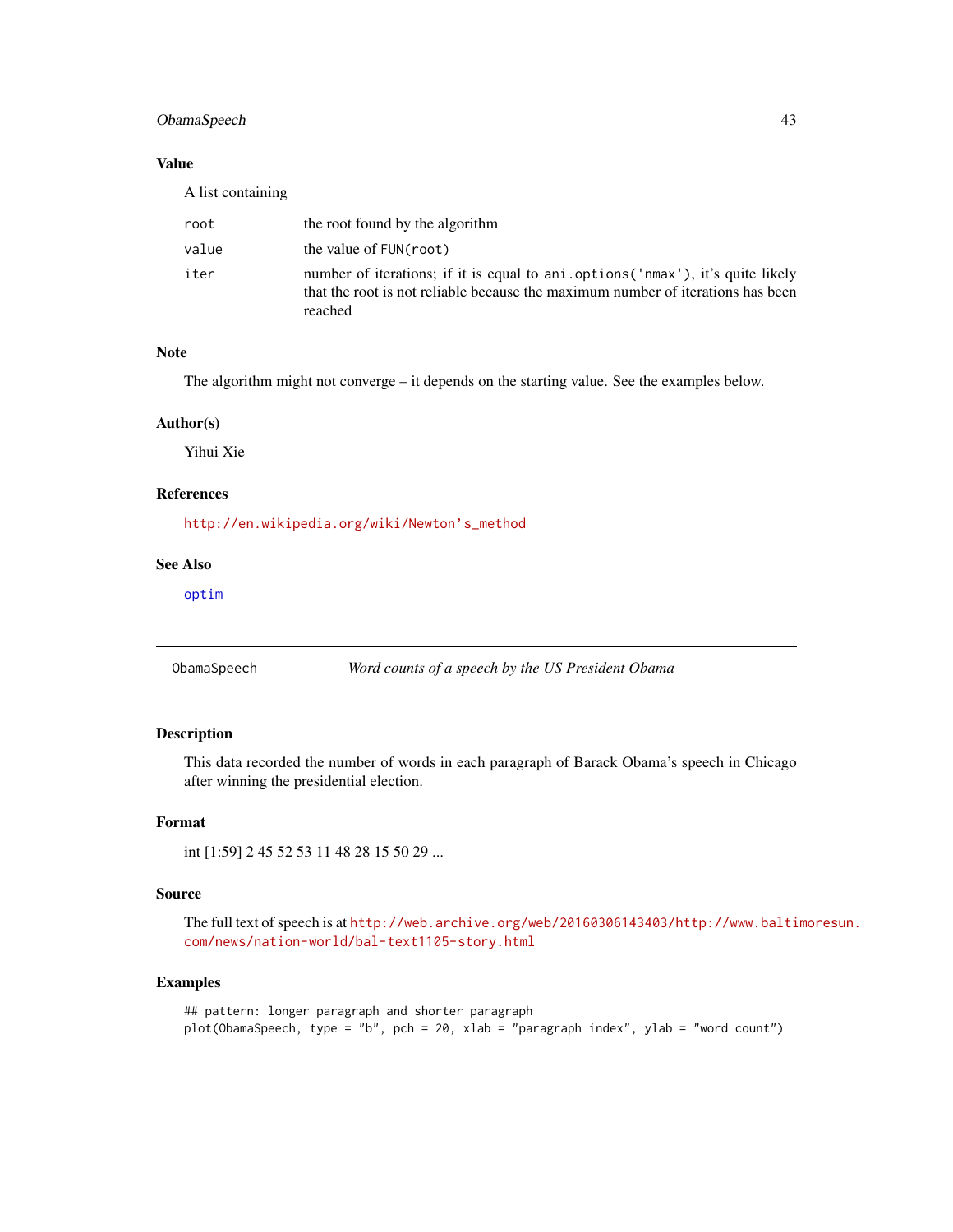### Value

A list containing

| | |
|---|---|
| root | the root found by the algorithm |
| value | the value of FUN(root) |
| iter | number of iterations; if it is equal to ani.options('nmax'), it's quite likely that the root is not reliable because the maximum number of iterations has been reached |

### Note

The algorithm might not converge – it depends on the starting value. See the examples below.

### Author(s)

Yihui Xie

### References

http://en.wikipedia.org/wiki/Newton's_method

### See Also

optim

---

## ObamaSpeech — *Word counts of a speech by the US President Obama*

---

### Description

This data recorded the number of words in each paragraph of Barack Obama's speech in Chicago after winning the presidential election.

### Format

int [1:59] 2 45 52 53 11 48 28 15 50 29 ...

### Source

The full text of speech is at http://web.archive.org/web/20160306143403/http://www.baltimoresun.com/news/nation-world/bal-text1105-story.html

### Examples

```
## pattern: longer paragraph and shorter paragraph
plot(ObamaSpeech, type = "b", pch = 20, xlab = "paragraph index", ylab = "word count")
```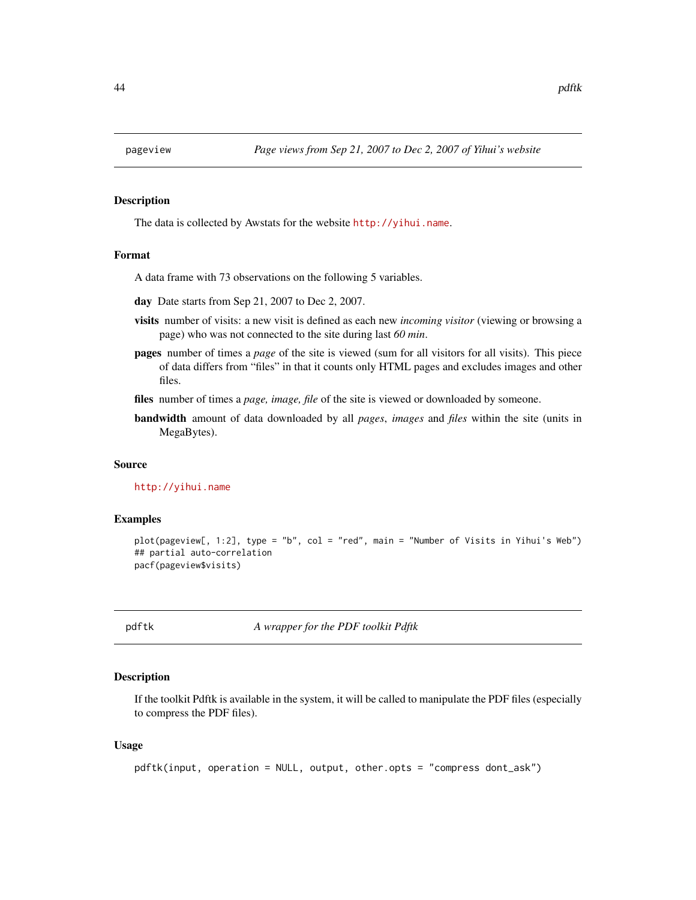## pageview    *Page views from Sep 21, 2007 to Dec 2, 2007 of Yihui's website*

### Description

The data is collected by Awstats for the website http://yihui.name.

### Format

A data frame with 73 observations on the following 5 variables.

**day** Date starts from Sep 21, 2007 to Dec 2, 2007.

**visits** number of visits: a new visit is defined as each new *incoming visitor* (viewing or browsing a page) who was not connected to the site during last *60 min*.

**pages** number of times a *page* of the site is viewed (sum for all visitors for all visits). This piece of data differs from "files" in that it counts only HTML pages and excludes images and other files.

**files** number of times a *page, image, file* of the site is viewed or downloaded by someone.

**bandwidth** amount of data downloaded by all *pages*, *images* and *files* within the site (units in MegaBytes).

### Source

http://yihui.name

### Examples

```
plot(pageview[, 1:2], type = "b", col = "red", main = "Number of Visits in Yihui's Web")
## partial auto-correlation
pacf(pageview$visits)
```

## pdftk    *A wrapper for the PDF toolkit Pdftk*

### Description

If the toolkit Pdftk is available in the system, it will be called to manipulate the PDF files (especially to compress the PDF files).

### Usage

```
pdftk(input, operation = NULL, output, other.opts = "compress dont_ask")
```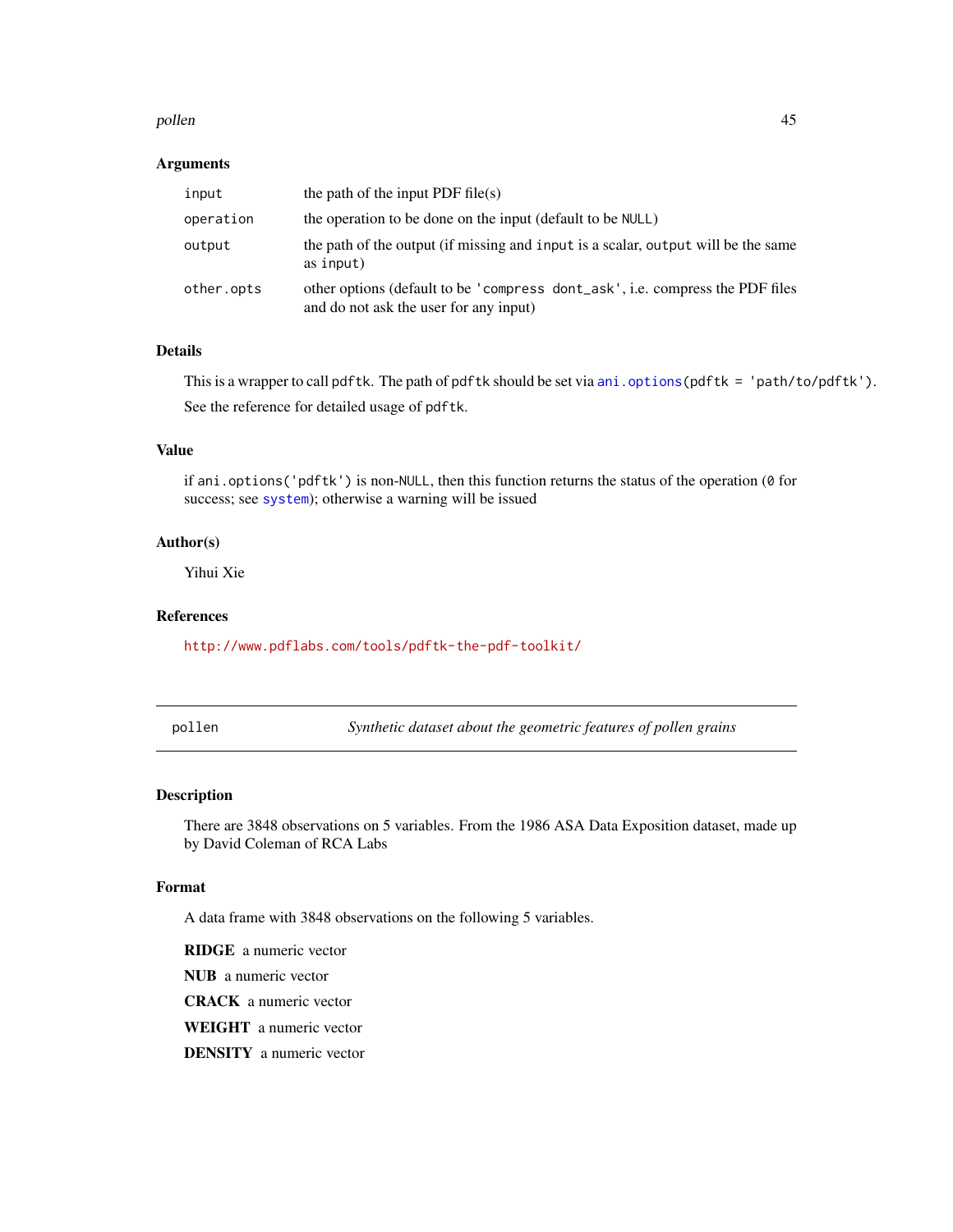## Arguments

| | |
|---|---|
| input | the path of the input PDF file(s) |
| operation | the operation to be done on the input (default to be NULL) |
| output | the path of the output (if missing and input is a scalar, output will be the same as input) |
| other.opts | other options (default to be 'compress dont_ask', i.e. compress the PDF files and do not ask the user for any input) |

## Details

This is a wrapper to call pdftk. The path of pdftk should be set via ani.options(pdftk = 'path/to/pdftk').

See the reference for detailed usage of pdftk.

## Value

if ani.options('pdftk') is non-NULL, then this function returns the status of the operation (0 for success; see system); otherwise a warning will be issued

## Author(s)

Yihui Xie

## References

http://www.pdflabs.com/tools/pdftk-the-pdf-toolkit/

---

# pollen — *Synthetic dataset about the geometric features of pollen grains*

## Description

There are 3848 observations on 5 variables. From the 1986 ASA Data Exposition dataset, made up by David Coleman of RCA Labs

## Format

A data frame with 3848 observations on the following 5 variables.

**RIDGE** a numeric vector

**NUB** a numeric vector

**CRACK** a numeric vector

**WEIGHT** a numeric vector

**DENSITY** a numeric vector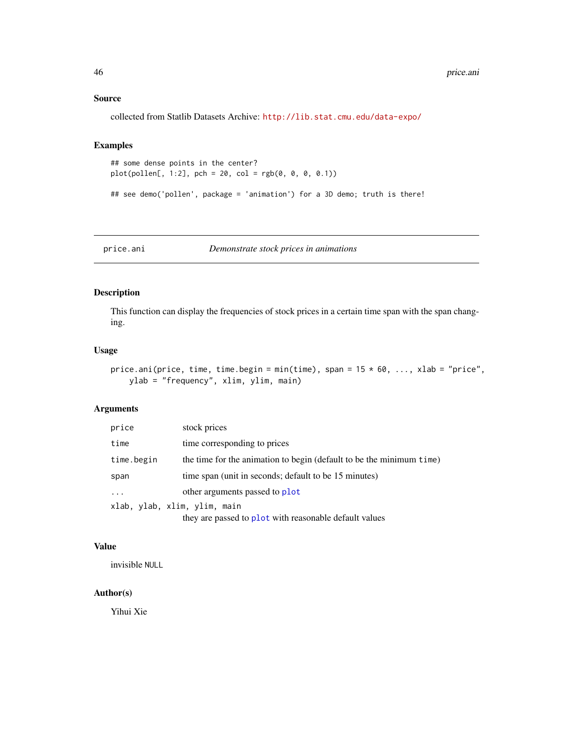## Source

collected from Statlib Datasets Archive: http://lib.stat.cmu.edu/data-expo/

## Examples

```
## some dense points in the center?
plot(pollen[, 1:2], pch = 20, col = rgb(0, 0, 0, 0.1))

## see demo('pollen', package = 'animation') for a 3D demo; truth is there!
```

---

# price.ani &nbsp;&nbsp;&nbsp;&nbsp; *Demonstrate stock prices in animations*

---

## Description

This function can display the frequencies of stock prices in a certain time span with the span changing.

## Usage

```
price.ani(price, time, time.begin = min(time), span = 15 * 60, ..., xlab = "price",
    ylab = "frequency", xlim, ylim, main)
```

## Arguments

| | |
|---|---|
| `price` | stock prices |
| `time` | time corresponding to prices |
| `time.begin` | the time for the animation to begin (default to be the minimum `time`) |
| `span` | time span (unit in seconds; default to be 15 minutes) |
| `...` | other arguments passed to `plot` |
| `xlab, ylab, xlim, ylim, main` | they are passed to `plot` with reasonable default values |

## Value

invisible `NULL`

## Author(s)

Yihui Xie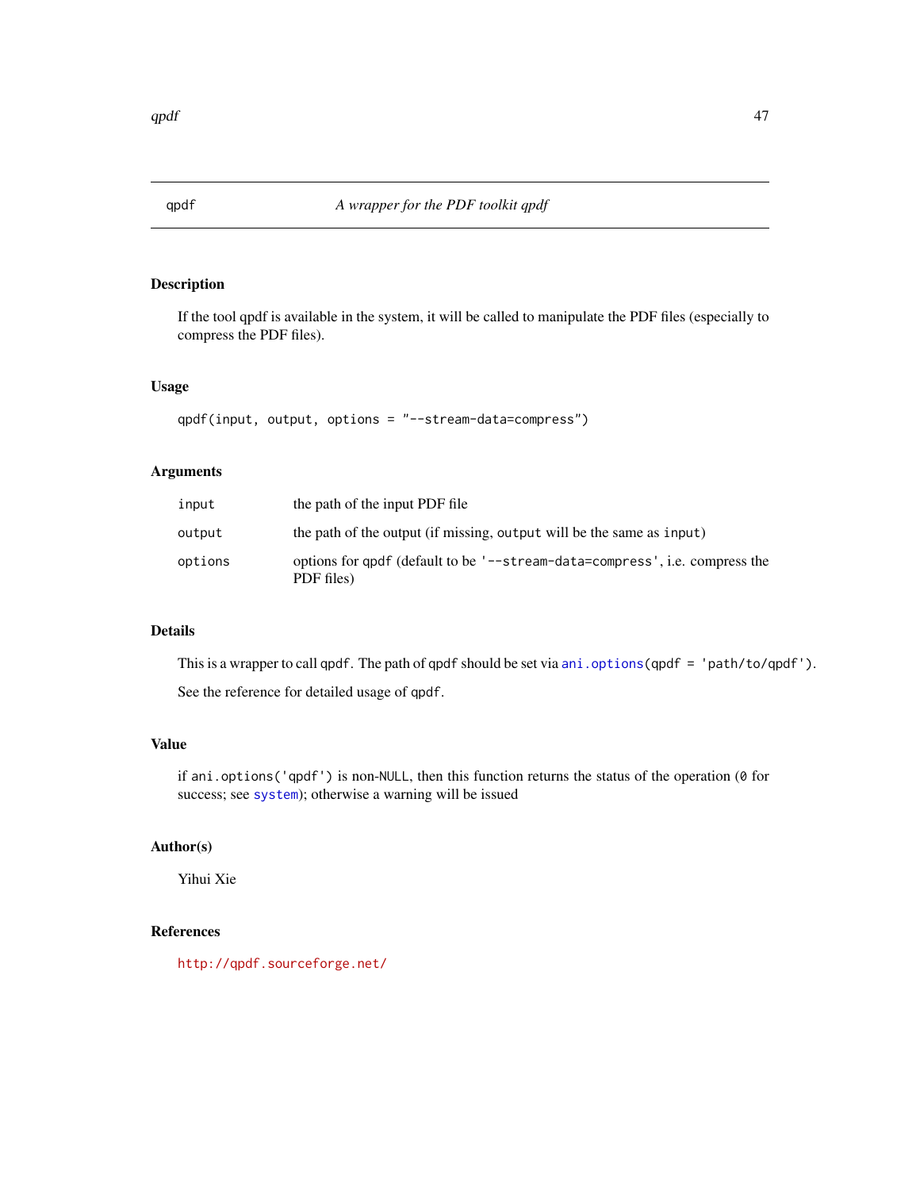## qpdf — *A wrapper for the PDF toolkit qpdf*

### Description

If the tool qpdf is available in the system, it will be called to manipulate the PDF files (especially to compress the PDF files).

### Usage

```
qpdf(input, output, options = "--stream-data=compress")
```

### Arguments

| | |
|---|---|
| `input` | the path of the input PDF file |
| `output` | the path of the output (if missing, `output` will be the same as `input`) |
| `options` | options for `qpdf` (default to be `'--stream-data=compress'`, i.e. compress the PDF files) |

### Details

This is a wrapper to call `qpdf`. The path of `qpdf` should be set via `ani.options(qpdf = 'path/to/qpdf')`.

See the reference for detailed usage of `qpdf`.

### Value

if `ani.options('qpdf')` is non-`NULL`, then this function returns the status of the operation (`0` for success; see `system`); otherwise a warning will be issued

### Author(s)

Yihui Xie

### References

http://qpdf.sourceforge.net/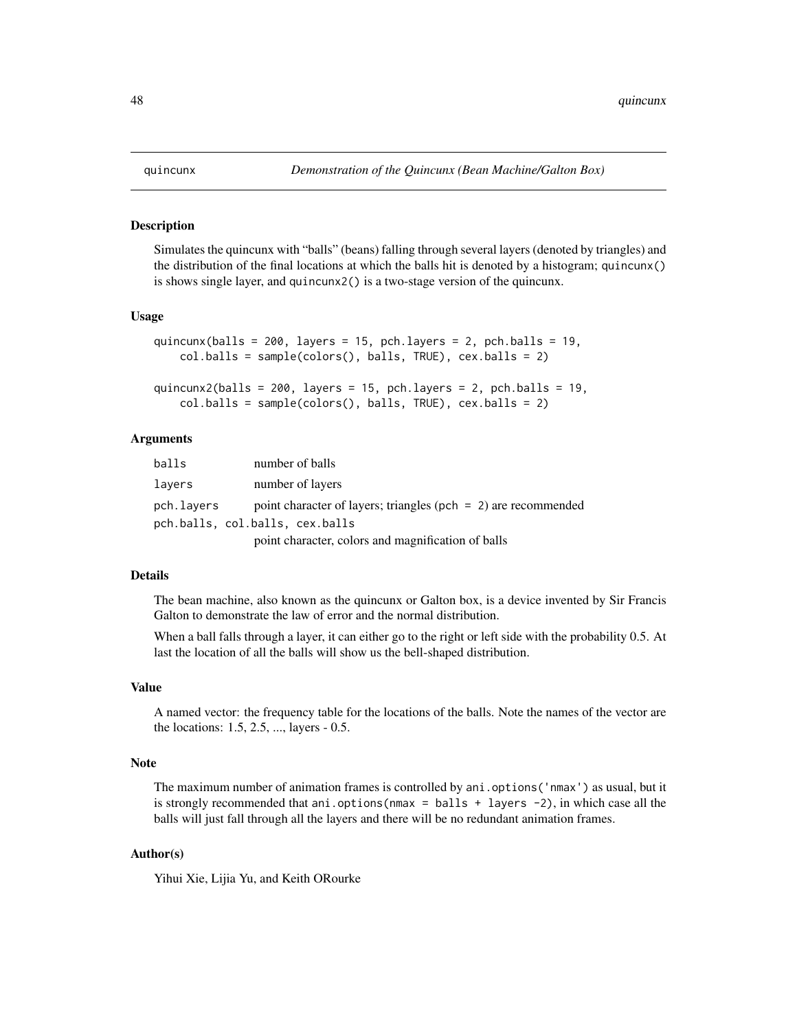# quincunx — *Demonstration of the Quincunx (Bean Machine/Galton Box)*

## Description

Simulates the quincunx with "balls" (beans) falling through several layers (denoted by triangles) and the distribution of the final locations at which the balls hit is denoted by a histogram; `quincunx()` is shows single layer, and `quincunx2()` is a two-stage version of the quincunx.

## Usage

```
quincunx(balls = 200, layers = 15, pch.layers = 2, pch.balls = 19,
    col.balls = sample(colors(), balls, TRUE), cex.balls = 2)

quincunx2(balls = 200, layers = 15, pch.layers = 2, pch.balls = 19,
    col.balls = sample(colors(), balls, TRUE), cex.balls = 2)
```

## Arguments

| | |
|---|---|
| `balls` | number of balls |
| `layers` | number of layers |
| `pch.layers` | point character of layers; triangles (`pch = 2`) are recommended |
| `pch.balls, col.balls, cex.balls` | point character, colors and magnification of balls |

## Details

The bean machine, also known as the quincunx or Galton box, is a device invented by Sir Francis Galton to demonstrate the law of error and the normal distribution.

When a ball falls through a layer, it can either go to the right or left side with the probability 0.5. At last the location of all the balls will show us the bell-shaped distribution.

## Value

A named vector: the frequency table for the locations of the balls. Note the names of the vector are the locations: 1.5, 2.5, ..., layers - 0.5.

## Note

The maximum number of animation frames is controlled by `ani.options('nmax')` as usual, but it is strongly recommended that `ani.options(nmax = balls + layers -2)`, in which case all the balls will just fall through all the layers and there will be no redundant animation frames.

## Author(s)

Yihui Xie, Lijia Yu, and Keith ORourke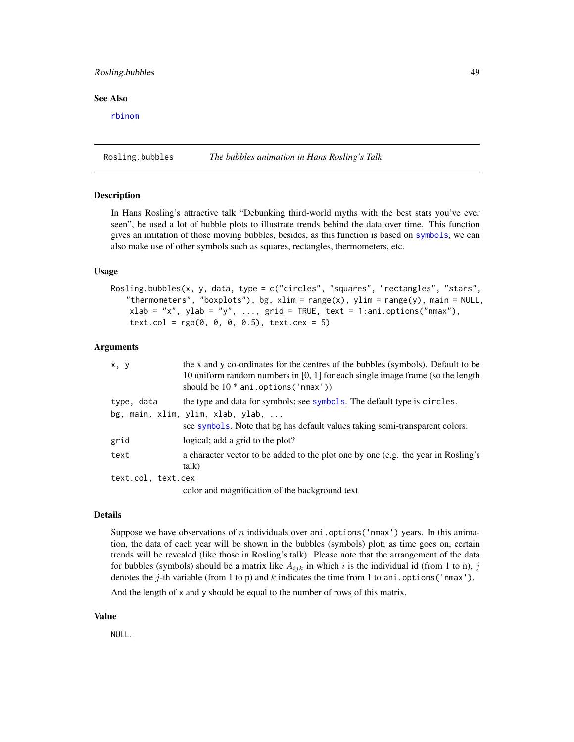## See Also

rbinom

---

Rosling.bubbles *The bubbles animation in Hans Rosling's Talk*

---

## Description

In Hans Rosling's attractive talk "Debunking third-world myths with the best stats you've ever seen", he used a lot of bubble plots to illustrate trends behind the data over time. This function gives an imitation of those moving bubbles, besides, as this function is based on symbols, we can also make use of other symbols such as squares, rectangles, thermometers, etc.

## Usage

```
Rosling.bubbles(x, y, data, type = c("circles", "squares", "rectangles", "stars",
   "thermometers", "boxplots"), bg, xlim = range(x), ylim = range(y), main = NULL,
    xlab = "x", ylab = "y", ..., grid = TRUE, text = 1:ani.options("nmax"),
    text.col = rgb(0, 0, 0, 0.5), text.cex = 5)
```

## Arguments

| | |
|---|---|
| `x, y` | the x and y co-ordinates for the centres of the bubbles (symbols). Default to be 10 uniform random numbers in [0, 1] for each single image frame (so the length should be 10 * `ani.options('nmax')`) |
| `type, data` | the type and data for symbols; see `symbols`. The default type is `circles`. |
| `bg, main, xlim, ylim, xlab, ylab, ...` | see `symbols`. Note that bg has default values taking semi-transparent colors. |
| `grid` | logical; add a grid to the plot? |
| `text` | a character vector to be added to the plot one by one (e.g. the year in Rosling's talk) |
| `text.col, text.cex` | color and magnification of the background text |

## Details

Suppose we have observations of $n$ individuals over `ani.options('nmax')` years. In this animation, the data of each year will be shown in the bubbles (symbols) plot; as time goes on, certain trends will be revealed (like those in Rosling's talk). Please note that the arrangement of the data for bubbles (symbols) should be a matrix like $A_{ijk}$ in which $i$ is the individual id (from 1 to n), $j$ denotes the $j$-th variable (from 1 to p) and $k$ indicates the time from 1 to `ani.options('nmax')`.

And the length of `x` and `y` should be equal to the number of rows of this matrix.

## Value

`NULL`.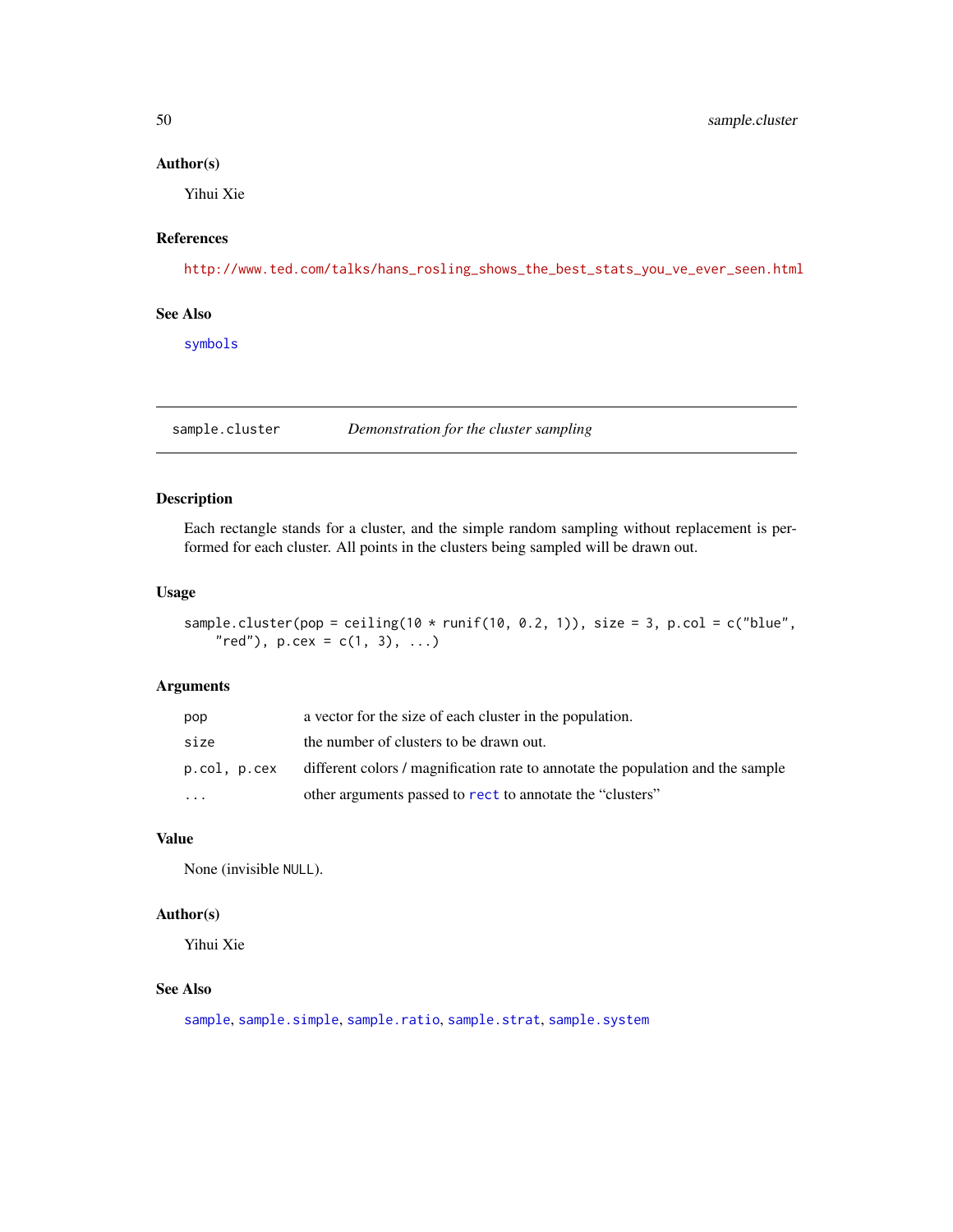### Author(s)

Yihui Xie

### References

http://www.ted.com/talks/hans_rosling_shows_the_best_stats_you_ve_ever_seen.html

### See Also

symbols

---

## sample.cluster — *Demonstration for the cluster sampling*

---

### Description

Each rectangle stands for a cluster, and the simple random sampling without replacement is performed for each cluster. All points in the clusters being sampled will be drawn out.

### Usage

```
sample.cluster(pop = ceiling(10 * runif(10, 0.2, 1)), size = 3, p.col = c("blue",
    "red"), p.cex = c(1, 3), ...)
```

### Arguments

| | |
|---|---|
| `pop` | a vector for the size of each cluster in the population. |
| `size` | the number of clusters to be drawn out. |
| `p.col, p.cex` | different colors / magnification rate to annotate the population and the sample |
| `...` | other arguments passed to `rect` to annotate the "clusters" |

### Value

None (invisible `NULL`).

### Author(s)

Yihui Xie

### See Also

`sample`, `sample.simple`, `sample.ratio`, `sample.strat`, `sample.system`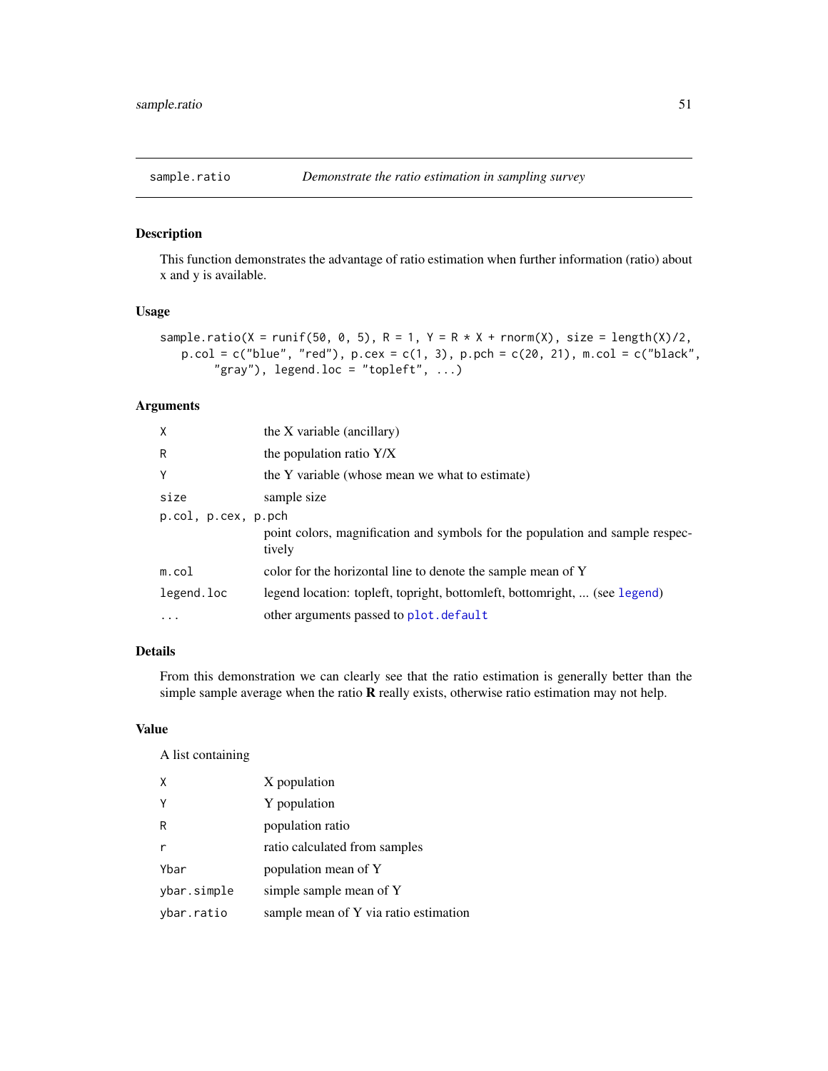## sample.ratio — *Demonstrate the ratio estimation in sampling survey*

### Description

This function demonstrates the advantage of ratio estimation when further information (ratio) about x and y is available.

### Usage

```
sample.ratio(X = runif(50, 0, 5), R = 1, Y = R * X + rnorm(X), size = length(X)/2,
    p.col = c("blue", "red"), p.cex = c(1, 3), p.pch = c(20, 21), m.col = c("black",
        "gray"), legend.loc = "topleft", ...)
```

### Arguments

| | |
|---|---|
| `X` | the X variable (ancillary) |
| `R` | the population ratio Y/X |
| `Y` | the Y variable (whose mean we what to estimate) |
| `size` | sample size |
| `p.col, p.cex, p.pch` | point colors, magnification and symbols for the population and sample respectively |
| `m.col` | color for the horizontal line to denote the sample mean of Y |
| `legend.loc` | legend location: topleft, topright, bottomleft, bottomright, ... (see `legend`) |
| `...` | other arguments passed to `plot.default` |

### Details

From this demonstration we can clearly see that the ratio estimation is generally better than the simple sample average when the ratio **R** really exists, otherwise ratio estimation may not help.

### Value

A list containing

| | |
|---|---|
| `X` | X population |
| `Y` | Y population |
| `R` | population ratio |
| `r` | ratio calculated from samples |
| `Ybar` | population mean of Y |
| `ybar.simple` | simple sample mean of Y |
| `ybar.ratio` | sample mean of Y via ratio estimation |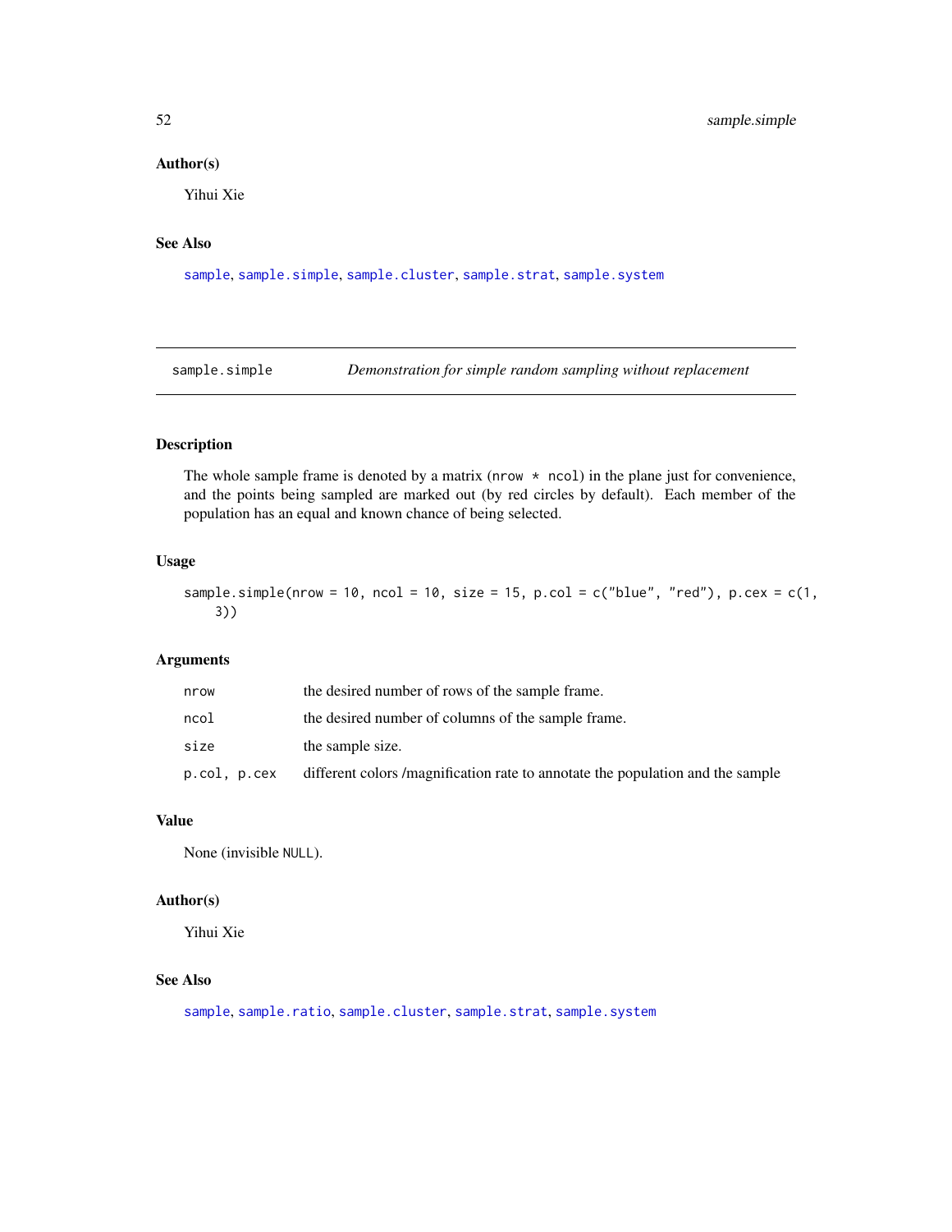### Author(s)

Yihui Xie

### See Also

sample, sample.simple, sample.cluster, sample.strat, sample.system

---

## sample.simple — *Demonstration for simple random sampling without replacement*

### Description

The whole sample frame is denoted by a matrix (`nrow * ncol`) in the plane just for convenience, and the points being sampled are marked out (by red circles by default). Each member of the population has an equal and known chance of being selected.

### Usage

```
sample.simple(nrow = 10, ncol = 10, size = 15, p.col = c("blue", "red"), p.cex = c(1,
    3))
```

### Arguments

| | |
|---|---|
| `nrow` | the desired number of rows of the sample frame. |
| `ncol` | the desired number of columns of the sample frame. |
| `size` | the sample size. |
| `p.col, p.cex` | different colors /magnification rate to annotate the population and the sample |

### Value

None (invisible `NULL`).

### Author(s)

Yihui Xie

### See Also

sample, sample.ratio, sample.cluster, sample.strat, sample.system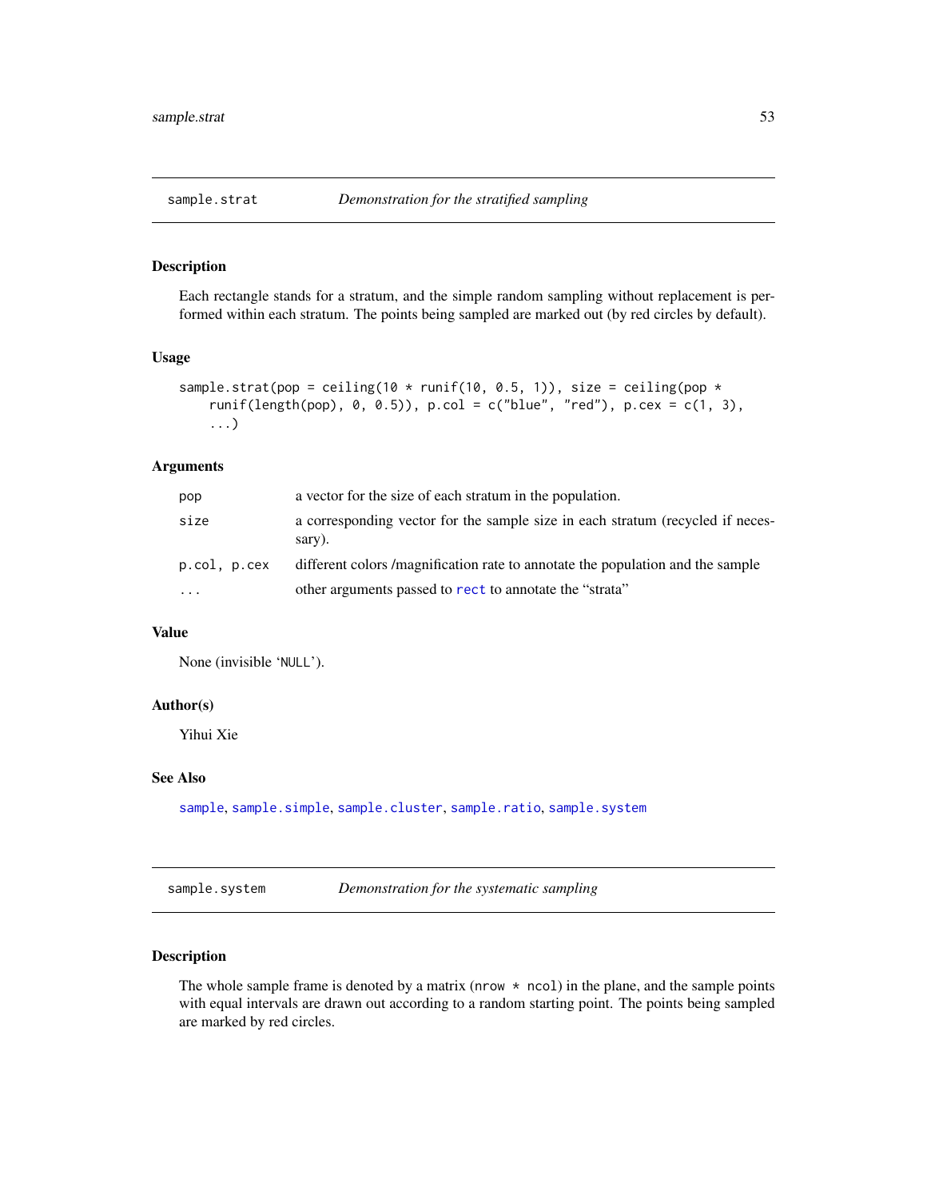## sample.strat — *Demonstration for the stratified sampling*

### Description

Each rectangle stands for a stratum, and the simple random sampling without replacement is performed within each stratum. The points being sampled are marked out (by red circles by default).

### Usage

```
sample.strat(pop = ceiling(10 * runif(10, 0.5, 1)), size = ceiling(pop *
    runif(length(pop), 0, 0.5)), p.col = c("blue", "red"), p.cex = c(1, 3),
    ...)
```

### Arguments

| | |
|---|---|
| `pop` | a vector for the size of each stratum in the population. |
| `size` | a corresponding vector for the sample size in each stratum (recycled if necessary). |
| `p.col, p.cex` | different colors /magnification rate to annotate the population and the sample |
| `...` | other arguments passed to `rect` to annotate the "strata" |

### Value

None (invisible 'NULL').

### Author(s)

Yihui Xie

### See Also

`sample`, `sample.simple`, `sample.cluster`, `sample.ratio`, `sample.system`

## sample.system — *Demonstration for the systematic sampling*

### Description

The whole sample frame is denoted by a matrix (`nrow * ncol`) in the plane, and the sample points with equal intervals are drawn out according to a random starting point. The points being sampled are marked by red circles.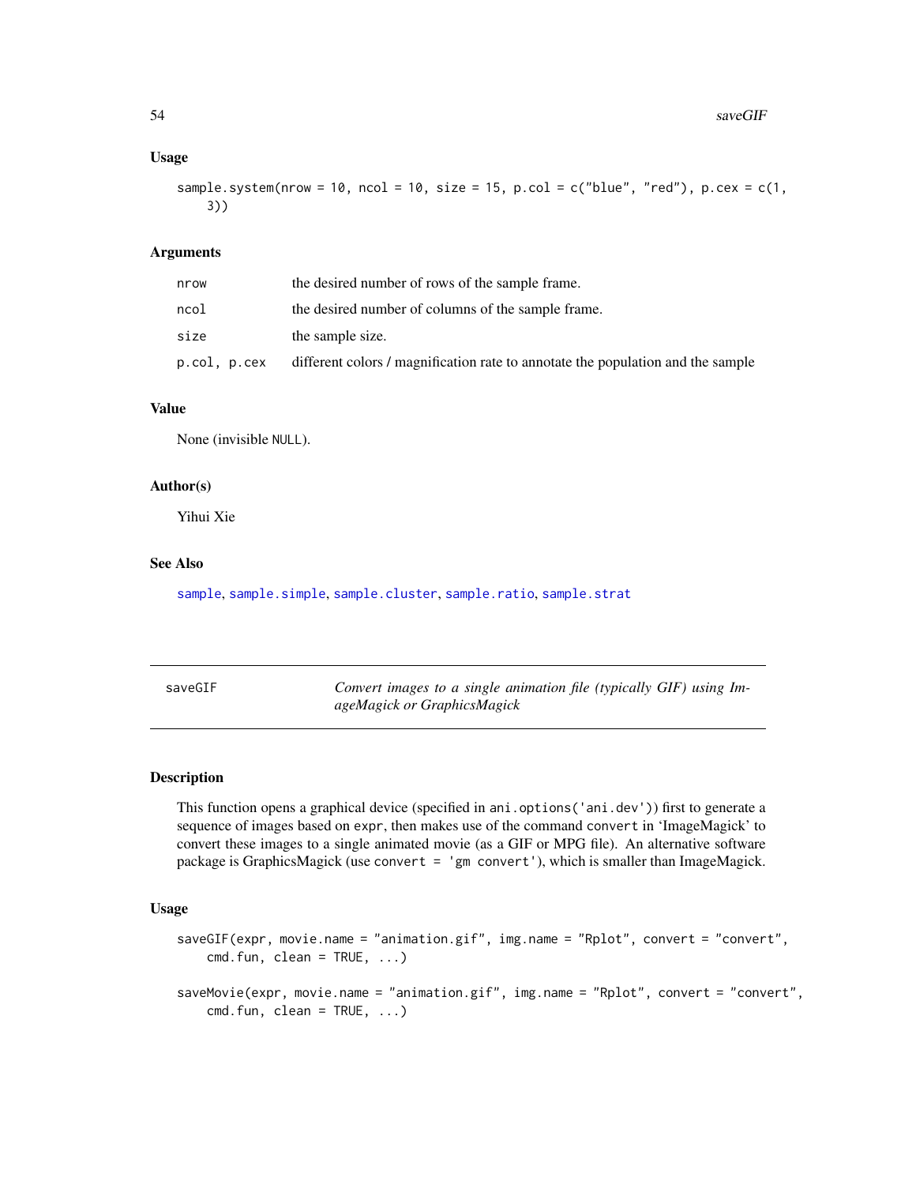### Usage

```
sample.system(nrow = 10, ncol = 10, size = 15, p.col = c("blue", "red"), p.cex = c(1,
    3))
```

### Arguments

| | |
|---|---|
| nrow | the desired number of rows of the sample frame. |
| ncol | the desired number of columns of the sample frame. |
| size | the sample size. |
| p.col, p.cex | different colors / magnification rate to annotate the population and the sample |

### Value

None (invisible NULL).

### Author(s)

Yihui Xie

### See Also

sample, sample.simple, sample.cluster, sample.ratio, sample.strat

---

## saveGIF — *Convert images to a single animation file (typically GIF) using ImageMagick or GraphicsMagick*

---

### Description

This function opens a graphical device (specified in `ani.options('ani.dev')`) first to generate a sequence of images based on `expr`, then makes use of the command `convert` in 'ImageMagick' to convert these images to a single animated movie (as a GIF or MPG file). An alternative software package is GraphicsMagick (use `convert = 'gm convert'`), which is smaller than ImageMagick.

### Usage

```
saveGIF(expr, movie.name = "animation.gif", img.name = "Rplot", convert = "convert",
    cmd.fun, clean = TRUE, ...)

saveMovie(expr, movie.name = "animation.gif", img.name = "Rplot", convert = "convert",
    cmd.fun, clean = TRUE, ...)
```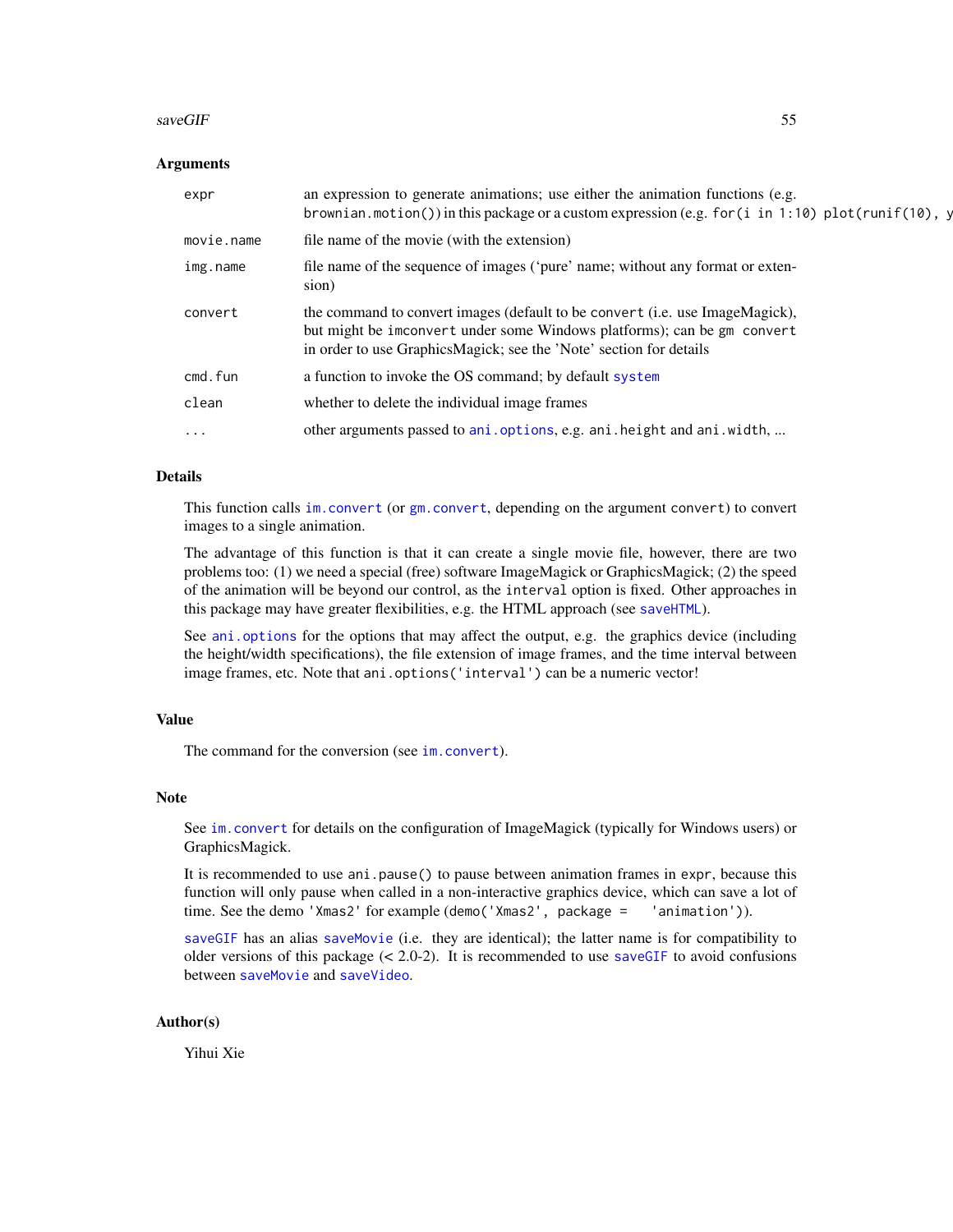## Arguments

| | |
|---|---|
| expr | an expression to generate animations; use either the animation functions (e.g. `brownian.motion()`) in this package or a custom expression (e.g. `for(i in 1:10) plot(runif(10), y` |
| movie.name | file name of the movie (with the extension) |
| img.name | file name of the sequence of images ('pure' name; without any format or extension) |
| convert | the command to convert images (default to be `convert` (i.e. use ImageMagick), but might be `imconvert` under some Windows platforms); can be `gm convert` in order to use GraphicsMagick; see the 'Note' section for details |
| cmd.fun | a function to invoke the OS command; by default `system` |
| clean | whether to delete the individual image frames |
| ... | other arguments passed to `ani.options`, e.g. `ani.height` and `ani.width`, ... |

## Details

This function calls `im.convert` (or `gm.convert`, depending on the argument `convert`) to convert images to a single animation.

The advantage of this function is that it can create a single movie file, however, there are two problems too: (1) we need a special (free) software ImageMagick or GraphicsMagick; (2) the speed of the animation will be beyond our control, as the `interval` option is fixed. Other approaches in this package may have greater flexibilities, e.g. the HTML approach (see `saveHTML`).

See `ani.options` for the options that may affect the output, e.g. the graphics device (including the height/width specifications), the file extension of image frames, and the time interval between image frames, etc. Note that `ani.options('interval')` can be a numeric vector!

## Value

The command for the conversion (see `im.convert`).

## Note

See `im.convert` for details on the configuration of ImageMagick (typically for Windows users) or GraphicsMagick.

It is recommended to use `ani.pause()` to pause between animation frames in `expr`, because this function will only pause when called in a non-interactive graphics device, which can save a lot of time. See the demo `'Xmas2'` for example (`demo('Xmas2', package = 'animation')`).

`saveGIF` has an alias `saveMovie` (i.e. they are identical); the latter name is for compatibility to older versions of this package (< 2.0-2). It is recommended to use `saveGIF` to avoid confusions between `saveMovie` and `saveVideo`.

## Author(s)

Yihui Xie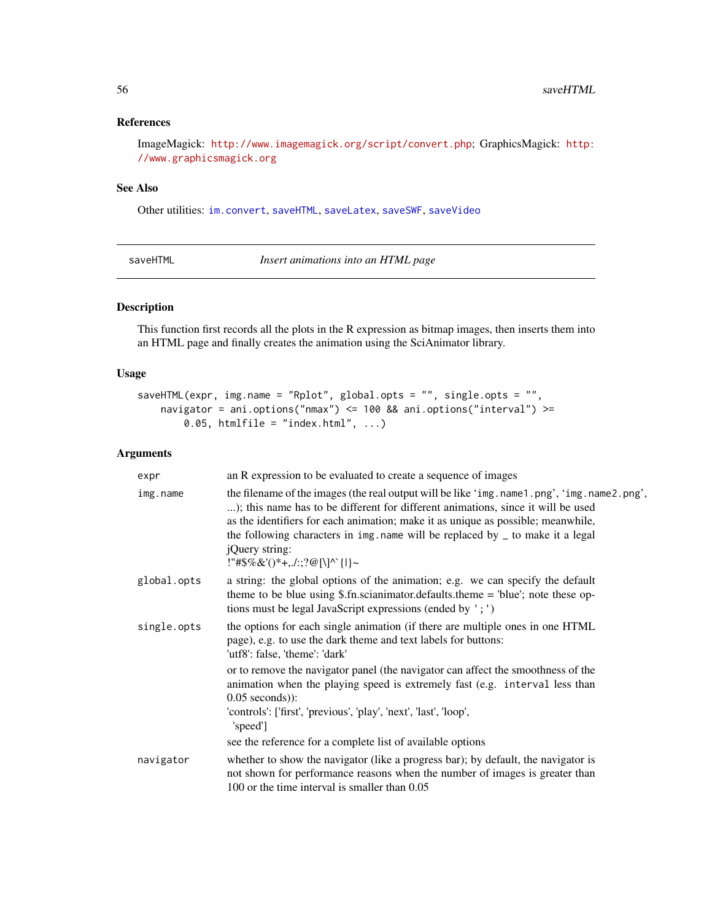## References

ImageMagick: http://www.imagemagick.org/script/convert.php; GraphicsMagick: http://www.graphicsmagick.org

## See Also

Other utilities: im.convert, saveHTML, saveLatex, saveSWF, saveVideo

---

# saveHTML *Insert animations into an HTML page*

---

## Description

This function first records all the plots in the R expression as bitmap images, then inserts them into an HTML page and finally creates the animation using the SciAnimator library.

## Usage

```
saveHTML(expr, img.name = "Rplot", global.opts = "", single.opts = "",
    navigator = ani.options("nmax") <= 100 && ani.options("interval") >=
        0.05, htmlfile = "index.html", ...)
```

## Arguments

`expr` an R expression to be evaluated to create a sequence of images

`img.name` the filename of the images (the real output will be like '`img.name1.png`', '`img.name2.png`', ...); this name has to be different for different animations, since it will be used as the identifiers for each animation; make it as unique as possible; meanwhile, the following characters in `img.name` will be replaced by `_` to make it a legal jQuery string:
!"#$%&'()*+,./:;?@[\]^`{|}~

`global.opts` a string: the global options of the animation; e.g. we can specify the default theme to be blue using $.fn.scianimator.defaults.theme = 'blue'; note these options must be legal JavaScript expressions (ended by ';')

`single.opts` the options for each single animation (if there are multiple ones in one HTML page), e.g. to use the dark theme and text labels for buttons:
'utf8': false, 'theme': 'dark'

or to remove the navigator panel (the navigator can affect the smoothness of the animation when the playing speed is extremely fast (e.g. `interval` less than 0.05 seconds)):
'controls': ['first', 'previous', 'play', 'next', 'last', 'loop', 'speed']

see the reference for a complete list of available options

`navigator` whether to show the navigator (like a progress bar); by default, the navigator is not shown for performance reasons when the number of images is greater than 100 or the time interval is smaller than 0.05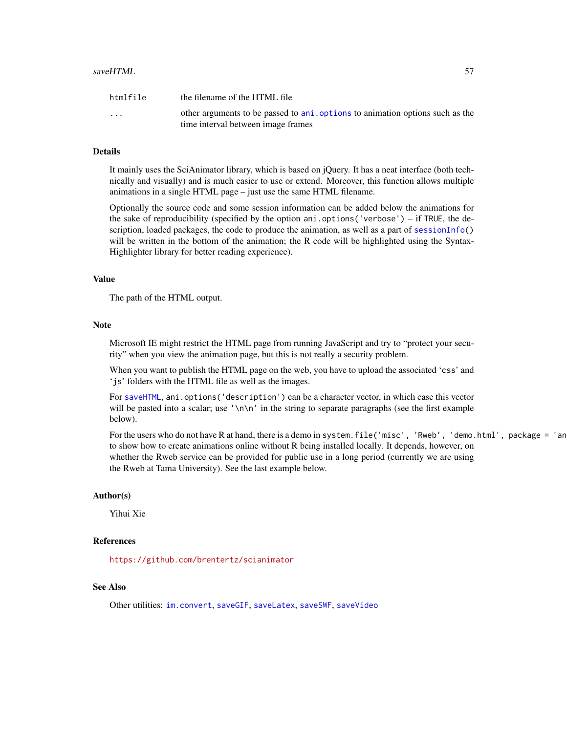| | |
|---|---|
| htmlfile | the filename of the HTML file |
| ... | other arguments to be passed to ani.options to animation options such as the time interval between image frames |

## Details

It mainly uses the SciAnimator library, which is based on jQuery. It has a neat interface (both technically and visually) and is much easier to use or extend. Moreover, this function allows multiple animations in a single HTML page – just use the same HTML filename.

Optionally the source code and some session information can be added below the animations for the sake of reproducibility (specified by the option `ani.options('verbose')` – if `TRUE`, the description, loaded packages, the code to produce the animation, as well as a part of `sessionInfo()` will be written in the bottom of the animation; the R code will be highlighted using the SyntaxHighlighter library for better reading experience).

## Value

The path of the HTML output.

## Note

Microsoft IE might restrict the HTML page from running JavaScript and try to "protect your security" when you view the animation page, but this is not really a security problem.

When you want to publish the HTML page on the web, you have to upload the associated 'css' and 'js' folders with the HTML file as well as the images.

For saveHTML, `ani.options('description')` can be a character vector, in which case this vector will be pasted into a scalar; use `'\n\n'` in the string to separate paragraphs (see the first example below).

For the users who do not have R at hand, there is a demo in `system.file('misc', 'Rweb', 'demo.html', package = 'an` to show how to create animations online without R being installed locally. It depends, however, on whether the Rweb service can be provided for public use in a long period (currently we are using the Rweb at Tama University). See the last example below.

## Author(s)

Yihui Xie

## References

https://github.com/brentertz/scianimator

## See Also

Other utilities: im.convert, saveGIF, saveLatex, saveSWF, saveVideo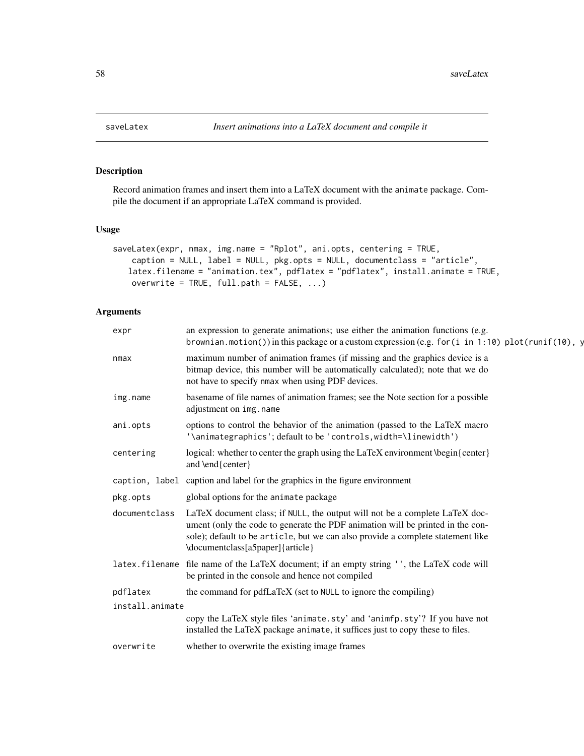saveLatex — *Insert animations into a LaTeX document and compile it*

## Description

Record animation frames and insert them into a LaTeX document with the animate package. Compile the document if an appropriate LaTeX command is provided.

## Usage

```
saveLatex(expr, nmax, img.name = "Rplot", ani.opts, centering = TRUE,
    caption = NULL, label = NULL, pkg.opts = NULL, documentclass = "article",
    latex.filename = "animation.tex", pdflatex = "pdflatex", install.animate = TRUE,
    overwrite = TRUE, full.path = FALSE, ...)
```

## Arguments

| | |
|---|---|
| expr | an expression to generate animations; use either the animation functions (e.g. `brownian.motion()`) in this package or a custom expression (e.g. `for(i in 1:10) plot(runif(10), y` |
| nmax | maximum number of animation frames (if missing and the graphics device is a bitmap device, this number will be automatically calculated); note that we do not have to specify nmax when using PDF devices. |
| img.name | basename of file names of animation frames; see the Note section for a possible adjustment on img.name |
| ani.opts | options to control the behavior of the animation (passed to the LaTeX macro '\animategraphics'; default to be 'controls,width=\linewidth') |
| centering | logical: whether to center the graph using the LaTeX environment \begin{center} and \end{center} |
| caption, label | caption and label for the graphics in the figure environment |
| pkg.opts | global options for the animate package |
| documentclass | LaTeX document class; if NULL, the output will not be a complete LaTeX document (only the code to generate the PDF animation will be printed in the console); default to be article, but we can also provide a complete statement like \documentclass[a5paper]{article} |
| latex.filename | file name of the LaTeX document; if an empty string '', the LaTeX code will be printed in the console and hence not compiled |
| pdflatex | the command for pdfLaTeX (set to NULL to ignore the compiling) |
| install.animate | copy the LaTeX style files 'animate.sty' and 'animfp.sty'? If you have not installed the LaTeX package animate, it suffices just to copy these to files. |
| overwrite | whether to overwrite the existing image frames |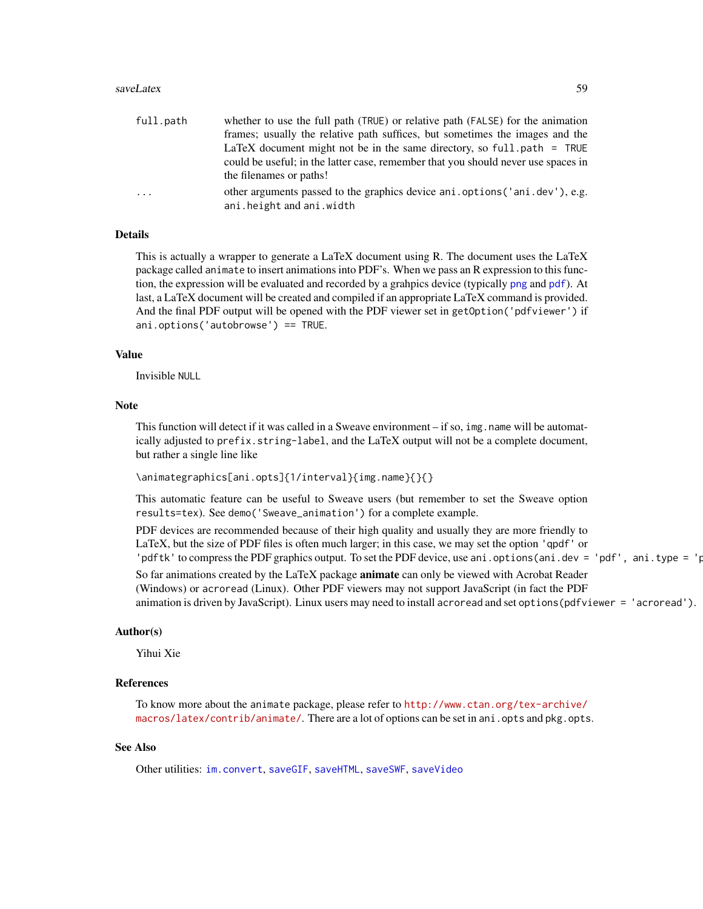| | |
|---|---|
| full.path | whether to use the full path (TRUE) or relative path (FALSE) for the animation frames; usually the relative path suffices, but sometimes the images and the LaTeX document might not be in the same directory, so full.path = TRUE could be useful; in the latter case, remember that you should never use spaces in the filenames or paths! |
| ... | other arguments passed to the graphics device ani.options('ani.dev'), e.g. ani.height and ani.width |

### Details

This is actually a wrapper to generate a LaTeX document using R. The document uses the LaTeX package called animate to insert animations into PDF's. When we pass an R expression to this function, the expression will be evaluated and recorded by a grahpics device (typically png and pdf). At last, a LaTeX document will be created and compiled if an appropriate LaTeX command is provided. And the final PDF output will be opened with the PDF viewer set in getOption('pdfviewer') if ani.options('autobrowse') == TRUE.

### Value

Invisible NULL

### Note

This function will detect if it was called in a Sweave environment – if so, img.name will be automatically adjusted to prefix.string-label, and the LaTeX output will not be a complete document, but rather a single line like

```
\animategraphics[ani.opts]{1/interval}{img.name}{}{}
```

This automatic feature can be useful to Sweave users (but remember to set the Sweave option results=tex). See demo('Sweave_animation') for a complete example.

PDF devices are recommended because of their high quality and usually they are more friendly to LaTeX, but the size of PDF files is often much larger; in this case, we may set the option 'qpdf' or 'pdftk' to compress the PDF graphics output. To set the PDF device, use ani.options(ani.dev = 'pdf', ani.type = 'p

So far animations created by the LaTeX package **animate** can only be viewed with Acrobat Reader (Windows) or acroread (Linux). Other PDF viewers may not support JavaScript (in fact the PDF animation is driven by JavaScript). Linux users may need to install acroread and set options(pdfviewer = 'acroread').

### Author(s)

Yihui Xie

### References

To know more about the animate package, please refer to http://www.ctan.org/tex-archive/macros/latex/contrib/animate/. There are a lot of options can be set in ani.opts and pkg.opts.

### See Also

Other utilities: im.convert, saveGIF, saveHTML, saveSWF, saveVideo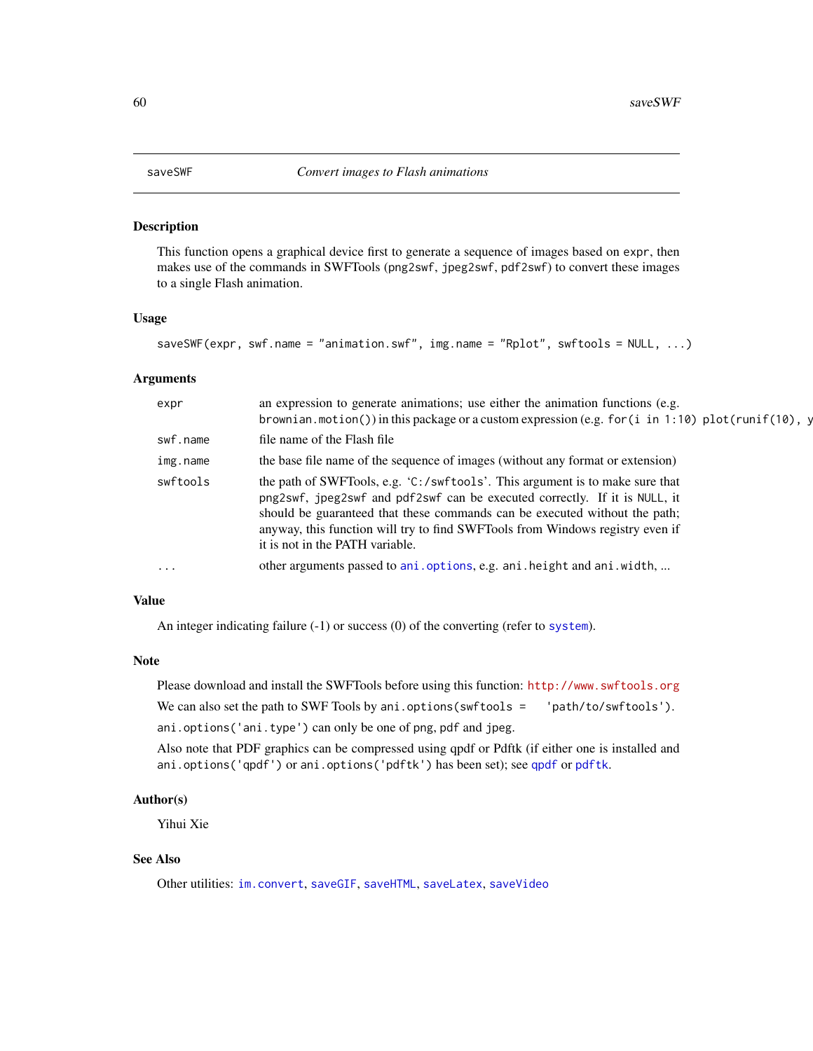# saveSWF — *Convert images to Flash animations*

## Description

This function opens a graphical device first to generate a sequence of images based on `expr`, then makes use of the commands in SWFTools (`png2swf`, `jpeg2swf`, `pdf2swf`) to convert these images to a single Flash animation.

## Usage

```
saveSWF(expr, swf.name = "animation.swf", img.name = "Rplot", swftools = NULL, ...)
```

## Arguments

| | |
|---|---|
| `expr` | an expression to generate animations; use either the animation functions (e.g. `brownian.motion()`) in this package or a custom expression (e.g. `for(i in 1:10) plot(runif(10), y` |
| `swf.name` | file name of the Flash file |
| `img.name` | the base file name of the sequence of images (without any format or extension) |
| `swftools` | the path of SWFTools, e.g. '`C:/swftools`'. This argument is to make sure that `png2swf`, `jpeg2swf` and `pdf2swf` can be executed correctly. If it is `NULL`, it should be guaranteed that these commands can be executed without the path; anyway, this function will try to find SWFTools from Windows registry even if it is not in the PATH variable. |
| `...` | other arguments passed to `ani.options`, e.g. `ani.height` and `ani.width`, ... |

## Value

An integer indicating failure (-1) or success (0) of the converting (refer to `system`).

## Note

Please download and install the SWFTools before using this function: http://www.swftools.org

We can also set the path to SWF Tools by `ani.options(swftools = 'path/to/swftools')`.

`ani.options('ani.type')` can only be one of `png`, `pdf` and `jpeg`.

Also note that PDF graphics can be compressed using qpdf or Pdftk (if either one is installed and `ani.options('qpdf')` or `ani.options('pdftk')` has been set); see `qpdf` or `pdftk`.

## Author(s)

Yihui Xie

## See Also

Other utilities: `im.convert`, `saveGIF`, `saveHTML`, `saveLatex`, `saveVideo`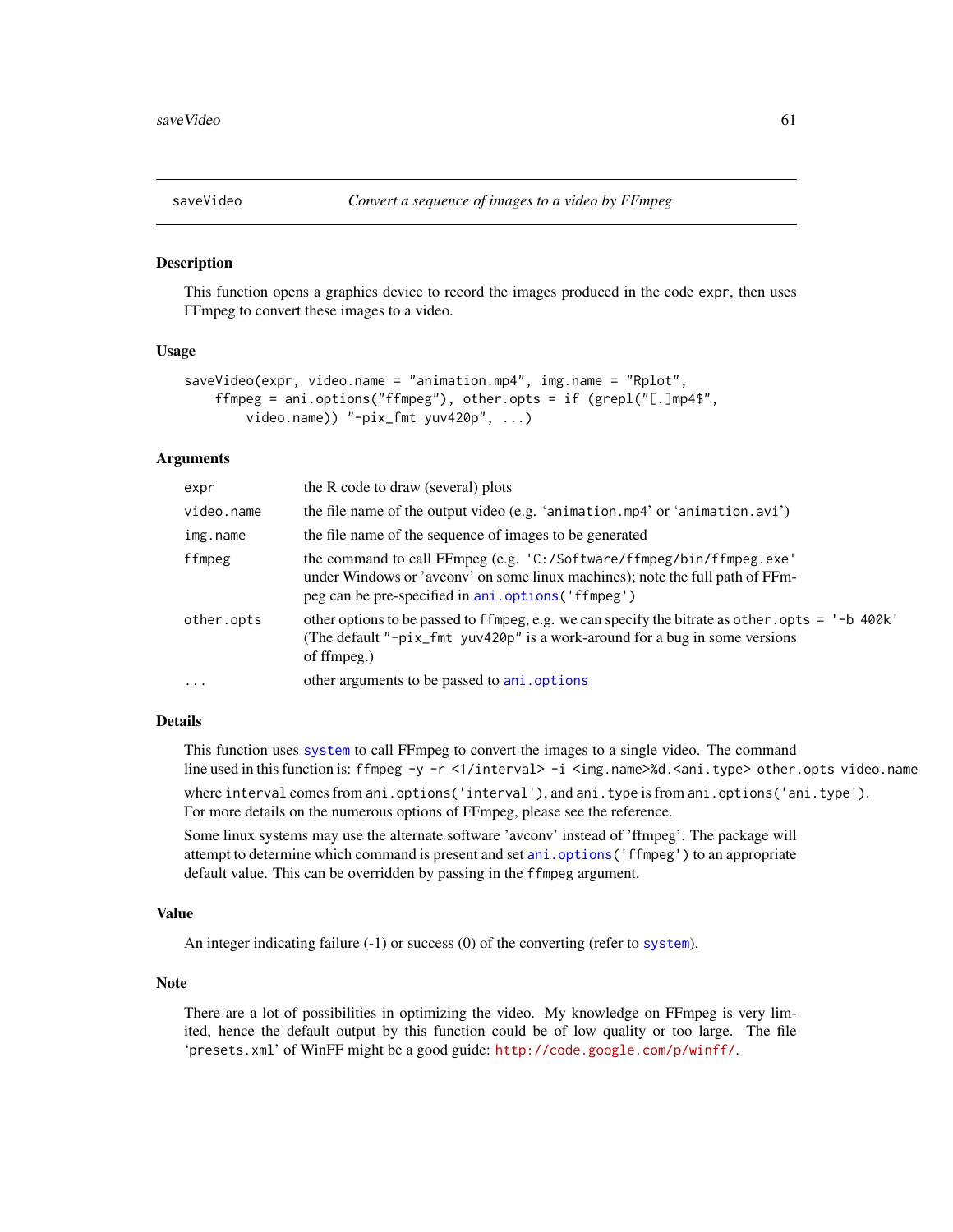## saveVideo — *Convert a sequence of images to a video by FFmpeg*

### Description

This function opens a graphics device to record the images produced in the code `expr`, then uses FFmpeg to convert these images to a video.

### Usage

```
saveVideo(expr, video.name = "animation.mp4", img.name = "Rplot",
    ffmpeg = ani.options("ffmpeg"), other.opts = if (grepl("[.]mp4$",
        video.name)) "-pix_fmt yuv420p", ...)
```

### Arguments

| | |
|---|---|
| `expr` | the R code to draw (several) plots |
| `video.name` | the file name of the output video (e.g. '`animation.mp4`' or '`animation.avi`') |
| `img.name` | the file name of the sequence of images to be generated |
| `ffmpeg` | the command to call FFmpeg (e.g. `'C:/Software/ffmpeg/bin/ffmpeg.exe'` under Windows or 'avconv' on some linux machines); note the full path of FFmpeg can be pre-specified in `ani.options('ffmpeg')` |
| `other.opts` | other options to be passed to `ffmpeg`, e.g. we can specify the bitrate as `other.opts = '-b 400k'` (The default `"-pix_fmt yuv420p"` is a work-around for a bug in some versions of ffmpeg.) |
| `...` | other arguments to be passed to `ani.options` |

### Details

This function uses `system` to call FFmpeg to convert the images to a single video. The command line used in this function is: `ffmpeg -y -r <1/interval> -i <img.name>%d.<ani.type> other.opts video.name`

where `interval` comes from `ani.options('interval')`, and `ani.type` is from `ani.options('ani.type')`. For more details on the numerous options of FFmpeg, please see the reference.

Some linux systems may use the alternate software 'avconv' instead of 'ffmpeg'. The package will attempt to determine which command is present and set `ani.options('ffmpeg')` to an appropriate default value. This can be overridden by passing in the `ffmpeg` argument.

### Value

An integer indicating failure (-1) or success (0) of the converting (refer to `system`).

### Note

There are a lot of possibilities in optimizing the video. My knowledge on FFmpeg is very limited, hence the default output by this function could be of low quality or too large. The file '`presets.xml`' of WinFF might be a good guide: `http://code.google.com/p/winff/`.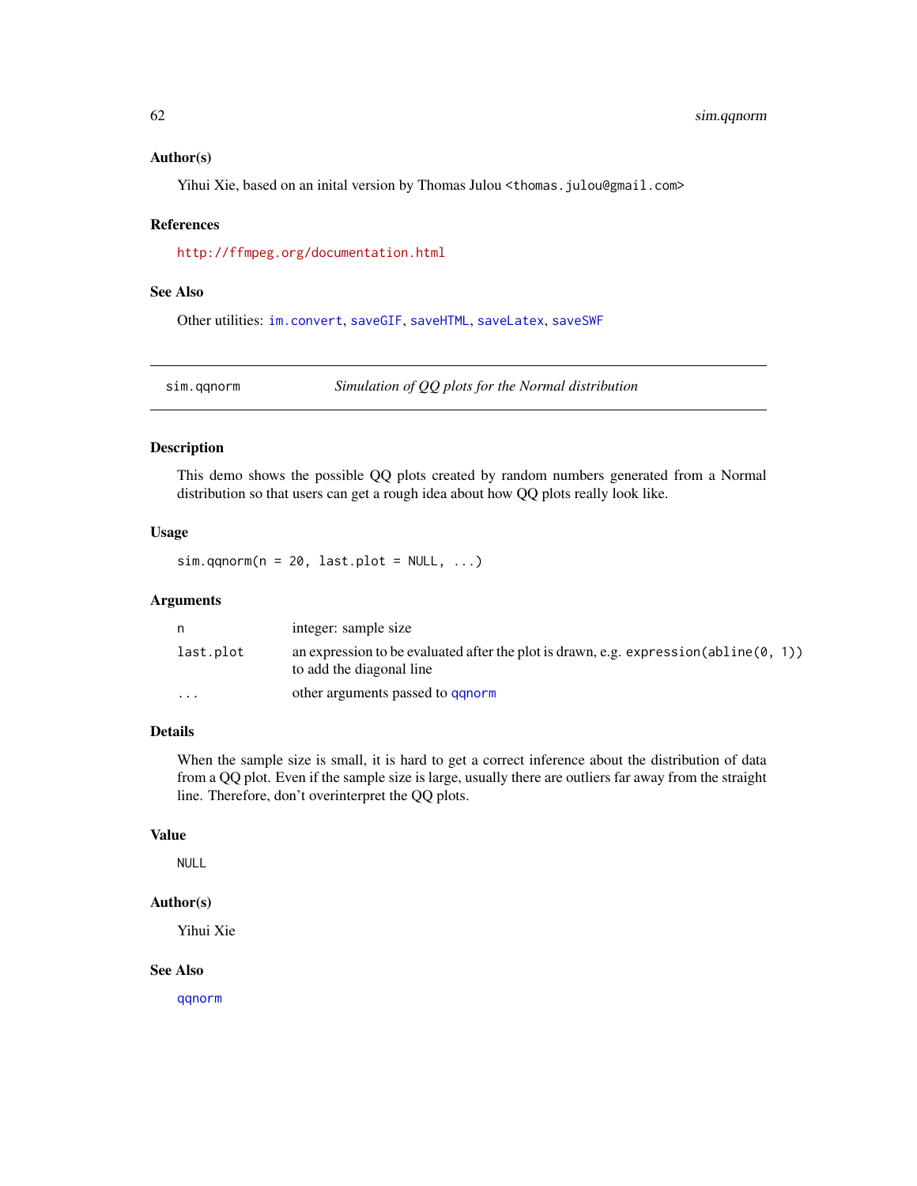### Author(s)

Yihui Xie, based on an inital version by Thomas Julou <thomas.julou@gmail.com>

### References

http://ffmpeg.org/documentation.html

### See Also

Other utilities: `im.convert`, `saveGIF`, `saveHTML`, `saveLatex`, `saveSWF`

---

## sim.qqnorm — *Simulation of QQ plots for the Normal distribution*

---

### Description

This demo shows the possible QQ plots created by random numbers generated from a Normal distribution so that users can get a rough idea about how QQ plots really look like.

### Usage

```
sim.qqnorm(n = 20, last.plot = NULL, ...)
```

### Arguments

| | |
|---|---|
| `n` | integer: sample size |
| `last.plot` | an expression to be evaluated after the plot is drawn, e.g. `expression(abline(0, 1))` to add the diagonal line |
| `...` | other arguments passed to `qqnorm` |

### Details

When the sample size is small, it is hard to get a correct inference about the distribution of data from a QQ plot. Even if the sample size is large, usually there are outliers far away from the straight line. Therefore, don't overinterpret the QQ plots.

### Value

`NULL`

### Author(s)

Yihui Xie

### See Also

`qqnorm`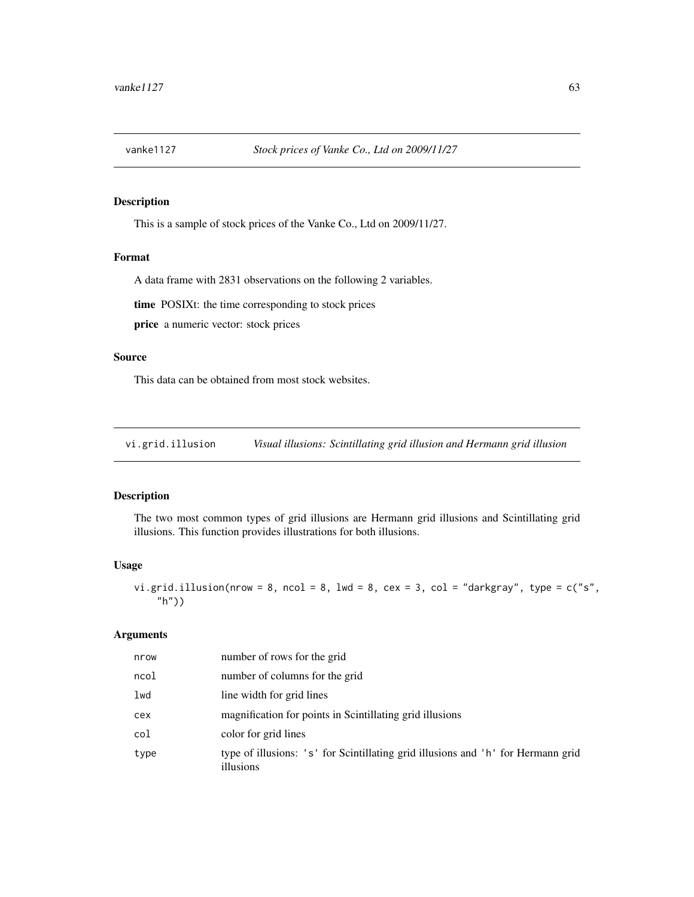## vanke1127 — *Stock prices of Vanke Co., Ltd on 2009/11/27*

### Description

This is a sample of stock prices of the Vanke Co., Ltd on 2009/11/27.

### Format

A data frame with 2831 observations on the following 2 variables.

**time** POSIXt: the time corresponding to stock prices

**price** a numeric vector: stock prices

### Source

This data can be obtained from most stock websites.

## vi.grid.illusion — *Visual illusions: Scintillating grid illusion and Hermann grid illusion*

### Description

The two most common types of grid illusions are Hermann grid illusions and Scintillating grid illusions. This function provides illustrations for both illusions.

### Usage

```
vi.grid.illusion(nrow = 8, ncol = 8, lwd = 8, cex = 3, col = "darkgray", type = c("s",
    "h"))
```

### Arguments

| | |
|---|---|
| `nrow` | number of rows for the grid |
| `ncol` | number of columns for the grid |
| `lwd` | line width for grid lines |
| `cex` | magnification for points in Scintillating grid illusions |
| `col` | color for grid lines |
| `type` | type of illusions: 's' for Scintillating grid illusions and 'h' for Hermann grid illusions |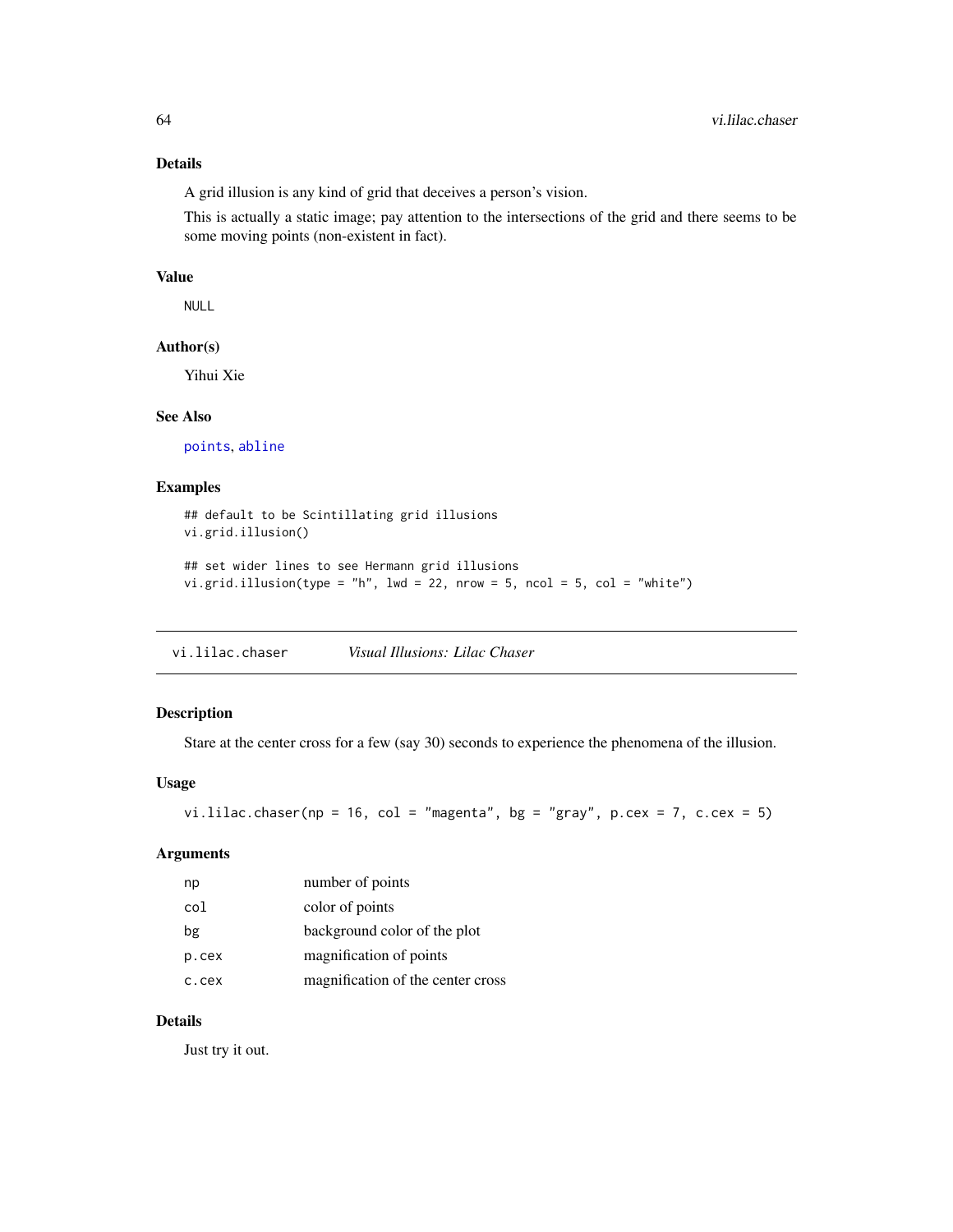## Details

A grid illusion is any kind of grid that deceives a person's vision.

This is actually a static image; pay attention to the intersections of the grid and there seems to be some moving points (non-existent in fact).

## Value

NULL

## Author(s)

Yihui Xie

## See Also

points, abline

## Examples

```
## default to be Scintillating grid illusions
vi.grid.illusion()

## set wider lines to see Hermann grid illusions
vi.grid.illusion(type = "h", lwd = 22, nrow = 5, ncol = 5, col = "white")
```

---

# vi.lilac.chaser *Visual Illusions: Lilac Chaser*

## Description

Stare at the center cross for a few (say 30) seconds to experience the phenomena of the illusion.

## Usage

```
vi.lilac.chaser(np = 16, col = "magenta", bg = "gray", p.cex = 7, c.cex = 5)
```

## Arguments

| | |
|---|---|
| np | number of points |
| col | color of points |
| bg | background color of the plot |
| p.cex | magnification of points |
| c.cex | magnification of the center cross |

## Details

Just try it out.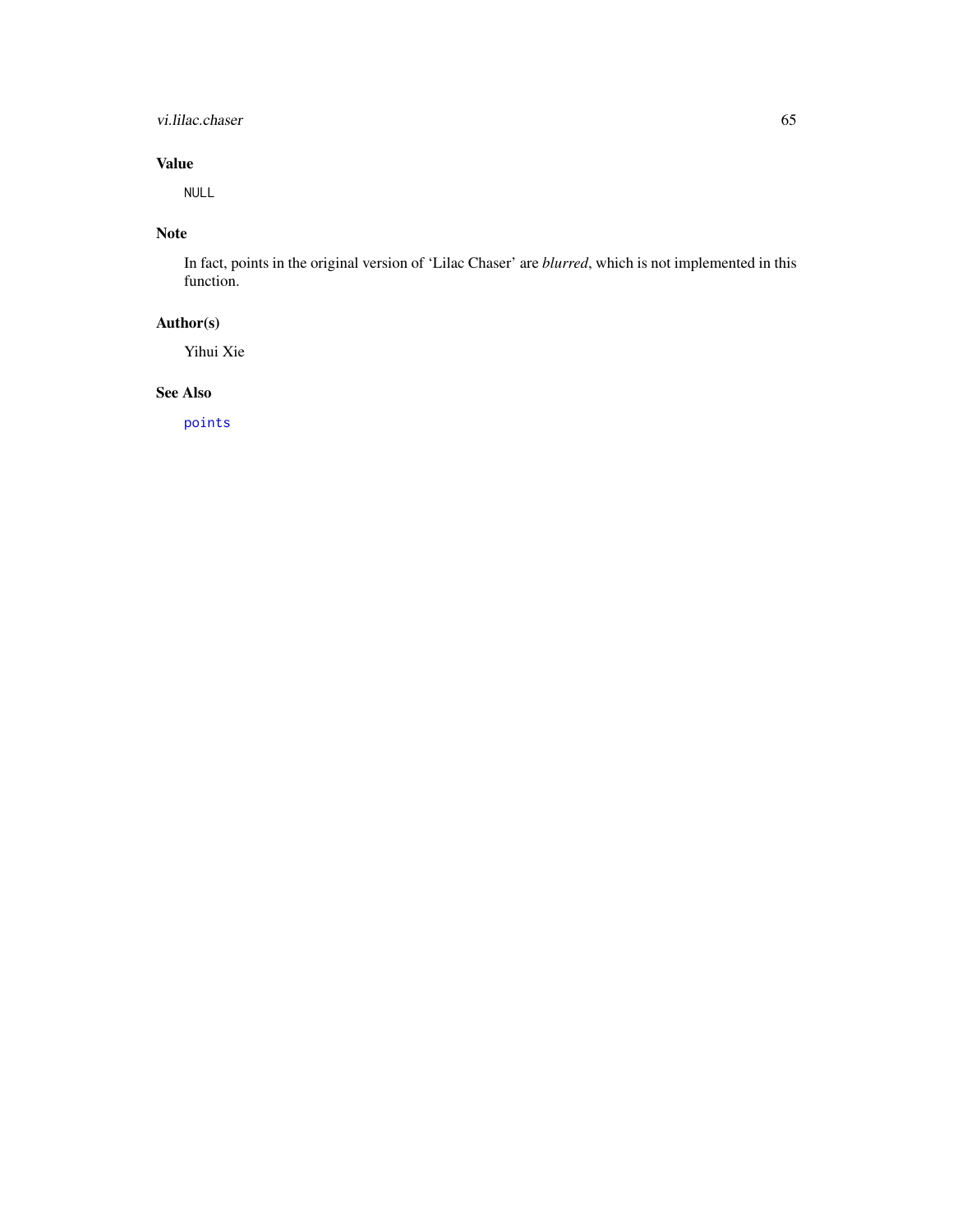## Value

`NULL`

## Note

In fact, points in the original version of 'Lilac Chaser' are *blurred*, which is not implemented in this function.

## Author(s)

Yihui Xie

## See Also

`points`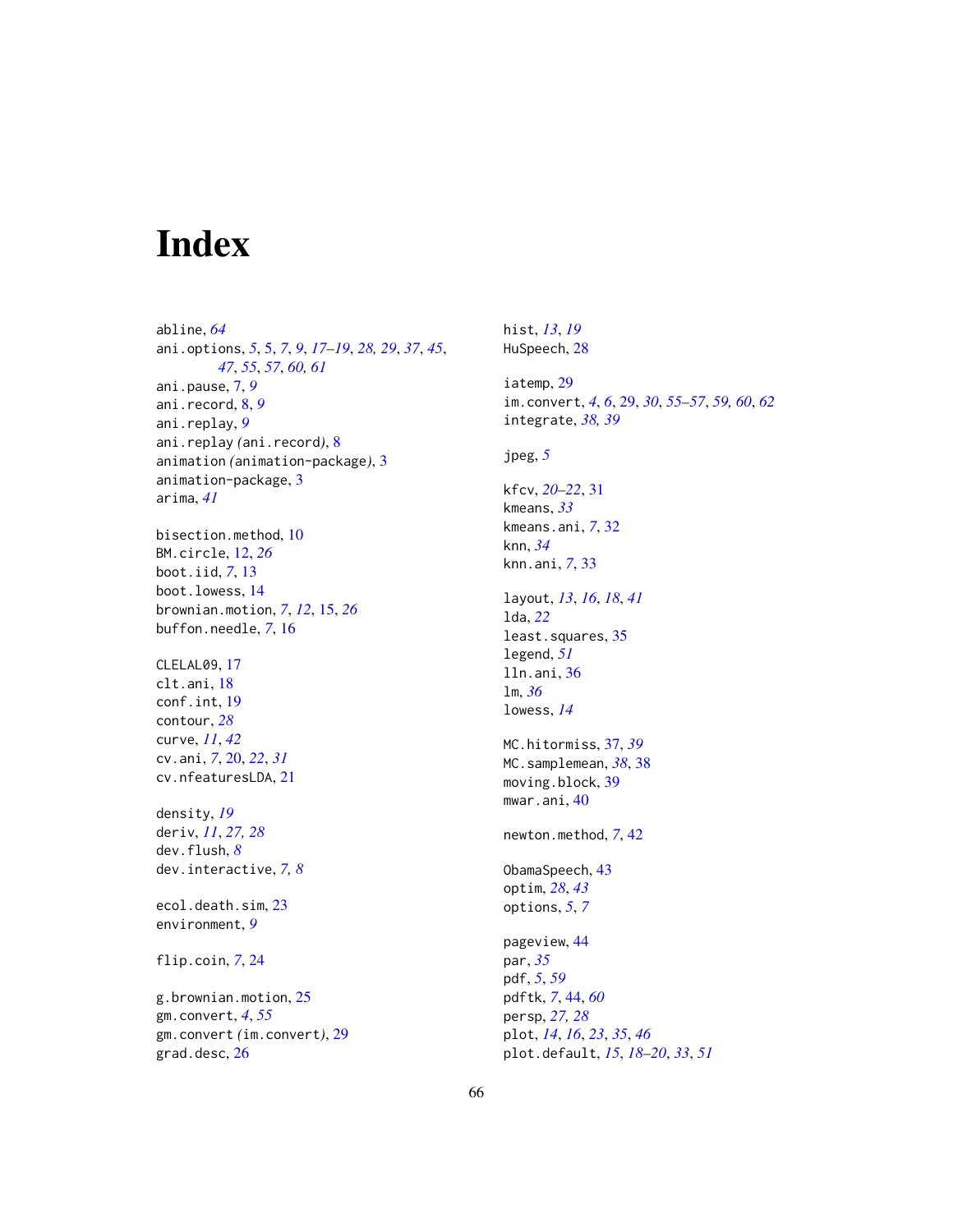# Index

abline, *64*
ani.options, *5*, 5, *7*, *9*, *17–19*, *28, 29*, *37*, *45*, *47*, *55*, *57*, *60, 61*
ani.pause, 7, *9*
ani.record, 8, *9*
ani.replay, *9*
ani.replay (ani.record), 8
animation (animation-package), 3
animation-package, 3
arima, *41*

bisection.method, 10
BM.circle, 12, *26*
boot.iid, *7*, 13
boot.lowess, 14
brownian.motion, *7*, *12*, 15, *26*
buffon.needle, *7*, 16

CLELAL09, 17
clt.ani, 18
conf.int, 19
contour, *28*
curve, *11*, *42*
cv.ani, *7*, 20, *22*, *31*
cv.nfeaturesLDA, 21

density, *19*
deriv, *11*, *27, 28*
dev.flush, *8*
dev.interactive, *7, 8*

ecol.death.sim, 23
environment, *9*

flip.coin, *7*, 24

g.brownian.motion, 25
gm.convert, *4*, *55*
gm.convert (im.convert), 29
grad.desc, 26

hist, *13*, *19*
HuSpeech, 28

iatemp, 29
im.convert, *4*, *6*, 29, *30*, *55–57*, *59, 60*, *62*
integrate, *38, 39*

jpeg, *5*

kfcv, *20–22*, 31
kmeans, *33*
kmeans.ani, *7*, 32
knn, *34*
knn.ani, *7*, 33

layout, *13*, *16*, *18*, *41*
lda, *22*
least.squares, 35
legend, *51*
lln.ani, 36
lm, *36*
lowess, *14*

MC.hitormiss, 37, *39*
MC.samplemean, *38*, 38
moving.block, 39
mwar.ani, 40

newton.method, *7*, 42

ObamaSpeech, 43
optim, *28*, *43*
options, *5*, *7*

pageview, 44
par, *35*
pdf, *5*, *59*
pdftk, *7*, 44, *60*
persp, *27, 28*
plot, *14*, *16*, *23*, *35*, *46*
plot.default, *15*, *18–20*, *33*, *51*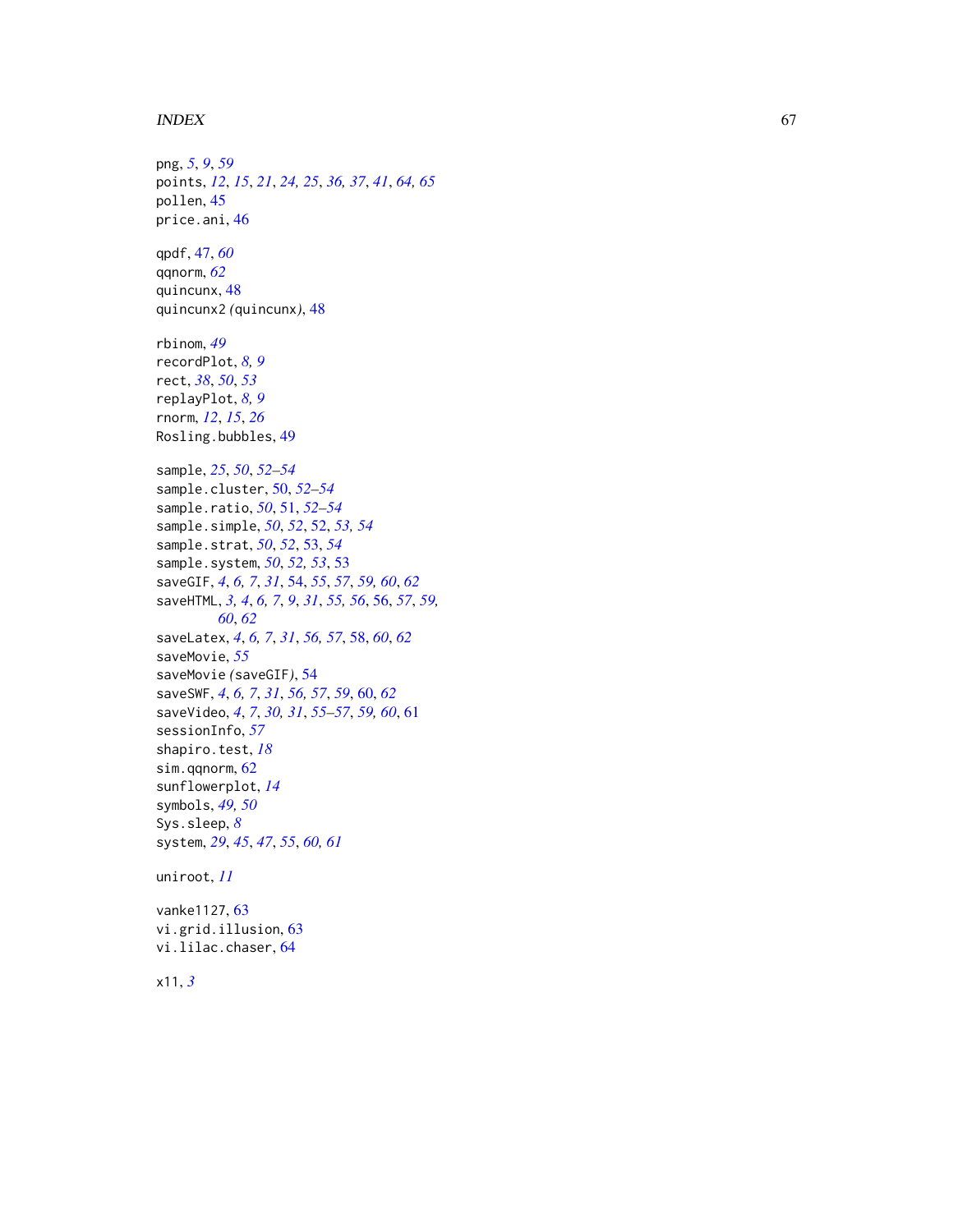png, *5*, *9*, *59*
points, *12*, *15*, *21*, *24, 25*, *36, 37*, *41*, *64, 65*
pollen, 45
price.ani, 46

qpdf, 47, *60*
qqnorm, *62*
quincunx, 48
quincunx2 *(*quincunx*)*, 48

rbinom, *49*
recordPlot, *8, 9*
rect, *38*, *50*, *53*
replayPlot, *8, 9*
rnorm, *12*, *15*, *26*
Rosling.bubbles, 49

sample, *25*, *50*, *52–54*
sample.cluster, 50, *52–54*
sample.ratio, *50*, 51, *52–54*
sample.simple, *50*, *52*, 52, *53, 54*
sample.strat, *50*, *52*, 53, *54*
sample.system, *50*, *52, 53*, 53
saveGIF, *4*, *6, 7*, *31*, 54, *55*, *57*, *59, 60*, *62*
saveHTML, *3, 4*, *6, 7*, *9*, *31*, *55, 56*, 56, *57*, *59, 60*, *62*
saveLatex, *4*, *6, 7*, *31*, *56, 57*, 58, *60*, *62*
saveMovie, *55*
saveMovie *(*saveGIF*)*, 54
saveSWF, *4*, *6, 7*, *31*, *56, 57*, *59*, 60, *62*
saveVideo, *4*, *7*, *30, 31*, *55–57*, *59, 60*, 61
sessionInfo, *57*
shapiro.test, *18*
sim.qqnorm, 62
sunflowerplot, *14*
symbols, *49, 50*
Sys.sleep, *8*
system, *29*, *45*, *47*, *55*, *60, 61*

uniroot, *11*

vanke1127, 63
vi.grid.illusion, 63
vi.lilac.chaser, 64

x11, *3*